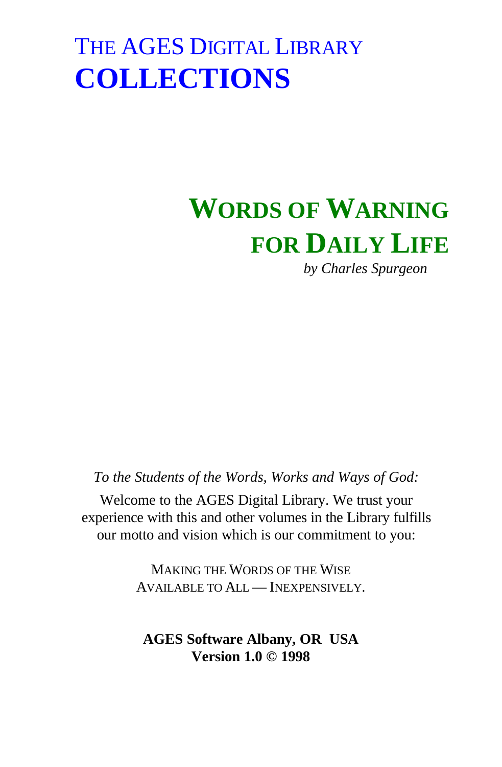# THE AGES DIGITAL LIBRARY
# COLLECTIONS

## WORDS OF WARNING FOR DAILY LIFE

*by Charles Spurgeon*

*To the Students of the Words, Works and Ways of God:*

Welcome to the AGES Digital Library. We trust your experience with this and other volumes in the Library fulfills our motto and vision which is our commitment to you:

MAKING THE WORDS OF THE WISE
AVAILABLE TO ALL — INEXPENSIVELY.

**AGES Software Albany, OR USA**
**Version 1.0 © 1998**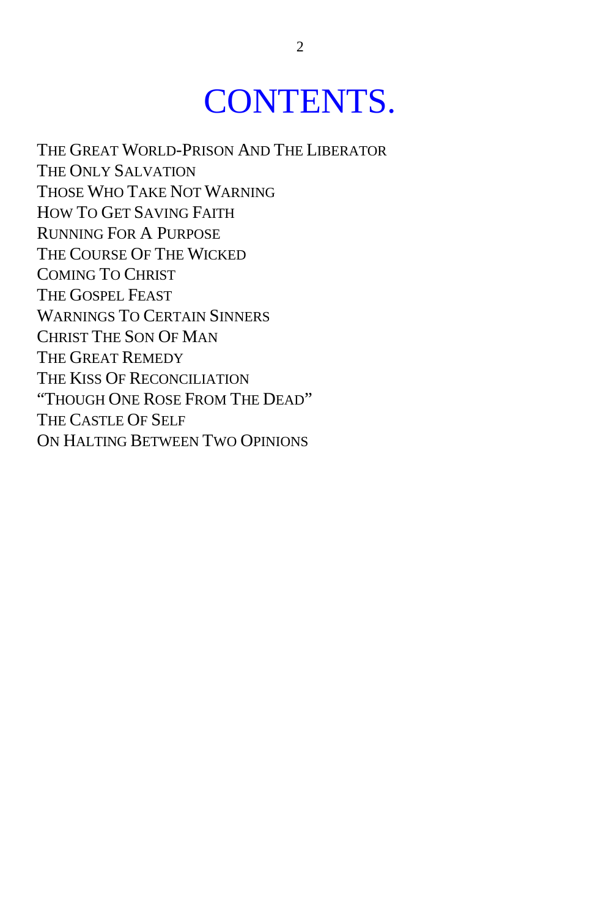# CONTENTS.

THE GREAT WORLD-PRISON AND THE LIBERATOR
THE ONLY SALVATION
THOSE WHO TAKE NOT WARNING
HOW TO GET SAVING FAITH
RUNNING FOR A PURPOSE
THE COURSE OF THE WICKED
COMING TO CHRIST
THE GOSPEL FEAST
WARNINGS TO CERTAIN SINNERS
CHRIST THE SON OF MAN
THE GREAT REMEDY
THE KISS OF RECONCILIATION
"THOUGH ONE ROSE FROM THE DEAD"
THE CASTLE OF SELF
ON HALTING BETWEEN TWO OPINIONS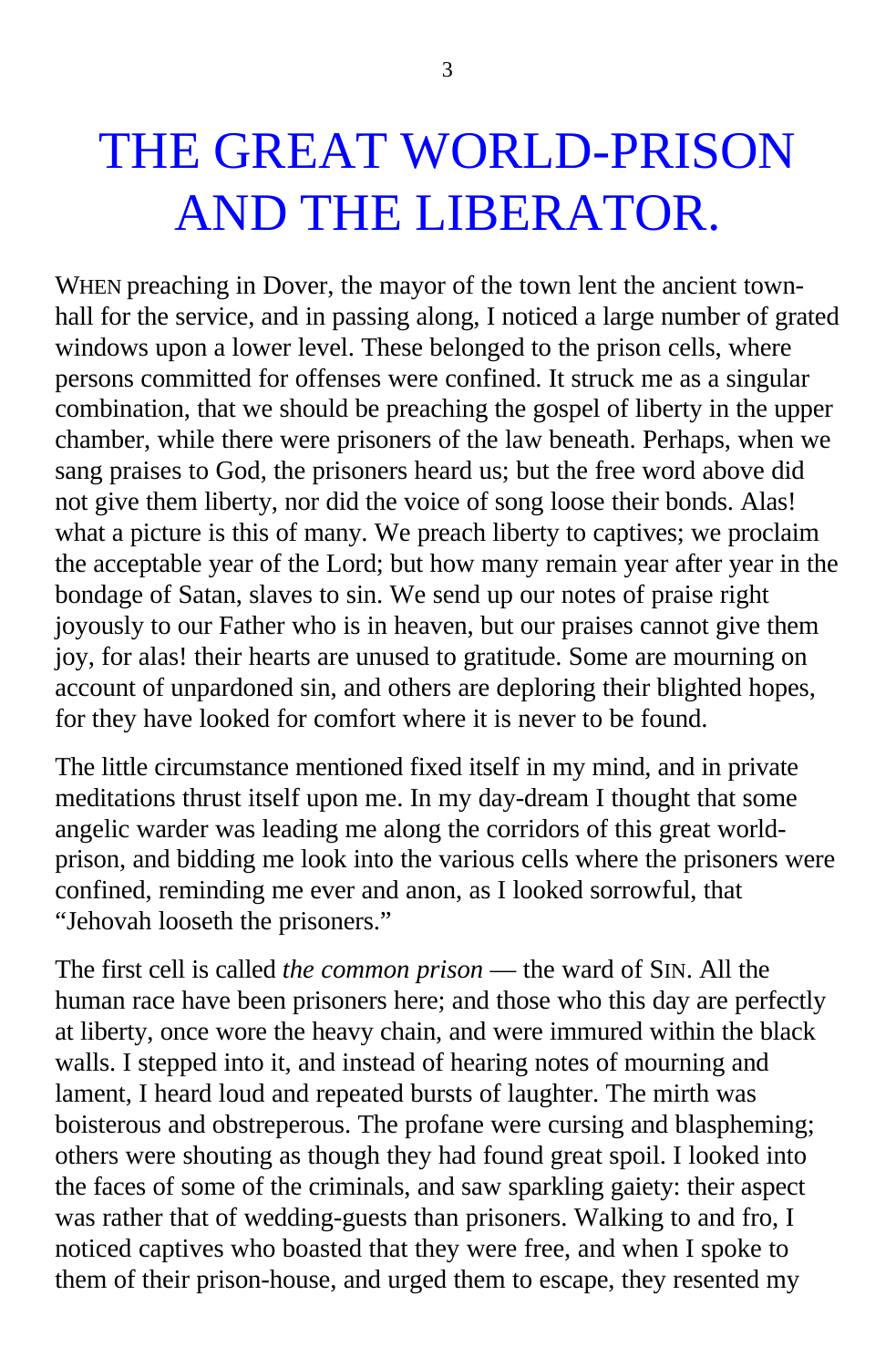# THE GREAT WORLD-PRISON AND THE LIBERATOR.

WHEN preaching in Dover, the mayor of the town lent the ancient town-hall for the service, and in passing along, I noticed a large number of grated windows upon a lower level. These belonged to the prison cells, where persons committed for offenses were confined. It struck me as a singular combination, that we should be preaching the gospel of liberty in the upper chamber, while there were prisoners of the law beneath. Perhaps, when we sang praises to God, the prisoners heard us; but the free word above did not give them liberty, nor did the voice of song loose their bonds. Alas! what a picture is this of many. We preach liberty to captives; we proclaim the acceptable year of the Lord; but how many remain year after year in the bondage of Satan, slaves to sin. We send up our notes of praise right joyously to our Father who is in heaven, but our praises cannot give them joy, for alas! their hearts are unused to gratitude. Some are mourning on account of unpardoned sin, and others are deploring their blighted hopes, for they have looked for comfort where it is never to be found.

The little circumstance mentioned fixed itself in my mind, and in private meditations thrust itself upon me. In my day-dream I thought that some angelic warder was leading me along the corridors of this great world-prison, and bidding me look into the various cells where the prisoners were confined, reminding me ever and anon, as I looked sorrowful, that "Jehovah looseth the prisoners."

The first cell is called *the common prison* — the ward of SIN. All the human race have been prisoners here; and those who this day are perfectly at liberty, once wore the heavy chain, and were immured within the black walls. I stepped into it, and instead of hearing notes of mourning and lament, I heard loud and repeated bursts of laughter. The mirth was boisterous and obstreperous. The profane were cursing and blaspheming; others were shouting as though they had found great spoil. I looked into the faces of some of the criminals, and saw sparkling gaiety: their aspect was rather that of wedding-guests than prisoners. Walking to and fro, I noticed captives who boasted that they were free, and when I spoke to them of their prison-house, and urged them to escape, they resented my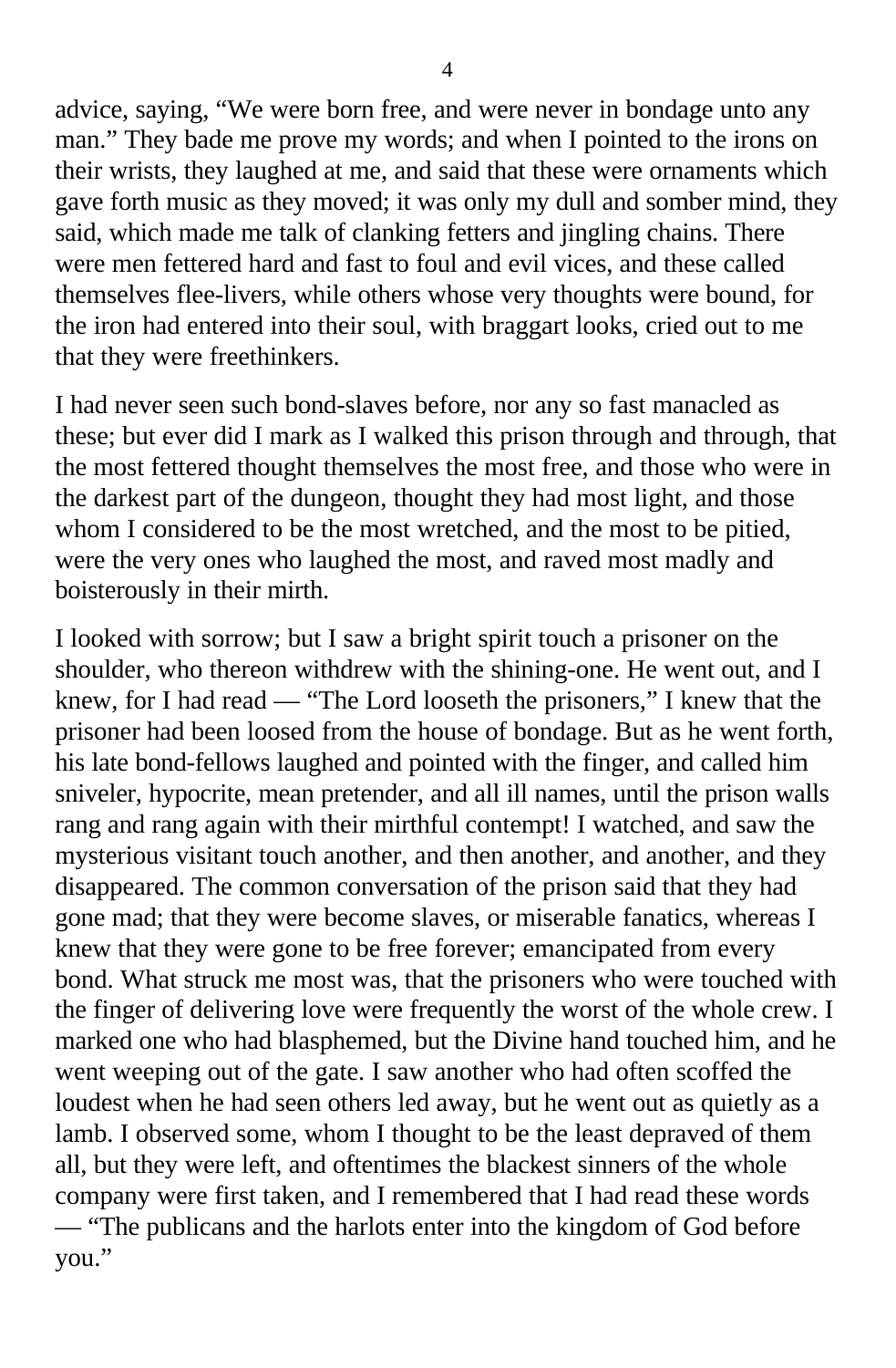advice, saying, "We were born free, and were never in bondage unto any man." They bade me prove my words; and when I pointed to the irons on their wrists, they laughed at me, and said that these were ornaments which gave forth music as they moved; it was only my dull and somber mind, they said, which made me talk of clanking fetters and jingling chains. There were men fettered hard and fast to foul and evil vices, and these called themselves flee-livers, while others whose very thoughts were bound, for the iron had entered into their soul, with braggart looks, cried out to me that they were freethinkers.

I had never seen such bond-slaves before, nor any so fast manacled as these; but ever did I mark as I walked this prison through and through, that the most fettered thought themselves the most free, and those who were in the darkest part of the dungeon, thought they had most light, and those whom I considered to be the most wretched, and the most to be pitied, were the very ones who laughed the most, and raved most madly and boisterously in their mirth.

I looked with sorrow; but I saw a bright spirit touch a prisoner on the shoulder, who thereon withdrew with the shining-one. He went out, and I knew, for I had read — "The Lord looseth the prisoners," I knew that the prisoner had been loosed from the house of bondage. But as he went forth, his late bond-fellows laughed and pointed with the finger, and called him sniveler, hypocrite, mean pretender, and all ill names, until the prison walls rang and rang again with their mirthful contempt! I watched, and saw the mysterious visitant touch another, and then another, and another, and they disappeared. The common conversation of the prison said that they had gone mad; that they were become slaves, or miserable fanatics, whereas I knew that they were gone to be free forever; emancipated from every bond. What struck me most was, that the prisoners who were touched with the finger of delivering love were frequently the worst of the whole crew. I marked one who had blasphemed, but the Divine hand touched him, and he went weeping out of the gate. I saw another who had often scoffed the loudest when he had seen others led away, but he went out as quietly as a lamb. I observed some, whom I thought to be the least depraved of them all, but they were left, and oftentimes the blackest sinners of the whole company were first taken, and I remembered that I had read these words — "The publicans and the harlots enter into the kingdom of God before you."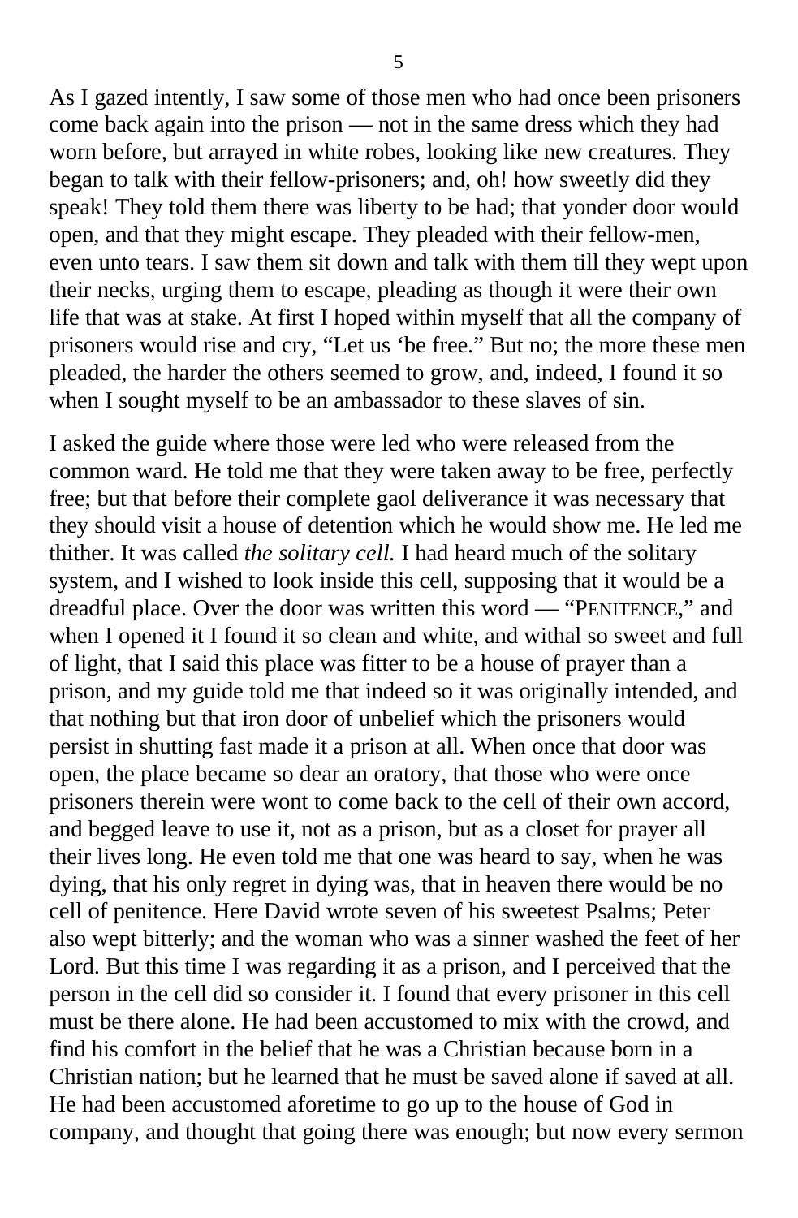As I gazed intently, I saw some of those men who had once been prisoners come back again into the prison — not in the same dress which they had worn before, but arrayed in white robes, looking like new creatures. They began to talk with their fellow-prisoners; and, oh! how sweetly did they speak! They told them there was liberty to be had; that yonder door would open, and that they might escape. They pleaded with their fellow-men, even unto tears. I saw them sit down and talk with them till they wept upon their necks, urging them to escape, pleading as though it were their own life that was at stake. At first I hoped within myself that all the company of prisoners would rise and cry, "Let us 'be free." But no; the more these men pleaded, the harder the others seemed to grow, and, indeed, I found it so when I sought myself to be an ambassador to these slaves of sin.

I asked the guide where those were led who were released from the common ward. He told me that they were taken away to be free, perfectly free; but that before their complete gaol deliverance it was necessary that they should visit a house of detention which he would show me. He led me thither. It was called *the solitary cell.* I had heard much of the solitary system, and I wished to look inside this cell, supposing that it would be a dreadful place. Over the door was written this word — "PENITENCE," and when I opened it I found it so clean and white, and withal so sweet and full of light, that I said this place was fitter to be a house of prayer than a prison, and my guide told me that indeed so it was originally intended, and that nothing but that iron door of unbelief which the prisoners would persist in shutting fast made it a prison at all. When once that door was open, the place became so dear an oratory, that those who were once prisoners therein were wont to come back to the cell of their own accord, and begged leave to use it, not as a prison, but as a closet for prayer all their lives long. He even told me that one was heard to say, when he was dying, that his only regret in dying was, that in heaven there would be no cell of penitence. Here David wrote seven of his sweetest Psalms; Peter also wept bitterly; and the woman who was a sinner washed the feet of her Lord. But this time I was regarding it as a prison, and I perceived that the person in the cell did so consider it. I found that every prisoner in this cell must be there alone. He had been accustomed to mix with the crowd, and find his comfort in the belief that he was a Christian because born in a Christian nation; but he learned that he must be saved alone if saved at all. He had been accustomed aforetime to go up to the house of God in company, and thought that going there was enough; but now every sermon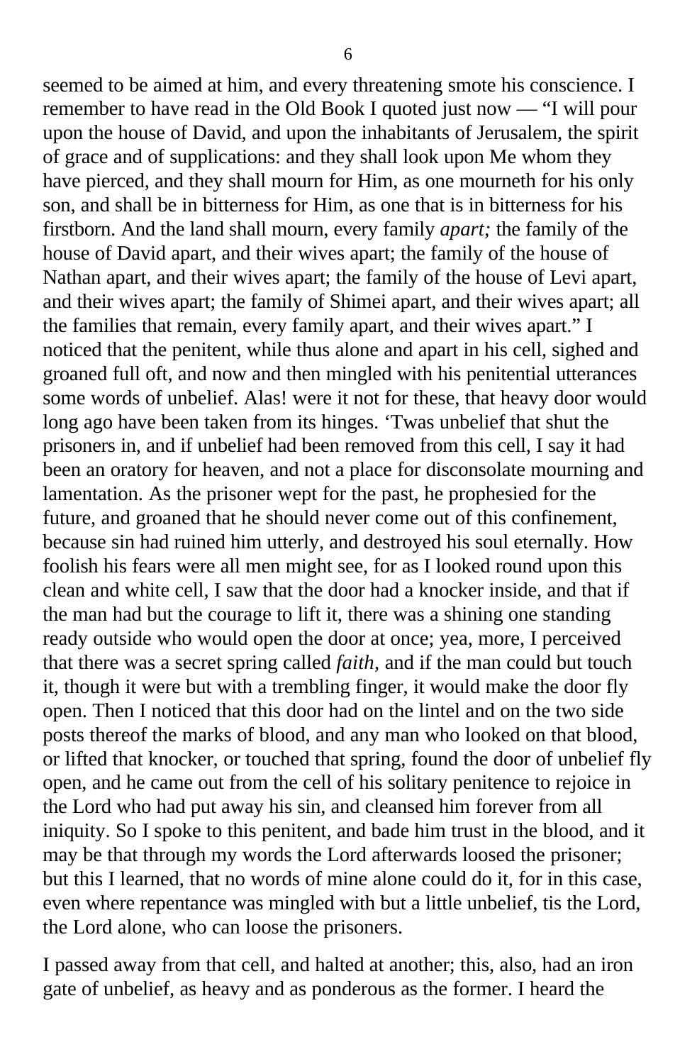seemed to be aimed at him, and every threatening smote his conscience. I remember to have read in the Old Book I quoted just now — "I will pour upon the house of David, and upon the inhabitants of Jerusalem, the spirit of grace and of supplications: and they shall look upon Me whom they have pierced, and they shall mourn for Him, as one mourneth for his only son, and shall be in bitterness for Him, as one that is in bitterness for his firstborn. And the land shall mourn, every family *apart;* the family of the house of David apart, and their wives apart; the family of the house of Nathan apart, and their wives apart; the family of the house of Levi apart, and their wives apart; the family of Shimei apart, and their wives apart; all the families that remain, every family apart, and their wives apart." I noticed that the penitent, while thus alone and apart in his cell, sighed and groaned full oft, and now and then mingled with his penitential utterances some words of unbelief. Alas! were it not for these, that heavy door would long ago have been taken from its hinges. 'Twas unbelief that shut the prisoners in, and if unbelief had been removed from this cell, I say it had been an oratory for heaven, and not a place for disconsolate mourning and lamentation. As the prisoner wept for the past, he prophesied for the future, and groaned that he should never come out of this confinement, because sin had ruined him utterly, and destroyed his soul eternally. How foolish his fears were all men might see, for as I looked round upon this clean and white cell, I saw that the door had a knocker inside, and that if the man had but the courage to lift it, there was a shining one standing ready outside who would open the door at once; yea, more, I perceived that there was a secret spring called *faith,* and if the man could but touch it, though it were but with a trembling finger, it would make the door fly open. Then I noticed that this door had on the lintel and on the two side posts thereof the marks of blood, and any man who looked on that blood, or lifted that knocker, or touched that spring, found the door of unbelief fly open, and he came out from the cell of his solitary penitence to rejoice in the Lord who had put away his sin, and cleansed him forever from all iniquity. So I spoke to this penitent, and bade him trust in the blood, and it may be that through my words the Lord afterwards loosed the prisoner; but this I learned, that no words of mine alone could do it, for in this case, even where repentance was mingled with but a little unbelief, tis the Lord, the Lord alone, who can loose the prisoners.

I passed away from that cell, and halted at another; this, also, had an iron gate of unbelief, as heavy and as ponderous as the former. I heard the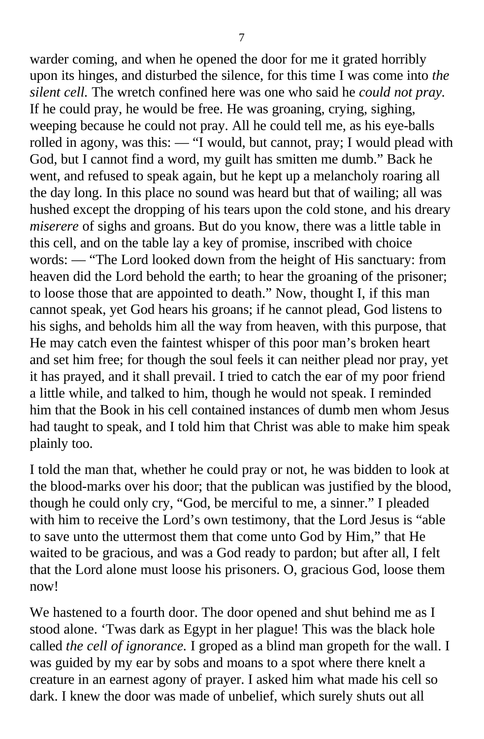warder coming, and when he opened the door for me it grated horribly upon its hinges, and disturbed the silence, for this time I was come into *the silent cell.* The wretch confined here was one who said he *could not pray.* If he could pray, he would be free. He was groaning, crying, sighing, weeping because he could not pray. All he could tell me, as his eye-balls rolled in agony, was this: — "I would, but cannot, pray; I would plead with God, but I cannot find a word, my guilt has smitten me dumb." Back he went, and refused to speak again, but he kept up a melancholy roaring all the day long. In this place no sound was heard but that of wailing; all was hushed except the dropping of his tears upon the cold stone, and his dreary *miserere* of sighs and groans. But do you know, there was a little table in this cell, and on the table lay a key of promise, inscribed with choice words: — "The Lord looked down from the height of His sanctuary: from heaven did the Lord behold the earth; to hear the groaning of the prisoner; to loose those that are appointed to death." Now, thought I, if this man cannot speak, yet God hears his groans; if he cannot plead, God listens to his sighs, and beholds him all the way from heaven, with this purpose, that He may catch even the faintest whisper of this poor man's broken heart and set him free; for though the soul feels it can neither plead nor pray, yet it has prayed, and it shall prevail. I tried to catch the ear of my poor friend a little while, and talked to him, though he would not speak. I reminded him that the Book in his cell contained instances of dumb men whom Jesus had taught to speak, and I told him that Christ was able to make him speak plainly too.

I told the man that, whether he could pray or not, he was bidden to look at the blood-marks over his door; that the publican was justified by the blood, though he could only cry, "God, be merciful to me, a sinner." I pleaded with him to receive the Lord's own testimony, that the Lord Jesus is "able to save unto the uttermost them that come unto God by Him," that He waited to be gracious, and was a God ready to pardon; but after all, I felt that the Lord alone must loose his prisoners. O, gracious God, loose them now!

We hastened to a fourth door. The door opened and shut behind me as I stood alone. 'Twas dark as Egypt in her plague! This was the black hole called *the cell of ignorance.* I groped as a blind man gropeth for the wall. I was guided by my ear by sobs and moans to a spot where there knelt a creature in an earnest agony of prayer. I asked him what made his cell so dark. I knew the door was made of unbelief, which surely shuts out all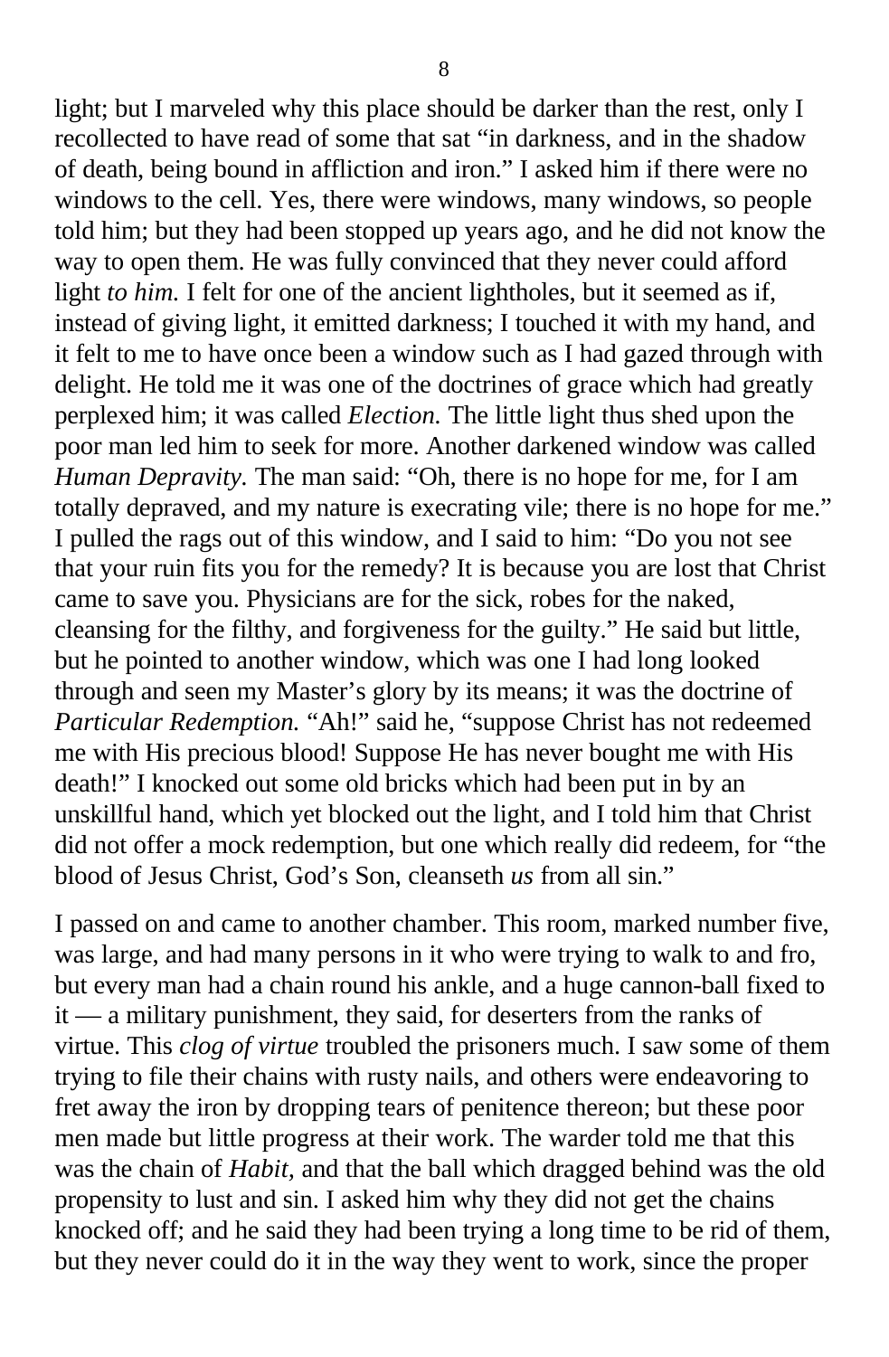light; but I marveled why this place should be darker than the rest, only I recollected to have read of some that sat “in darkness, and in the shadow of death, being bound in affliction and iron.” I asked him if there were no windows to the cell. Yes, there were windows, many windows, so people told him; but they had been stopped up years ago, and he did not know the way to open them. He was fully convinced that they never could afford light *to him.* I felt for one of the ancient lightholes, but it seemed as if, instead of giving light, it emitted darkness; I touched it with my hand, and it felt to me to have once been a window such as I had gazed through with delight. He told me it was one of the doctrines of grace which had greatly perplexed him; it was called *Election.* The little light thus shed upon the poor man led him to seek for more. Another darkened window was called *Human Depravity.* The man said: “Oh, there is no hope for me, for I am totally depraved, and my nature is execrating vile; there is no hope for me.” I pulled the rags out of this window, and I said to him: “Do you not see that your ruin fits you for the remedy? It is because you are lost that Christ came to save you. Physicians are for the sick, robes for the naked, cleansing for the filthy, and forgiveness for the guilty.” He said but little, but he pointed to another window, which was one I had long looked through and seen my Master’s glory by its means; it was the doctrine of *Particular Redemption.* “Ah!” said he, “suppose Christ has not redeemed me with His precious blood! Suppose He has never bought me with His death!” I knocked out some old bricks which had been put in by an unskillful hand, which yet blocked out the light, and I told him that Christ did not offer a mock redemption, but one which really did redeem, for “the blood of Jesus Christ, God’s Son, cleanseth *us* from all sin.”

I passed on and came to another chamber. This room, marked number five, was large, and had many persons in it who were trying to walk to and fro, but every man had a chain round his ankle, and a huge cannon-ball fixed to it — a military punishment, they said, for deserters from the ranks of virtue. This *clog of virtue* troubled the prisoners much. I saw some of them trying to file their chains with rusty nails, and others were endeavoring to fret away the iron by dropping tears of penitence thereon; but these poor men made but little progress at their work. The warder told me that this was the chain of *Habit,* and that the ball which dragged behind was the old propensity to lust and sin. I asked him why they did not get the chains knocked off; and he said they had been trying a long time to be rid of them, but they never could do it in the way they went to work, since the proper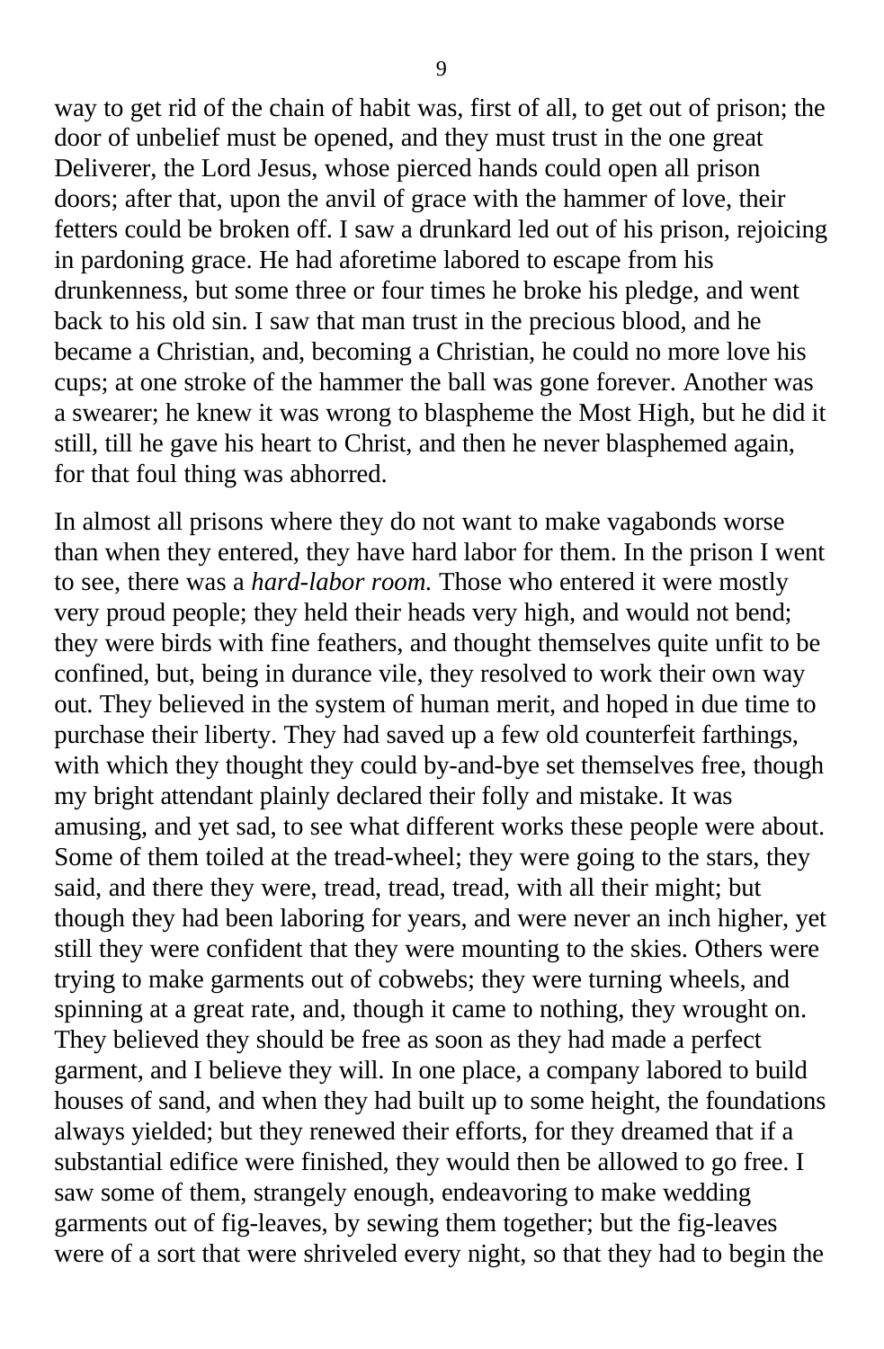way to get rid of the chain of habit was, first of all, to get out of prison; the door of unbelief must be opened, and they must trust in the one great Deliverer, the Lord Jesus, whose pierced hands could open all prison doors; after that, upon the anvil of grace with the hammer of love, their fetters could be broken off. I saw a drunkard led out of his prison, rejoicing in pardoning grace. He had aforetime labored to escape from his drunkenness, but some three or four times he broke his pledge, and went back to his old sin. I saw that man trust in the precious blood, and he became a Christian, and, becoming a Christian, he could no more love his cups; at one stroke of the hammer the ball was gone forever. Another was a swearer; he knew it was wrong to blaspheme the Most High, but he did it still, till he gave his heart to Christ, and then he never blasphemed again, for that foul thing was abhorred.

In almost all prisons where they do not want to make vagabonds worse than when they entered, they have hard labor for them. In the prison I went to see, there was a *hard-labor room.* Those who entered it were mostly very proud people; they held their heads very high, and would not bend; they were birds with fine feathers, and thought themselves quite unfit to be confined, but, being in durance vile, they resolved to work their own way out. They believed in the system of human merit, and hoped in due time to purchase their liberty. They had saved up a few old counterfeit farthings, with which they thought they could by-and-bye set themselves free, though my bright attendant plainly declared their folly and mistake. It was amusing, and yet sad, to see what different works these people were about. Some of them toiled at the tread-wheel; they were going to the stars, they said, and there they were, tread, tread, tread, with all their might; but though they had been laboring for years, and were never an inch higher, yet still they were confident that they were mounting to the skies. Others were trying to make garments out of cobwebs; they were turning wheels, and spinning at a great rate, and, though it came to nothing, they wrought on. They believed they should be free as soon as they had made a perfect garment, and I believe they will. In one place, a company labored to build houses of sand, and when they had built up to some height, the foundations always yielded; but they renewed their efforts, for they dreamed that if a substantial edifice were finished, they would then be allowed to go free. I saw some of them, strangely enough, endeavoring to make wedding garments out of fig-leaves, by sewing them together; but the fig-leaves were of a sort that were shriveled every night, so that they had to begin the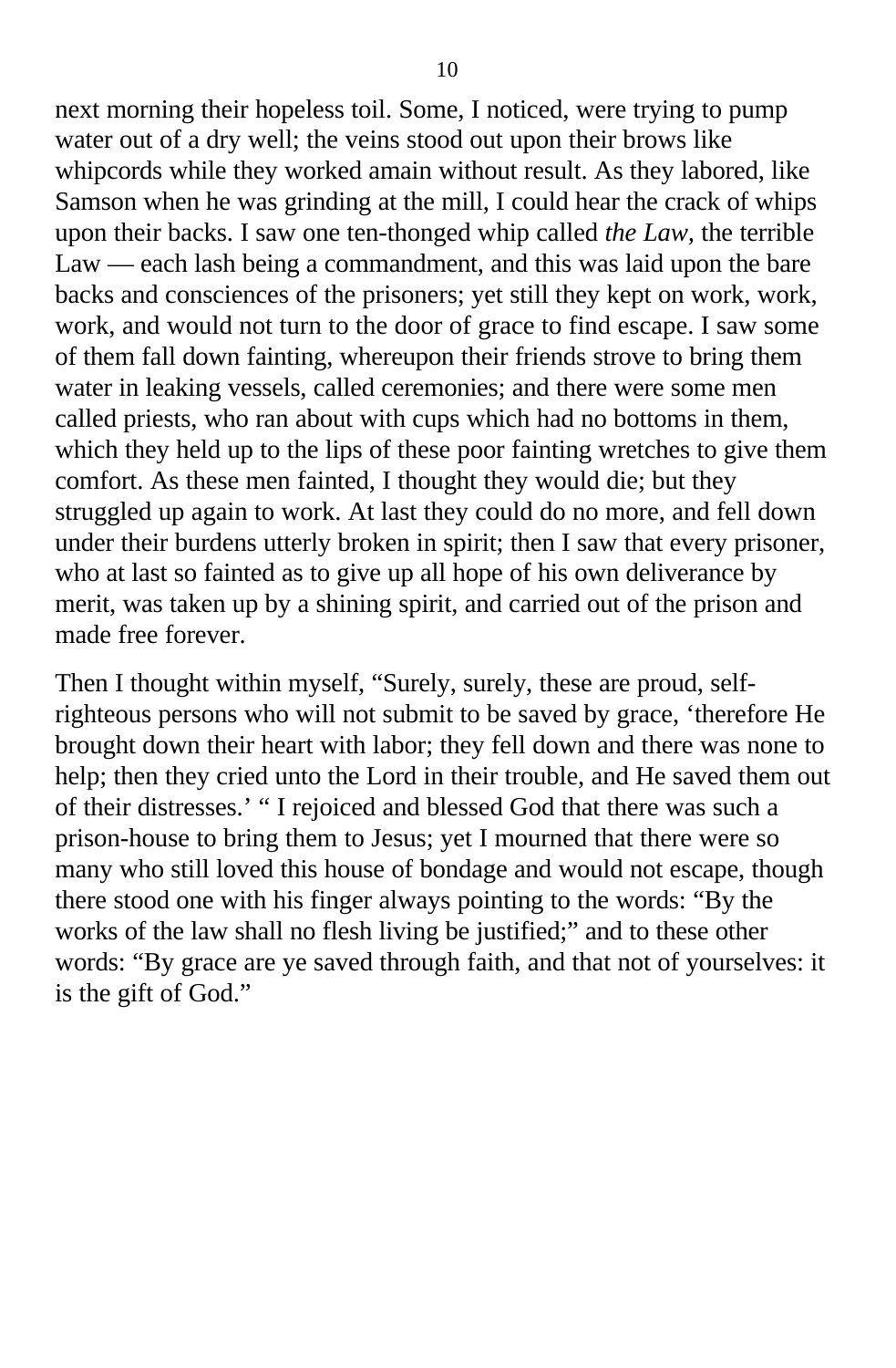next morning their hopeless toil. Some, I noticed, were trying to pump water out of a dry well; the veins stood out upon their brows like whipcords while they worked amain without result. As they labored, like Samson when he was grinding at the mill, I could hear the crack of whips upon their backs. I saw one ten-thonged whip called *the Law*, the terrible Law — each lash being a commandment, and this was laid upon the bare backs and consciences of the prisoners; yet still they kept on work, work, work, and would not turn to the door of grace to find escape. I saw some of them fall down fainting, whereupon their friends strove to bring them water in leaking vessels, called ceremonies; and there were some men called priests, who ran about with cups which had no bottoms in them, which they held up to the lips of these poor fainting wretches to give them comfort. As these men fainted, I thought they would die; but they struggled up again to work. At last they could do no more, and fell down under their burdens utterly broken in spirit; then I saw that every prisoner, who at last so fainted as to give up all hope of his own deliverance by merit, was taken up by a shining spirit, and carried out of the prison and made free forever.

Then I thought within myself, "Surely, surely, these are proud, self-righteous persons who will not submit to be saved by grace, 'therefore He brought down their heart with labor; they fell down and there was none to help; then they cried unto the Lord in their trouble, and He saved them out of their distresses.' " I rejoiced and blessed God that there was such a prison-house to bring them to Jesus; yet I mourned that there were so many who still loved this house of bondage and would not escape, though there stood one with his finger always pointing to the words: "By the works of the law shall no flesh living be justified;" and to these other words: "By grace are ye saved through faith, and that not of yourselves: it is the gift of God."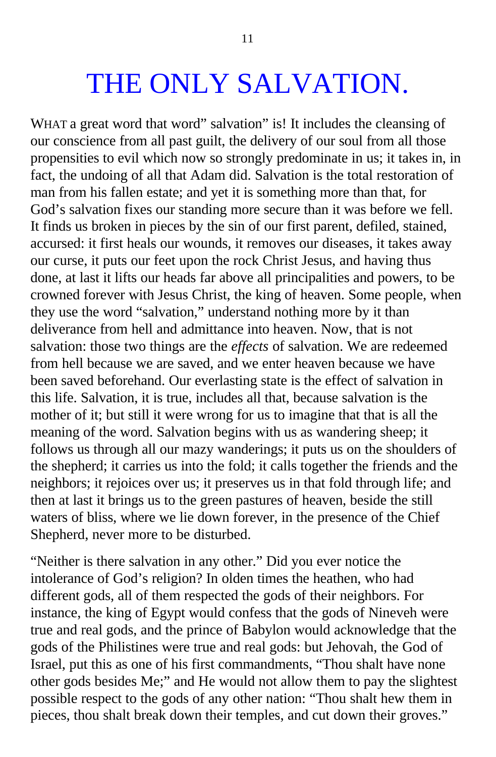# THE ONLY SALVATION.

WHAT a great word that word" salvation" is! It includes the cleansing of our conscience from all past guilt, the delivery of our soul from all those propensities to evil which now so strongly predominate in us; it takes in, in fact, the undoing of all that Adam did. Salvation is the total restoration of man from his fallen estate; and yet it is something more than that, for God's salvation fixes our standing more secure than it was before we fell. It finds us broken in pieces by the sin of our first parent, defiled, stained, accursed: it first heals our wounds, it removes our diseases, it takes away our curse, it puts our feet upon the rock Christ Jesus, and having thus done, at last it lifts our heads far above all principalities and powers, to be crowned forever with Jesus Christ, the king of heaven. Some people, when they use the word "salvation," understand nothing more by it than deliverance from hell and admittance into heaven. Now, that is not salvation: those two things are the *effects* of salvation. We are redeemed from hell because we are saved, and we enter heaven because we have been saved beforehand. Our everlasting state is the effect of salvation in this life. Salvation, it is true, includes all that, because salvation is the mother of it; but still it were wrong for us to imagine that that is all the meaning of the word. Salvation begins with us as wandering sheep; it follows us through all our mazy wanderings; it puts us on the shoulders of the shepherd; it carries us into the fold; it calls together the friends and the neighbors; it rejoices over us; it preserves us in that fold through life; and then at last it brings us to the green pastures of heaven, beside the still waters of bliss, where we lie down forever, in the presence of the Chief Shepherd, never more to be disturbed.

"Neither is there salvation in any other." Did you ever notice the intolerance of God's religion? In olden times the heathen, who had different gods, all of them respected the gods of their neighbors. For instance, the king of Egypt would confess that the gods of Nineveh were true and real gods, and the prince of Babylon would acknowledge that the gods of the Philistines were true and real gods: but Jehovah, the God of Israel, put this as one of his first commandments, "Thou shalt have none other gods besides Me;" and He would not allow them to pay the slightest possible respect to the gods of any other nation: "Thou shalt hew them in pieces, thou shalt break down their temples, and cut down their groves."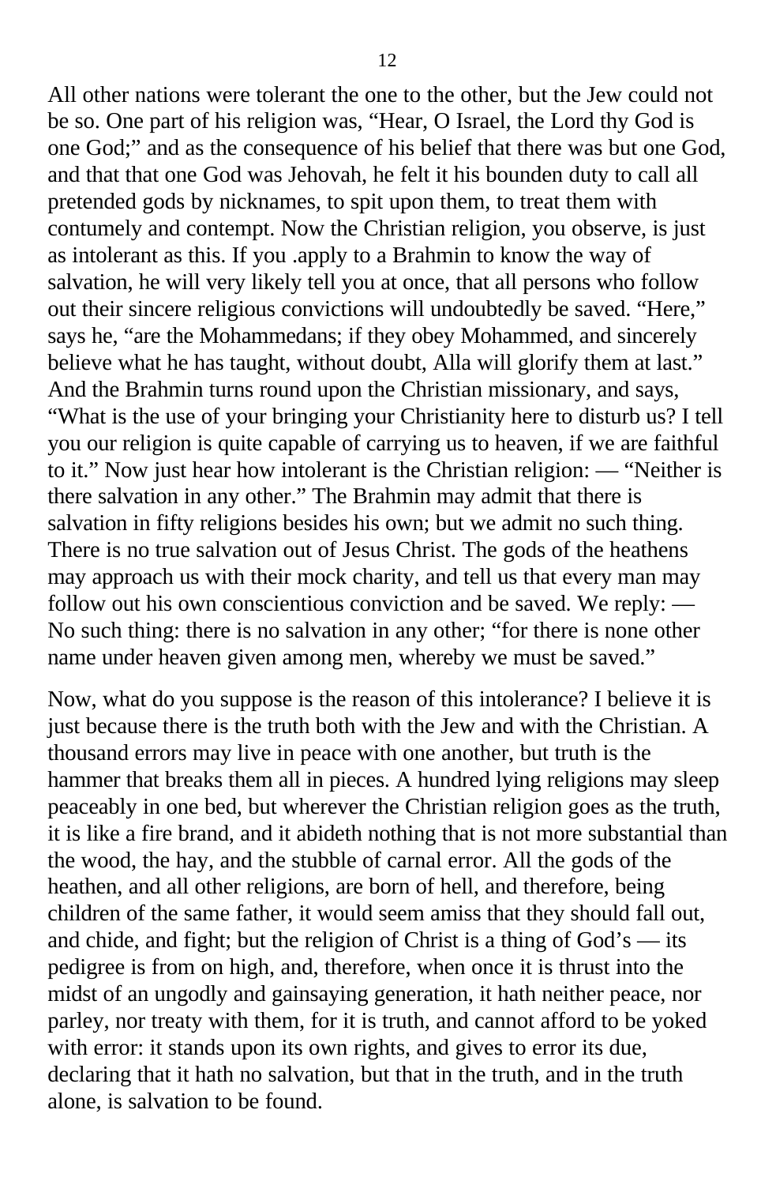All other nations were tolerant the one to the other, but the Jew could not be so. One part of his religion was, "Hear, O Israel, the Lord thy God is one God;" and as the consequence of his belief that there was but one God, and that that one God was Jehovah, he felt it his bounden duty to call all pretended gods by nicknames, to spit upon them, to treat them with contumely and contempt. Now the Christian religion, you observe, is just as intolerant as this. If you .apply to a Brahmin to know the way of salvation, he will very likely tell you at once, that all persons who follow out their sincere religious convictions will undoubtedly be saved. "Here," says he, "are the Mohammedans; if they obey Mohammed, and sincerely believe what he has taught, without doubt, Alla will glorify them at last." And the Brahmin turns round upon the Christian missionary, and says, "What is the use of your bringing your Christianity here to disturb us? I tell you our religion is quite capable of carrying us to heaven, if we are faithful to it." Now just hear how intolerant is the Christian religion: — "Neither is there salvation in any other." The Brahmin may admit that there is salvation in fifty religions besides his own; but we admit no such thing. There is no true salvation out of Jesus Christ. The gods of the heathens may approach us with their mock charity, and tell us that every man may follow out his own conscientious conviction and be saved. We reply: — No such thing: there is no salvation in any other; "for there is none other name under heaven given among men, whereby we must be saved."

Now, what do you suppose is the reason of this intolerance? I believe it is just because there is the truth both with the Jew and with the Christian. A thousand errors may live in peace with one another, but truth is the hammer that breaks them all in pieces. A hundred lying religions may sleep peaceably in one bed, but wherever the Christian religion goes as the truth, it is like a fire brand, and it abideth nothing that is not more substantial than the wood, the hay, and the stubble of carnal error. All the gods of the heathen, and all other religions, are born of hell, and therefore, being children of the same father, it would seem amiss that they should fall out, and chide, and fight; but the religion of Christ is a thing of God's — its pedigree is from on high, and, therefore, when once it is thrust into the midst of an ungodly and gainsaying generation, it hath neither peace, nor parley, nor treaty with them, for it is truth, and cannot afford to be yoked with error: it stands upon its own rights, and gives to error its due, declaring that it hath no salvation, but that in the truth, and in the truth alone, is salvation to be found.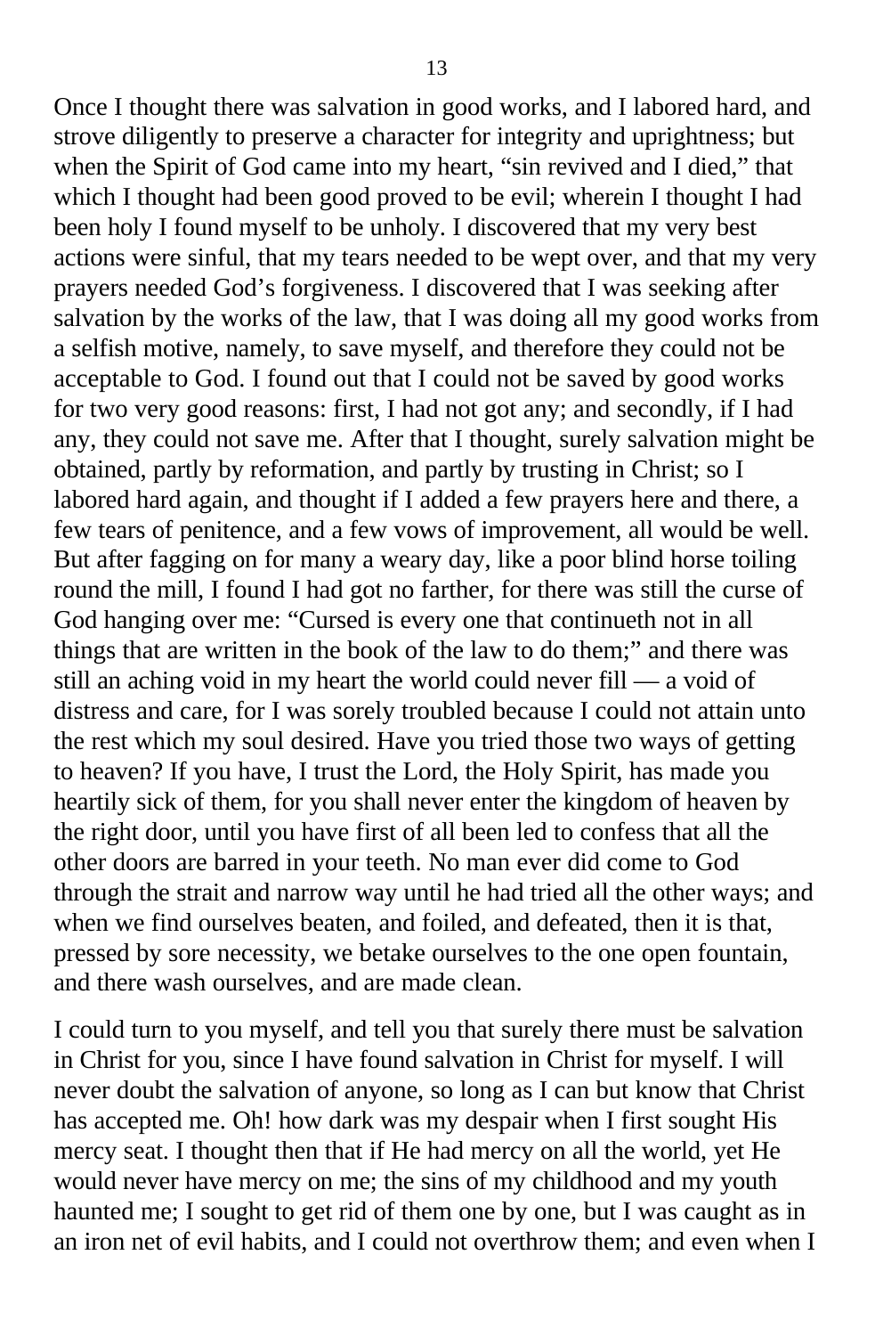Once I thought there was salvation in good works, and I labored hard, and strove diligently to preserve a character for integrity and uprightness; but when the Spirit of God came into my heart, "sin revived and I died," that which I thought had been good proved to be evil; wherein I thought I had been holy I found myself to be unholy. I discovered that my very best actions were sinful, that my tears needed to be wept over, and that my very prayers needed God's forgiveness. I discovered that I was seeking after salvation by the works of the law, that I was doing all my good works from a selfish motive, namely, to save myself, and therefore they could not be acceptable to God. I found out that I could not be saved by good works for two very good reasons: first, I had not got any; and secondly, if I had any, they could not save me. After that I thought, surely salvation might be obtained, partly by reformation, and partly by trusting in Christ; so I labored hard again, and thought if I added a few prayers here and there, a few tears of penitence, and a few vows of improvement, all would be well. But after fagging on for many a weary day, like a poor blind horse toiling round the mill, I found I had got no farther, for there was still the curse of God hanging over me: "Cursed is every one that continueth not in all things that are written in the book of the law to do them;" and there was still an aching void in my heart the world could never fill — a void of distress and care, for I was sorely troubled because I could not attain unto the rest which my soul desired. Have you tried those two ways of getting to heaven? If you have, I trust the Lord, the Holy Spirit, has made you heartily sick of them, for you shall never enter the kingdom of heaven by the right door, until you have first of all been led to confess that all the other doors are barred in your teeth. No man ever did come to God through the strait and narrow way until he had tried all the other ways; and when we find ourselves beaten, and foiled, and defeated, then it is that, pressed by sore necessity, we betake ourselves to the one open fountain, and there wash ourselves, and are made clean.

I could turn to you myself, and tell you that surely there must be salvation in Christ for you, since I have found salvation in Christ for myself. I will never doubt the salvation of anyone, so long as I can but know that Christ has accepted me. Oh! how dark was my despair when I first sought His mercy seat. I thought then that if He had mercy on all the world, yet He would never have mercy on me; the sins of my childhood and my youth haunted me; I sought to get rid of them one by one, but I was caught as in an iron net of evil habits, and I could not overthrow them; and even when I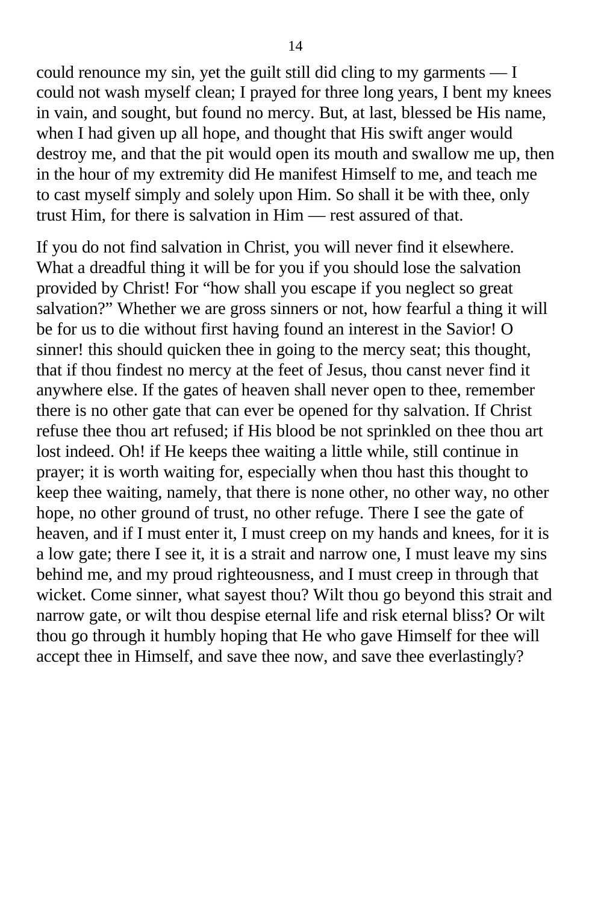could renounce my sin, yet the guilt still did cling to my garments — I could not wash myself clean; I prayed for three long years, I bent my knees in vain, and sought, but found no mercy. But, at last, blessed be His name, when I had given up all hope, and thought that His swift anger would destroy me, and that the pit would open its mouth and swallow me up, then in the hour of my extremity did He manifest Himself to me, and teach me to cast myself simply and solely upon Him. So shall it be with thee, only trust Him, for there is salvation in Him — rest assured of that.

If you do not find salvation in Christ, you will never find it elsewhere. What a dreadful thing it will be for you if you should lose the salvation provided by Christ! For "how shall you escape if you neglect so great salvation?" Whether we are gross sinners or not, how fearful a thing it will be for us to die without first having found an interest in the Savior! O sinner! this should quicken thee in going to the mercy seat; this thought, that if thou findest no mercy at the feet of Jesus, thou canst never find it anywhere else. If the gates of heaven shall never open to thee, remember there is no other gate that can ever be opened for thy salvation. If Christ refuse thee thou art refused; if His blood be not sprinkled on thee thou art lost indeed. Oh! if He keeps thee waiting a little while, still continue in prayer; it is worth waiting for, especially when thou hast this thought to keep thee waiting, namely, that there is none other, no other way, no other hope, no other ground of trust, no other refuge. There I see the gate of heaven, and if I must enter it, I must creep on my hands and knees, for it is a low gate; there I see it, it is a strait and narrow one, I must leave my sins behind me, and my proud righteousness, and I must creep in through that wicket. Come sinner, what sayest thou? Wilt thou go beyond this strait and narrow gate, or wilt thou despise eternal life and risk eternal bliss? Or wilt thou go through it humbly hoping that He who gave Himself for thee will accept thee in Himself, and save thee now, and save thee everlastingly?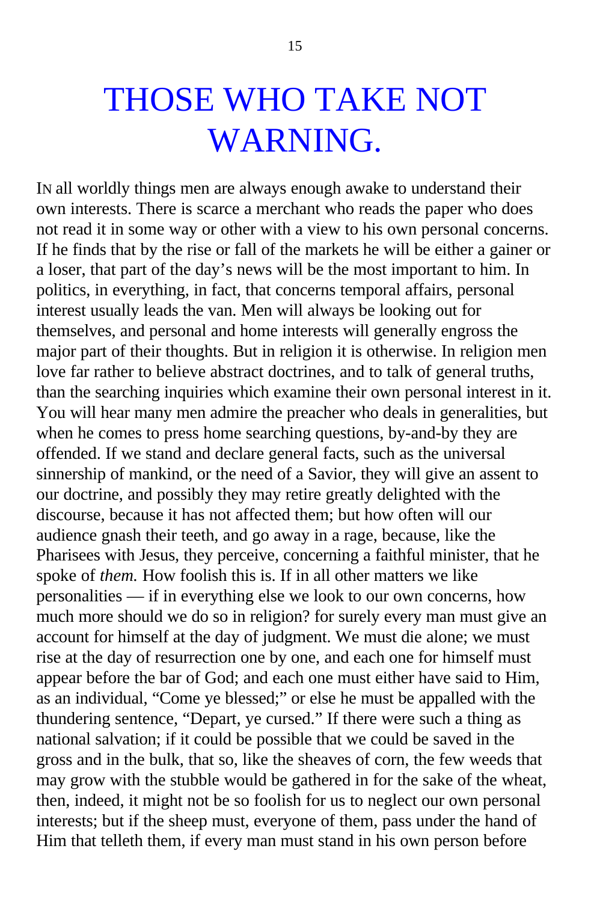# THOSE WHO TAKE NOT WARNING.

IN all worldly things men are always enough awake to understand their own interests. There is scarce a merchant who reads the paper who does not read it in some way or other with a view to his own personal concerns. If he finds that by the rise or fall of the markets he will be either a gainer or a loser, that part of the day's news will be the most important to him. In politics, in everything, in fact, that concerns temporal affairs, personal interest usually leads the van. Men will always be looking out for themselves, and personal and home interests will generally engross the major part of their thoughts. But in religion it is otherwise. In religion men love far rather to believe abstract doctrines, and to talk of general truths, than the searching inquiries which examine their own personal interest in it. You will hear many men admire the preacher who deals in generalities, but when he comes to press home searching questions, by-and-by they are offended. If we stand and declare general facts, such as the universal sinnership of mankind, or the need of a Savior, they will give an assent to our doctrine, and possibly they may retire greatly delighted with the discourse, because it has not affected them; but how often will our audience gnash their teeth, and go away in a rage, because, like the Pharisees with Jesus, they perceive, concerning a faithful minister, that he spoke of *them.* How foolish this is. If in all other matters we like personalities — if in everything else we look to our own concerns, how much more should we do so in religion? for surely every man must give an account for himself at the day of judgment. We must die alone; we must rise at the day of resurrection one by one, and each one for himself must appear before the bar of God; and each one must either have said to Him, as an individual, "Come ye blessed;" or else he must be appalled with the thundering sentence, "Depart, ye cursed." If there were such a thing as national salvation; if it could be possible that we could be saved in the gross and in the bulk, that so, like the sheaves of corn, the few weeds that may grow with the stubble would be gathered in for the sake of the wheat, then, indeed, it might not be so foolish for us to neglect our own personal interests; but if the sheep must, everyone of them, pass under the hand of Him that telleth them, if every man must stand in his own person before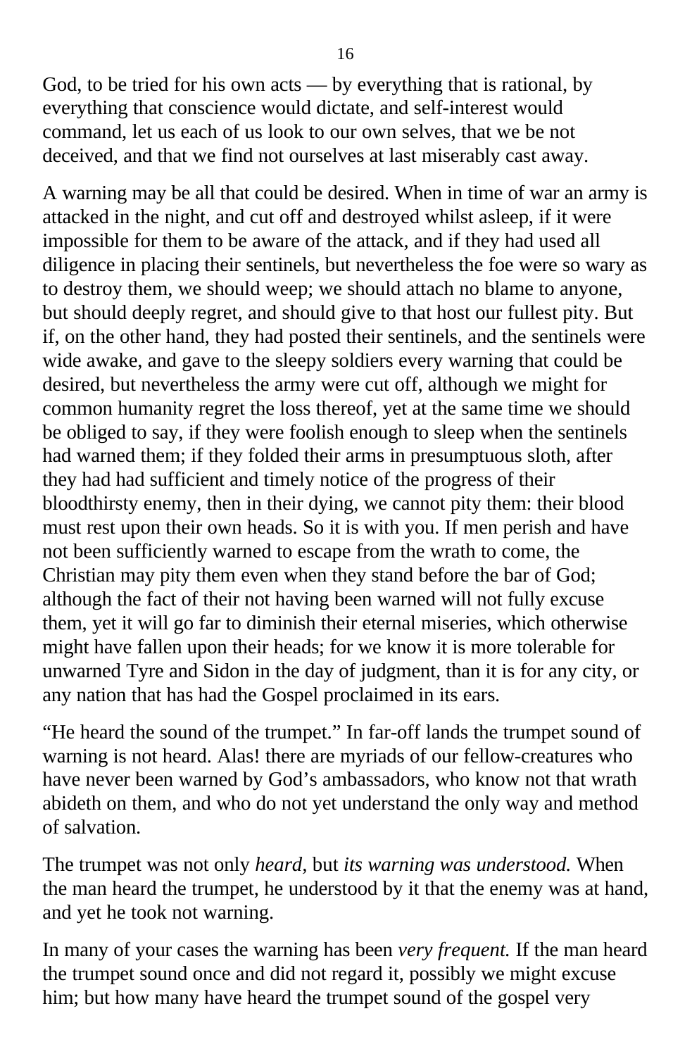God, to be tried for his own acts — by everything that is rational, by everything that conscience would dictate, and self-interest would command, let us each of us look to our own selves, that we be not deceived, and that we find not ourselves at last miserably cast away.

A warning may be all that could be desired. When in time of war an army is attacked in the night, and cut off and destroyed whilst asleep, if it were impossible for them to be aware of the attack, and if they had used all diligence in placing their sentinels, but nevertheless the foe were so wary as to destroy them, we should weep; we should attach no blame to anyone, but should deeply regret, and should give to that host our fullest pity. But if, on the other hand, they had posted their sentinels, and the sentinels were wide awake, and gave to the sleepy soldiers every warning that could be desired, but nevertheless the army were cut off, although we might for common humanity regret the loss thereof, yet at the same time we should be obliged to say, if they were foolish enough to sleep when the sentinels had warned them; if they folded their arms in presumptuous sloth, after they had had sufficient and timely notice of the progress of their bloodthirsty enemy, then in their dying, we cannot pity them: their blood must rest upon their own heads. So it is with you. If men perish and have not been sufficiently warned to escape from the wrath to come, the Christian may pity them even when they stand before the bar of God; although the fact of their not having been warned will not fully excuse them, yet it will go far to diminish their eternal miseries, which otherwise might have fallen upon their heads; for we know it is more tolerable for unwarned Tyre and Sidon in the day of judgment, than it is for any city, or any nation that has had the Gospel proclaimed in its ears.

"He heard the sound of the trumpet." In far-off lands the trumpet sound of warning is not heard. Alas! there are myriads of our fellow-creatures who have never been warned by God's ambassadors, who know not that wrath abideth on them, and who do not yet understand the only way and method of salvation.

The trumpet was not only *heard*, but *its warning was understood.* When the man heard the trumpet, he understood by it that the enemy was at hand, and yet he took not warning.

In many of your cases the warning has been *very frequent.* If the man heard the trumpet sound once and did not regard it, possibly we might excuse him; but how many have heard the trumpet sound of the gospel very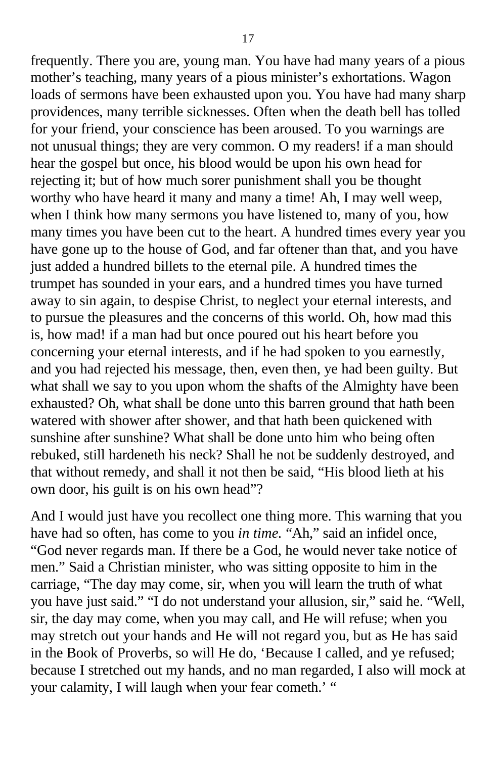frequently. There you are, young man. You have had many years of a pious mother's teaching, many years of a pious minister's exhortations. Wagon loads of sermons have been exhausted upon you. You have had many sharp providences, many terrible sicknesses. Often when the death bell has tolled for your friend, your conscience has been aroused. To you warnings are not unusual things; they are very common. O my readers! if a man should hear the gospel but once, his blood would be upon his own head for rejecting it; but of how much sorer punishment shall you be thought worthy who have heard it many and many a time! Ah, I may well weep, when I think how many sermons you have listened to, many of you, how many times you have been cut to the heart. A hundred times every year you have gone up to the house of God, and far oftener than that, and you have just added a hundred billets to the eternal pile. A hundred times the trumpet has sounded in your ears, and a hundred times you have turned away to sin again, to despise Christ, to neglect your eternal interests, and to pursue the pleasures and the concerns of this world. Oh, how mad this is, how mad! if a man had but once poured out his heart before you concerning your eternal interests, and if he had spoken to you earnestly, and you had rejected his message, then, even then, ye had been guilty. But what shall we say to you upon whom the shafts of the Almighty have been exhausted? Oh, what shall be done unto this barren ground that hath been watered with shower after shower, and that hath been quickened with sunshine after sunshine? What shall be done unto him who being often rebuked, still hardeneth his neck? Shall he not be suddenly destroyed, and that without remedy, and shall it not then be said, "His blood lieth at his own door, his guilt is on his own head"?

And I would just have you recollect one thing more. This warning that you have had so often, has come to you *in time*. "Ah," said an infidel once, "God never regards man. If there be a God, he would never take notice of men." Said a Christian minister, who was sitting opposite to him in the carriage, "The day may come, sir, when you will learn the truth of what you have just said." "I do not understand your allusion, sir," said he. "Well, sir, the day may come, when you may call, and He will refuse; when you may stretch out your hands and He will not regard you, but as He has said in the Book of Proverbs, so will He do, 'Because I called, and ye refused; because I stretched out my hands, and no man regarded, I also will mock at your calamity, I will laugh when your fear cometh.' "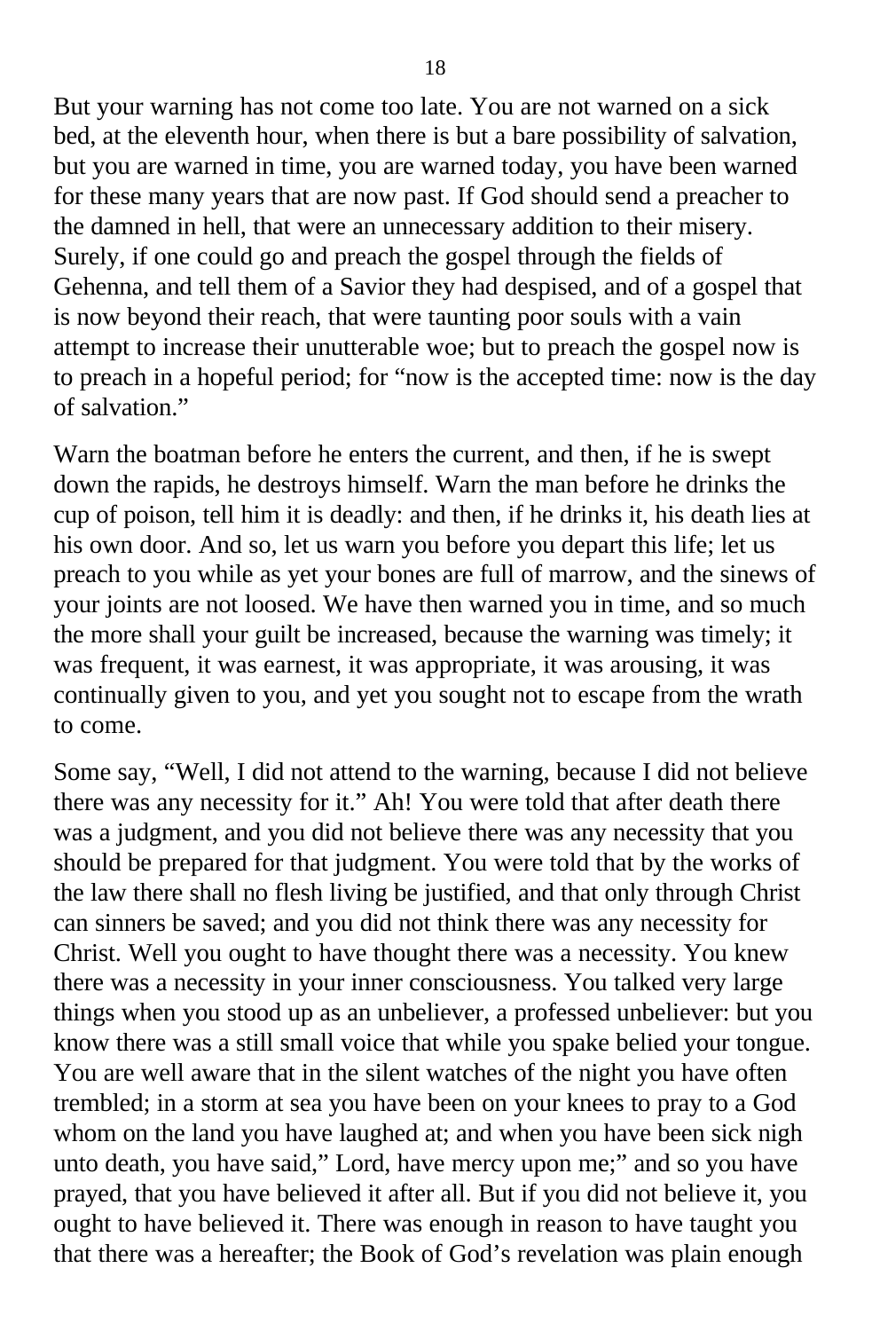But your warning has not come too late. You are not warned on a sick bed, at the eleventh hour, when there is but a bare possibility of salvation, but you are warned in time, you are warned today, you have been warned for these many years that are now past. If God should send a preacher to the damned in hell, that were an unnecessary addition to their misery. Surely, if one could go and preach the gospel through the fields of Gehenna, and tell them of a Savior they had despised, and of a gospel that is now beyond their reach, that were taunting poor souls with a vain attempt to increase their unutterable woe; but to preach the gospel now is to preach in a hopeful period; for "now is the accepted time: now is the day of salvation."

Warn the boatman before he enters the current, and then, if he is swept down the rapids, he destroys himself. Warn the man before he drinks the cup of poison, tell him it is deadly: and then, if he drinks it, his death lies at his own door. And so, let us warn you before you depart this life; let us preach to you while as yet your bones are full of marrow, and the sinews of your joints are not loosed. We have then warned you in time, and so much the more shall your guilt be increased, because the warning was timely; it was frequent, it was earnest, it was appropriate, it was arousing, it was continually given to you, and yet you sought not to escape from the wrath to come.

Some say, "Well, I did not attend to the warning, because I did not believe there was any necessity for it." Ah! You were told that after death there was a judgment, and you did not believe there was any necessity that you should be prepared for that judgment. You were told that by the works of the law there shall no flesh living be justified, and that only through Christ can sinners be saved; and you did not think there was any necessity for Christ. Well you ought to have thought there was a necessity. You knew there was a necessity in your inner consciousness. You talked very large things when you stood up as an unbeliever, a professed unbeliever: but you know there was a still small voice that while you spake belied your tongue. You are well aware that in the silent watches of the night you have often trembled; in a storm at sea you have been on your knees to pray to a God whom on the land you have laughed at; and when you have been sick nigh unto death, you have said," Lord, have mercy upon me;" and so you have prayed, that you have believed it after all. But if you did not believe it, you ought to have believed it. There was enough in reason to have taught you that there was a hereafter; the Book of God's revelation was plain enough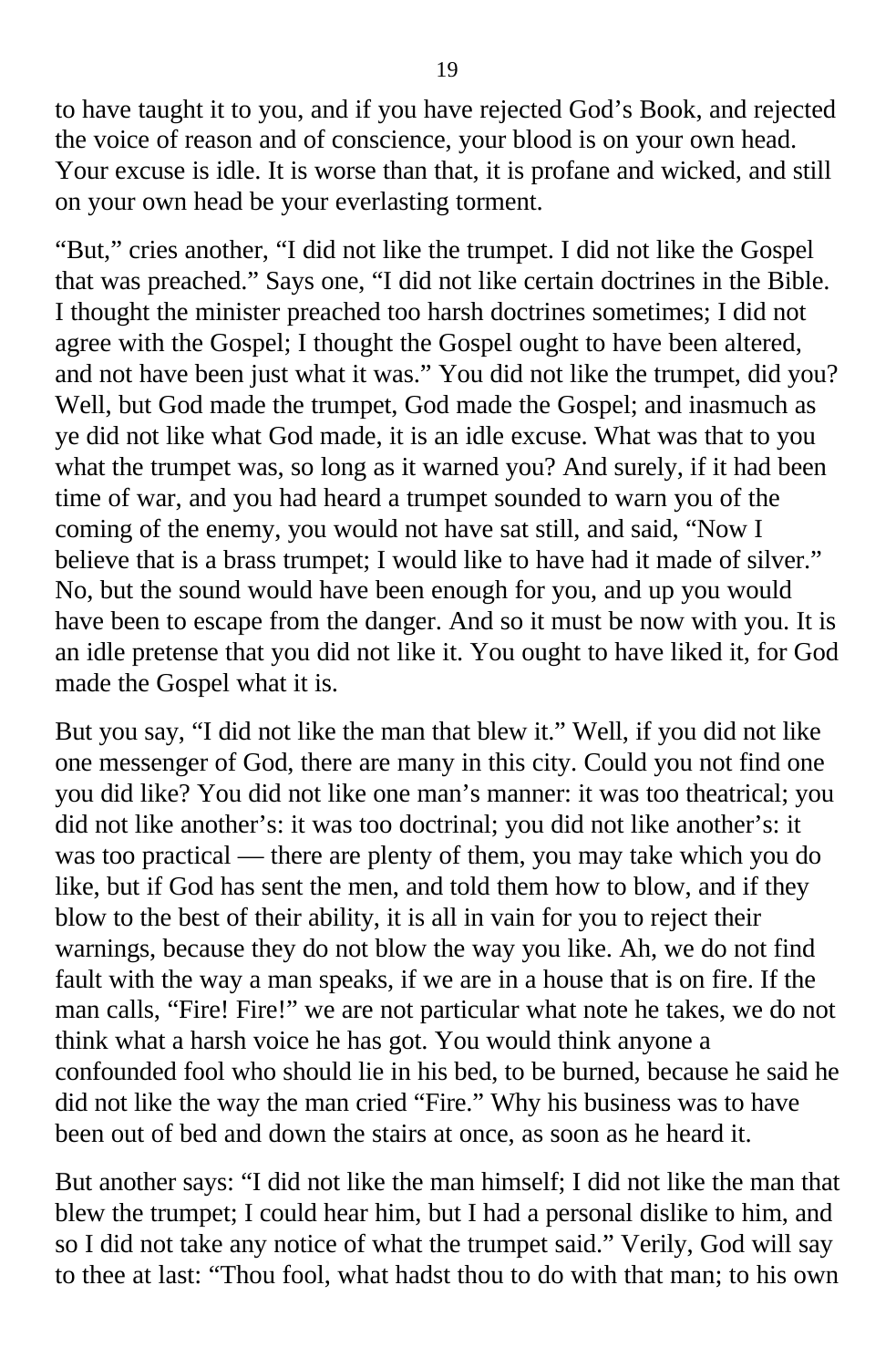to have taught it to you, and if you have rejected God's Book, and rejected the voice of reason and of conscience, your blood is on your own head. Your excuse is idle. It is worse than that, it is profane and wicked, and still on your own head be your everlasting torment.

"But," cries another, "I did not like the trumpet. I did not like the Gospel that was preached." Says one, "I did not like certain doctrines in the Bible. I thought the minister preached too harsh doctrines sometimes; I did not agree with the Gospel; I thought the Gospel ought to have been altered, and not have been just what it was." You did not like the trumpet, did you? Well, but God made the trumpet, God made the Gospel; and inasmuch as ye did not like what God made, it is an idle excuse. What was that to you what the trumpet was, so long as it warned you? And surely, if it had been time of war, and you had heard a trumpet sounded to warn you of the coming of the enemy, you would not have sat still, and said, "Now I believe that is a brass trumpet; I would like to have had it made of silver." No, but the sound would have been enough for you, and up you would have been to escape from the danger. And so it must be now with you. It is an idle pretense that you did not like it. You ought to have liked it, for God made the Gospel what it is.

But you say, "I did not like the man that blew it." Well, if you did not like one messenger of God, there are many in this city. Could you not find one you did like? You did not like one man's manner: it was too theatrical; you did not like another's: it was too doctrinal; you did not like another's: it was too practical — there are plenty of them, you may take which you do like, but if God has sent the men, and told them how to blow, and if they blow to the best of their ability, it is all in vain for you to reject their warnings, because they do not blow the way you like. Ah, we do not find fault with the way a man speaks, if we are in a house that is on fire. If the man calls, "Fire! Fire!" we are not particular what note he takes, we do not think what a harsh voice he has got. You would think anyone a confounded fool who should lie in his bed, to be burned, because he said he did not like the way the man cried "Fire." Why his business was to have been out of bed and down the stairs at once, as soon as he heard it.

But another says: "I did not like the man himself; I did not like the man that blew the trumpet; I could hear him, but I had a personal dislike to him, and so I did not take any notice of what the trumpet said." Verily, God will say to thee at last: "Thou fool, what hadst thou to do with that man; to his own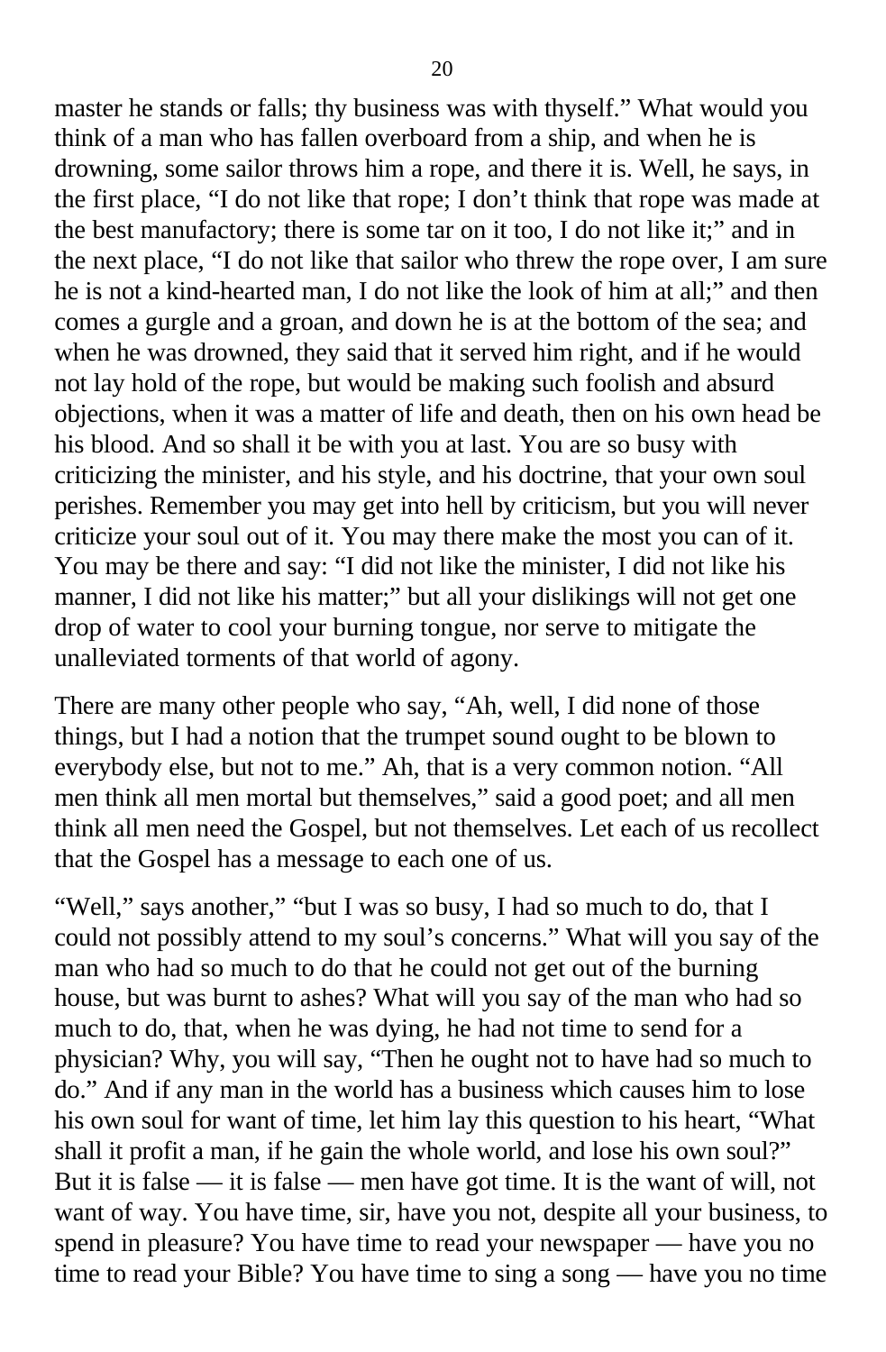master he stands or falls; thy business was with thyself." What would you think of a man who has fallen overboard from a ship, and when he is drowning, some sailor throws him a rope, and there it is. Well, he says, in the first place, "I do not like that rope; I don't think that rope was made at the best manufactory; there is some tar on it too, I do not like it;" and in the next place, "I do not like that sailor who threw the rope over, I am sure he is not a kind-hearted man, I do not like the look of him at all;" and then comes a gurgle and a groan, and down he is at the bottom of the sea; and when he was drowned, they said that it served him right, and if he would not lay hold of the rope, but would be making such foolish and absurd objections, when it was a matter of life and death, then on his own head be his blood. And so shall it be with you at last. You are so busy with criticizing the minister, and his style, and his doctrine, that your own soul perishes. Remember you may get into hell by criticism, but you will never criticize your soul out of it. You may there make the most you can of it. You may be there and say: "I did not like the minister, I did not like his manner, I did not like his matter;" but all your dislikings will not get one drop of water to cool your burning tongue, nor serve to mitigate the unalleviated torments of that world of agony.

There are many other people who say, "Ah, well, I did none of those things, but I had a notion that the trumpet sound ought to be blown to everybody else, but not to me." Ah, that is a very common notion. "All men think all men mortal but themselves," said a good poet; and all men think all men need the Gospel, but not themselves. Let each of us recollect that the Gospel has a message to each one of us.

"Well," says another," "but I was so busy, I had so much to do, that I could not possibly attend to my soul's concerns." What will you say of the man who had so much to do that he could not get out of the burning house, but was burnt to ashes? What will you say of the man who had so much to do, that, when he was dying, he had not time to send for a physician? Why, you will say, "Then he ought not to have had so much to do." And if any man in the world has a business which causes him to lose his own soul for want of time, let him lay this question to his heart, "What shall it profit a man, if he gain the whole world, and lose his own soul?" But it is false — it is false — men have got time. It is the want of will, not want of way. You have time, sir, have you not, despite all your business, to spend in pleasure? You have time to read your newspaper — have you no time to read your Bible? You have time to sing a song — have you no time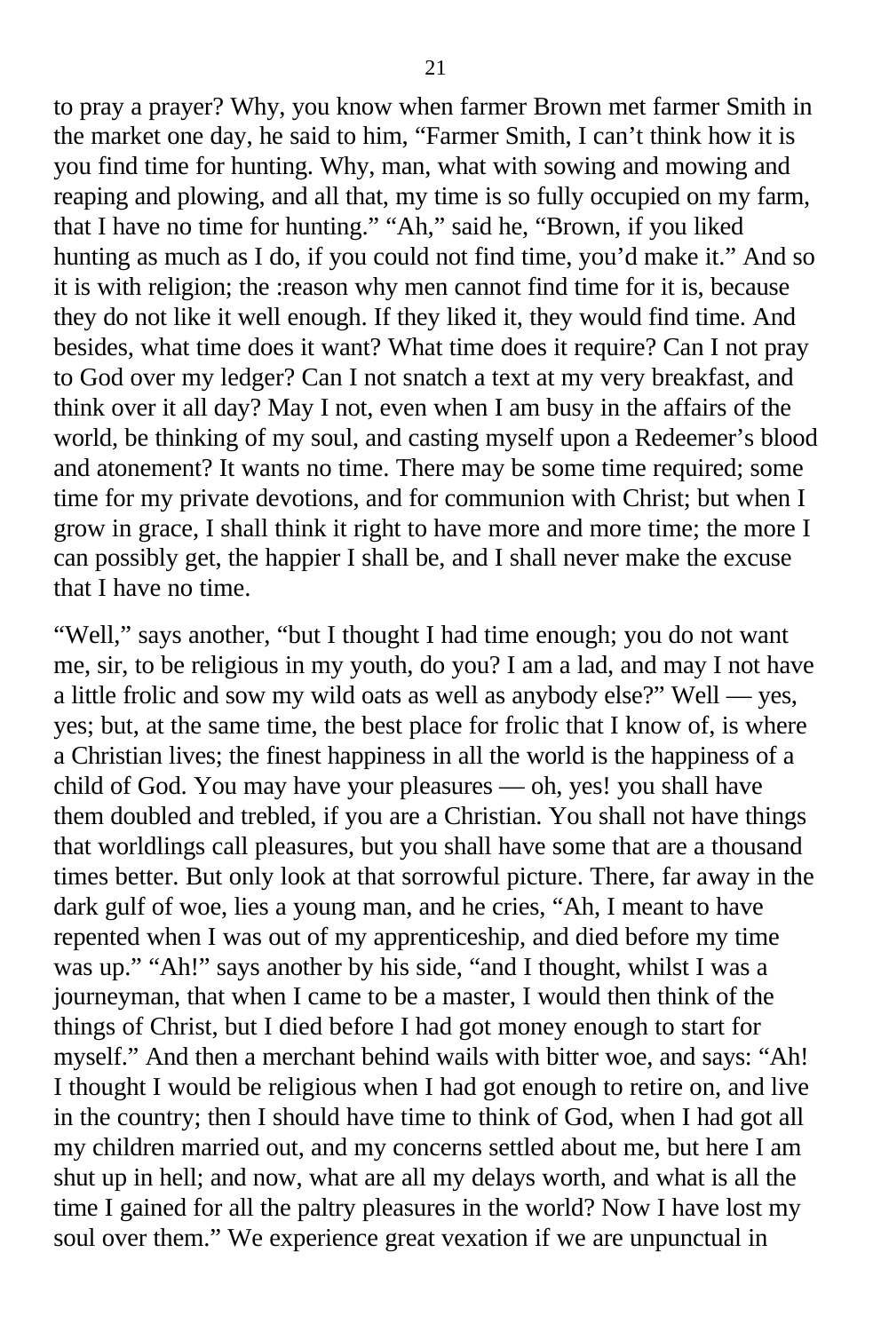to pray a prayer? Why, you know when farmer Brown met farmer Smith in the market one day, he said to him, "Farmer Smith, I can't think how it is you find time for hunting. Why, man, what with sowing and mowing and reaping and plowing, and all that, my time is so fully occupied on my farm, that I have no time for hunting." "Ah," said he, "Brown, if you liked hunting as much as I do, if you could not find time, you'd make it." And so it is with religion; the :reason why men cannot find time for it is, because they do not like it well enough. If they liked it, they would find time. And besides, what time does it want? What time does it require? Can I not pray to God over my ledger? Can I not snatch a text at my very breakfast, and think over it all day? May I not, even when I am busy in the affairs of the world, be thinking of my soul, and casting myself upon a Redeemer's blood and atonement? It wants no time. There may be some time required; some time for my private devotions, and for communion with Christ; but when I grow in grace, I shall think it right to have more and more time; the more I can possibly get, the happier I shall be, and I shall never make the excuse that I have no time.

"Well," says another, "but I thought I had time enough; you do not want me, sir, to be religious in my youth, do you? I am a lad, and may I not have a little frolic and sow my wild oats as well as anybody else?" Well — yes, yes; but, at the same time, the best place for frolic that I know of, is where a Christian lives; the finest happiness in all the world is the happiness of a child of God. You may have your pleasures — oh, yes! you shall have them doubled and trebled, if you are a Christian. You shall not have things that worldlings call pleasures, but you shall have some that are a thousand times better. But only look at that sorrowful picture. There, far away in the dark gulf of woe, lies a young man, and he cries, "Ah, I meant to have repented when I was out of my apprenticeship, and died before my time was up." "Ah!" says another by his side, "and I thought, whilst I was a journeyman, that when I came to be a master, I would then think of the things of Christ, but I died before I had got money enough to start for myself." And then a merchant behind wails with bitter woe, and says: "Ah! I thought I would be religious when I had got enough to retire on, and live in the country; then I should have time to think of God, when I had got all my children married out, and my concerns settled about me, but here I am shut up in hell; and now, what are all my delays worth, and what is all the time I gained for all the paltry pleasures in the world? Now I have lost my soul over them." We experience great vexation if we are unpunctual in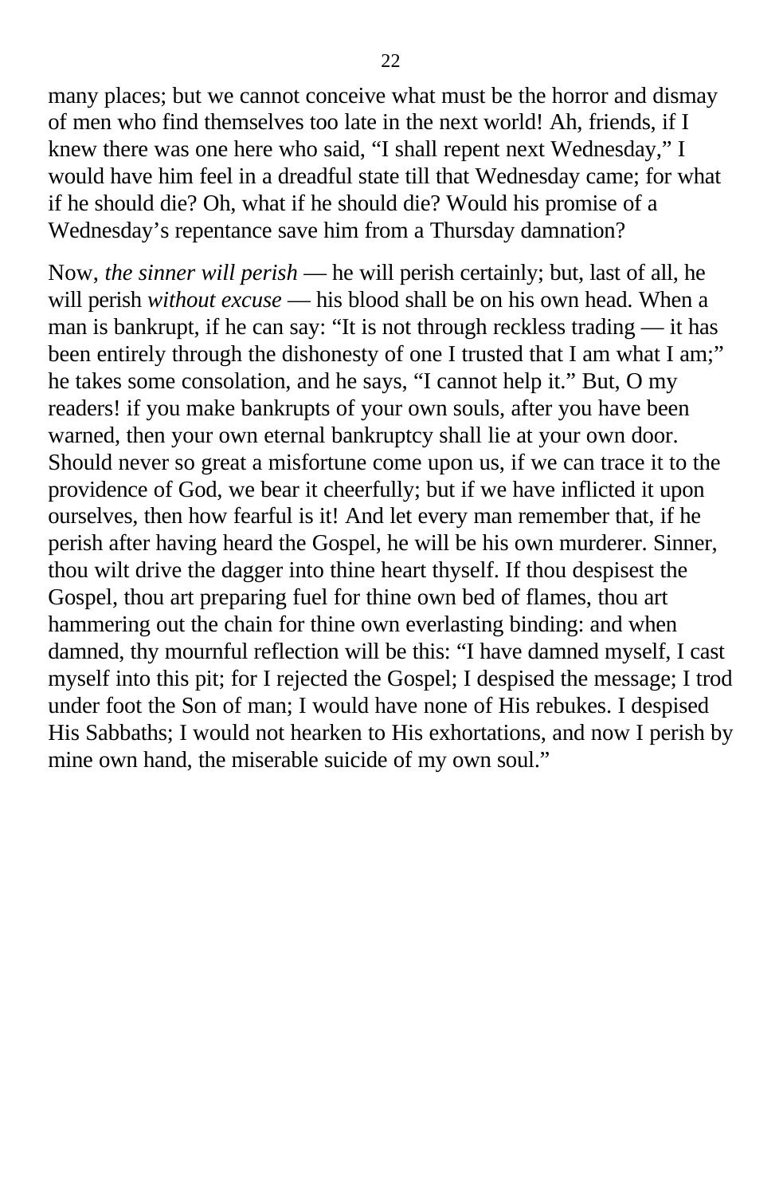many places; but we cannot conceive what must be the horror and dismay of men who find themselves too late in the next world! Ah, friends, if I knew there was one here who said, "I shall repent next Wednesday," I would have him feel in a dreadful state till that Wednesday came; for what if he should die? Oh, what if he should die? Would his promise of a Wednesday's repentance save him from a Thursday damnation?

Now, *the sinner will perish* — he will perish certainly; but, last of all, he will perish *without excuse* — his blood shall be on his own head. When a man is bankrupt, if he can say: "It is not through reckless trading — it has been entirely through the dishonesty of one I trusted that I am what I am;" he takes some consolation, and he says, "I cannot help it." But, O my readers! if you make bankrupts of your own souls, after you have been warned, then your own eternal bankruptcy shall lie at your own door. Should never so great a misfortune come upon us, if we can trace it to the providence of God, we bear it cheerfully; but if we have inflicted it upon ourselves, then how fearful is it! And let every man remember that, if he perish after having heard the Gospel, he will be his own murderer. Sinner, thou wilt drive the dagger into thine heart thyself. If thou despisest the Gospel, thou art preparing fuel for thine own bed of flames, thou art hammering out the chain for thine own everlasting binding: and when damned, thy mournful reflection will be this: "I have damned myself, I cast myself into this pit; for I rejected the Gospel; I despised the message; I trod under foot the Son of man; I would have none of His rebukes. I despised His Sabbaths; I would not hearken to His exhortations, and now I perish by mine own hand, the miserable suicide of my own soul."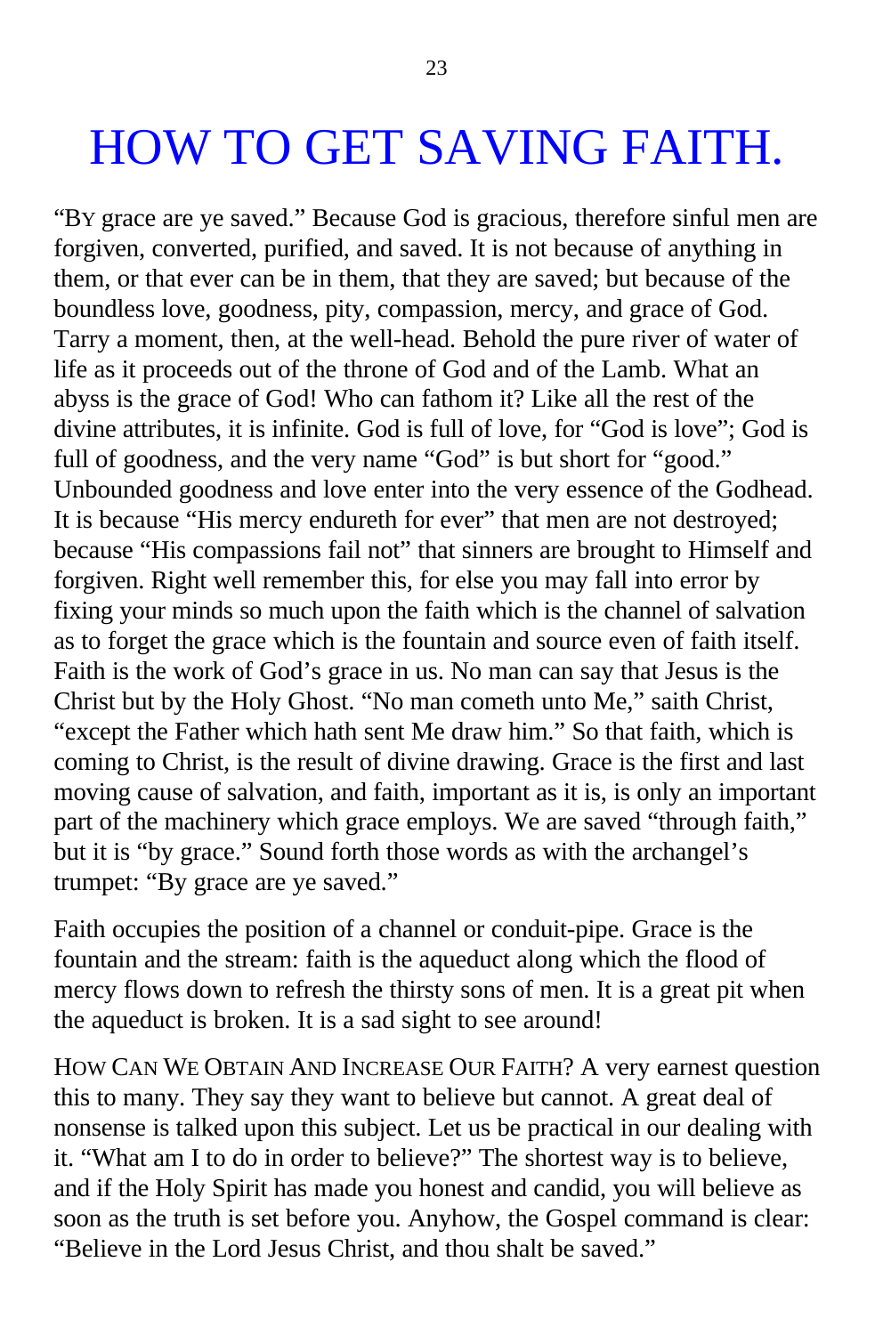# HOW TO GET SAVING FAITH.

"BY grace are ye saved." Because God is gracious, therefore sinful men are forgiven, converted, purified, and saved. It is not because of anything in them, or that ever can be in them, that they are saved; but because of the boundless love, goodness, pity, compassion, mercy, and grace of God. Tarry a moment, then, at the well-head. Behold the pure river of water of life as it proceeds out of the throne of God and of the Lamb. What an abyss is the grace of God! Who can fathom it? Like all the rest of the divine attributes, it is infinite. God is full of love, for "God is love"; God is full of goodness, and the very name "God" is but short for "good." Unbounded goodness and love enter into the very essence of the Godhead. It is because "His mercy endureth for ever" that men are not destroyed; because "His compassions fail not" that sinners are brought to Himself and forgiven. Right well remember this, for else you may fall into error by fixing your minds so much upon the faith which is the channel of salvation as to forget the grace which is the fountain and source even of faith itself. Faith is the work of God's grace in us. No man can say that Jesus is the Christ but by the Holy Ghost. "No man cometh unto Me," saith Christ, "except the Father which hath sent Me draw him." So that faith, which is coming to Christ, is the result of divine drawing. Grace is the first and last moving cause of salvation, and faith, important as it is, is only an important part of the machinery which grace employs. We are saved "through faith," but it is "by grace." Sound forth those words as with the archangel's trumpet: "By grace are ye saved."

Faith occupies the position of a channel or conduit-pipe. Grace is the fountain and the stream: faith is the aqueduct along which the flood of mercy flows down to refresh the thirsty sons of men. It is a great pit when the aqueduct is broken. It is a sad sight to see around!

HOW CAN WE OBTAIN AND INCREASE OUR FAITH? A very earnest question this to many. They say they want to believe but cannot. A great deal of nonsense is talked upon this subject. Let us be practical in our dealing with it. "What am I to do in order to believe?" The shortest way is to believe, and if the Holy Spirit has made you honest and candid, you will believe as soon as the truth is set before you. Anyhow, the Gospel command is clear: "Believe in the Lord Jesus Christ, and thou shalt be saved."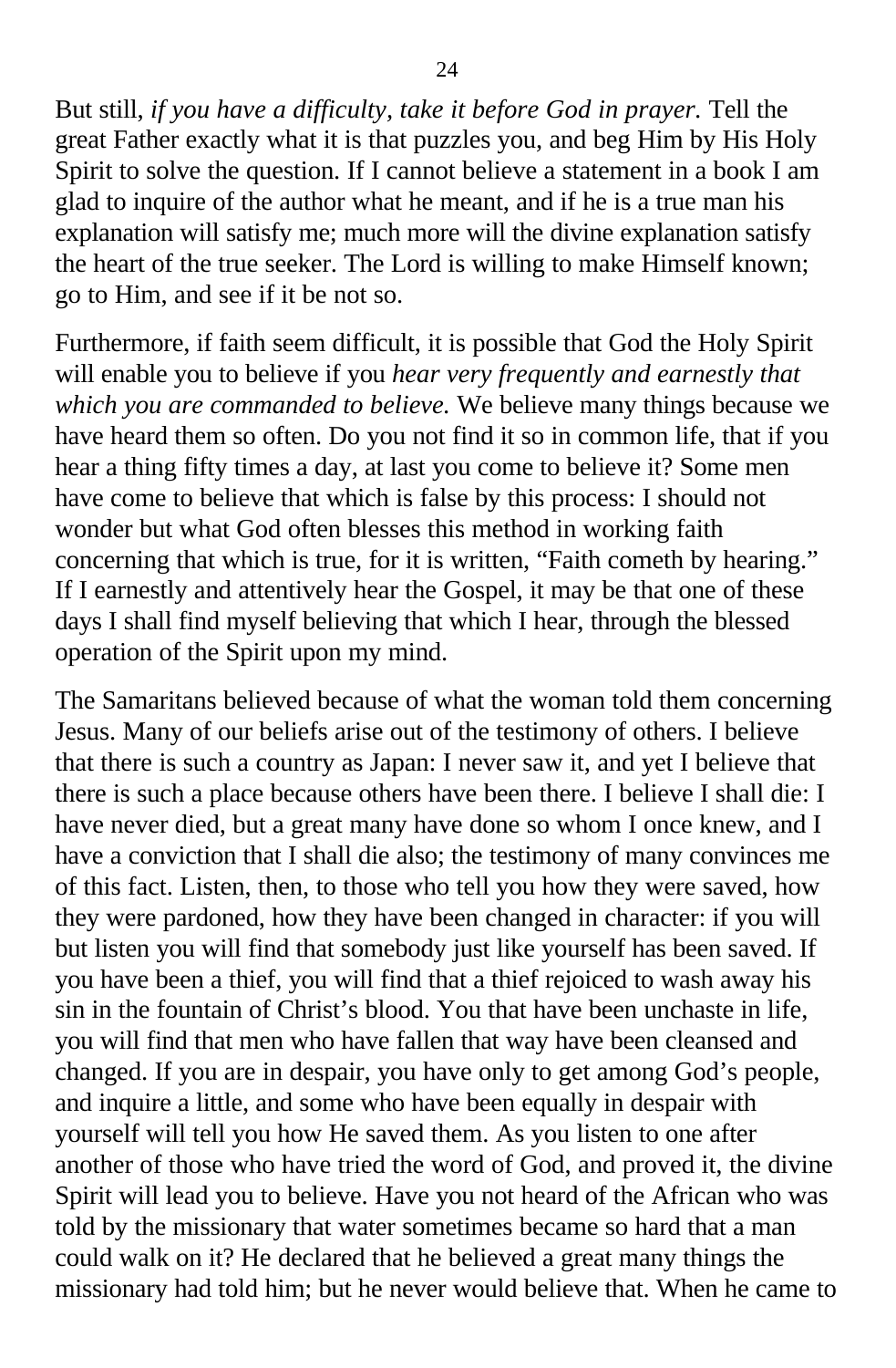But still, *if you have a difficulty, take it before God in prayer.* Tell the great Father exactly what it is that puzzles you, and beg Him by His Holy Spirit to solve the question. If I cannot believe a statement in a book I am glad to inquire of the author what he meant, and if he is a true man his explanation will satisfy me; much more will the divine explanation satisfy the heart of the true seeker. The Lord is willing to make Himself known; go to Him, and see if it be not so.

Furthermore, if faith seem difficult, it is possible that God the Holy Spirit will enable you to believe if you *hear very frequently and earnestly that which you are commanded to believe.* We believe many things because we have heard them so often. Do you not find it so in common life, that if you hear a thing fifty times a day, at last you come to believe it? Some men have come to believe that which is false by this process: I should not wonder but what God often blesses this method in working faith concerning that which is true, for it is written, "Faith cometh by hearing." If I earnestly and attentively hear the Gospel, it may be that one of these days I shall find myself believing that which I hear, through the blessed operation of the Spirit upon my mind.

The Samaritans believed because of what the woman told them concerning Jesus. Many of our beliefs arise out of the testimony of others. I believe that there is such a country as Japan: I never saw it, and yet I believe that there is such a place because others have been there. I believe I shall die: I have never died, but a great many have done so whom I once knew, and I have a conviction that I shall die also; the testimony of many convinces me of this fact. Listen, then, to those who tell you how they were saved, how they were pardoned, how they have been changed in character: if you will but listen you will find that somebody just like yourself has been saved. If you have been a thief, you will find that a thief rejoiced to wash away his sin in the fountain of Christ's blood. You that have been unchaste in life, you will find that men who have fallen that way have been cleansed and changed. If you are in despair, you have only to get among God's people, and inquire a little, and some who have been equally in despair with yourself will tell you how He saved them. As you listen to one after another of those who have tried the word of God, and proved it, the divine Spirit will lead you to believe. Have you not heard of the African who was told by the missionary that water sometimes became so hard that a man could walk on it? He declared that he believed a great many things the missionary had told him; but he never would believe that. When he came to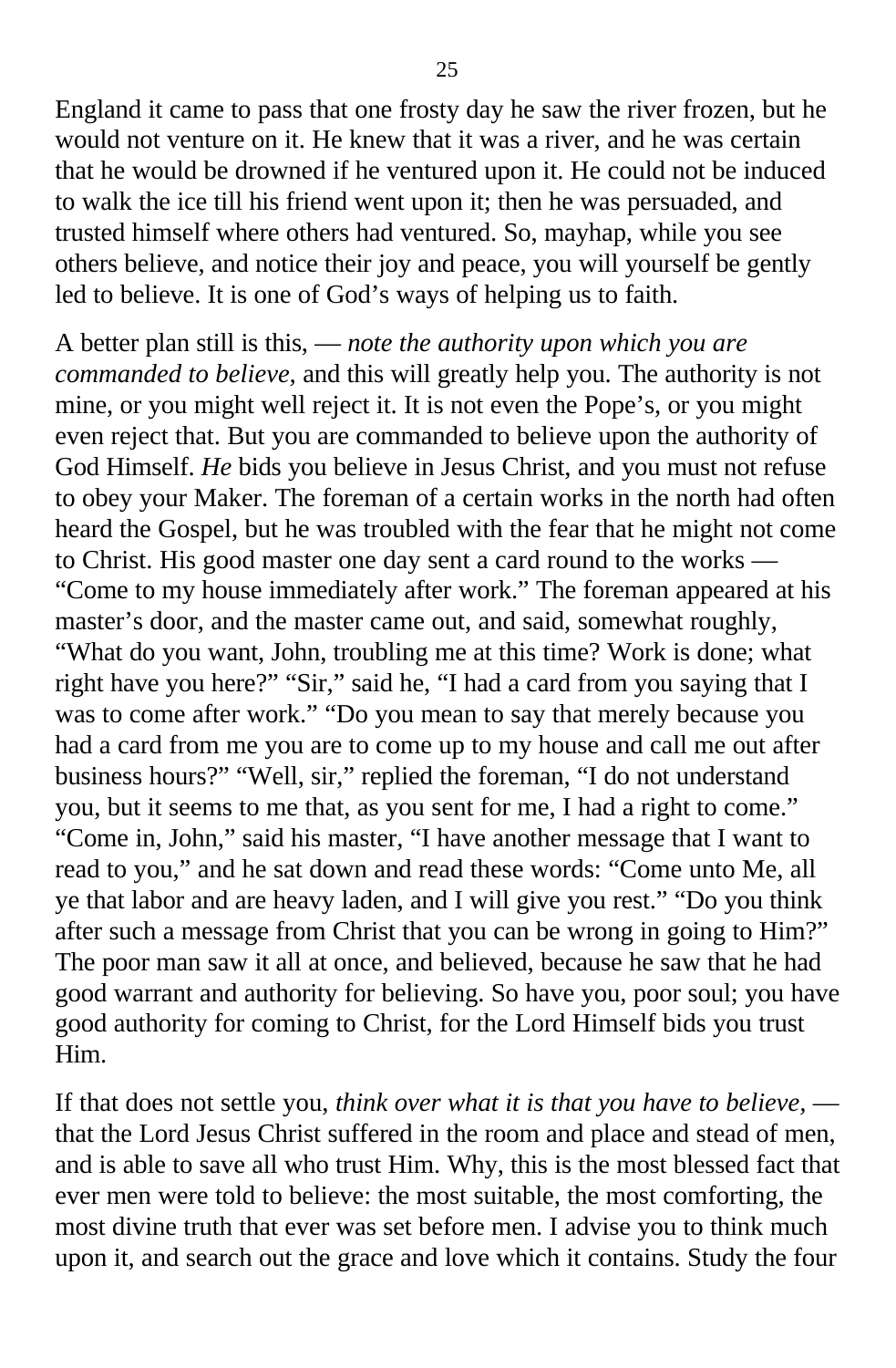England it came to pass that one frosty day he saw the river frozen, but he would not venture on it. He knew that it was a river, and he was certain that he would be drowned if he ventured upon it. He could not be induced to walk the ice till his friend went upon it; then he was persuaded, and trusted himself where others had ventured. So, mayhap, while you see others believe, and notice their joy and peace, you will yourself be gently led to believe. It is one of God's ways of helping us to faith.

A better plan still is this, — *note the authority upon which you are commanded to believe,* and this will greatly help you. The authority is not mine, or you might well reject it. It is not even the Pope's, or you might even reject that. But you are commanded to believe upon the authority of God Himself. *He* bids you believe in Jesus Christ, and you must not refuse to obey your Maker. The foreman of a certain works in the north had often heard the Gospel, but he was troubled with the fear that he might not come to Christ. His good master one day sent a card round to the works — "Come to my house immediately after work." The foreman appeared at his master's door, and the master came out, and said, somewhat roughly, "What do you want, John, troubling me at this time? Work is done; what right have you here?" "Sir," said he, "I had a card from you saying that I was to come after work." "Do you mean to say that merely because you had a card from me you are to come up to my house and call me out after business hours?" "Well, sir," replied the foreman, "I do not understand you, but it seems to me that, as you sent for me, I had a right to come." "Come in, John," said his master, "I have another message that I want to read to you," and he sat down and read these words: "Come unto Me, all ye that labor and are heavy laden, and I will give you rest." "Do you think after such a message from Christ that you can be wrong in going to Him?" The poor man saw it all at once, and believed, because he saw that he had good warrant and authority for believing. So have you, poor soul; you have good authority for coming to Christ, for the Lord Himself bids you trust Him.

If that does not settle you, *think over what it is that you have to believe,* — that the Lord Jesus Christ suffered in the room and place and stead of men, and is able to save all who trust Him. Why, this is the most blessed fact that ever men were told to believe: the most suitable, the most comforting, the most divine truth that ever was set before men. I advise you to think much upon it, and search out the grace and love which it contains. Study the four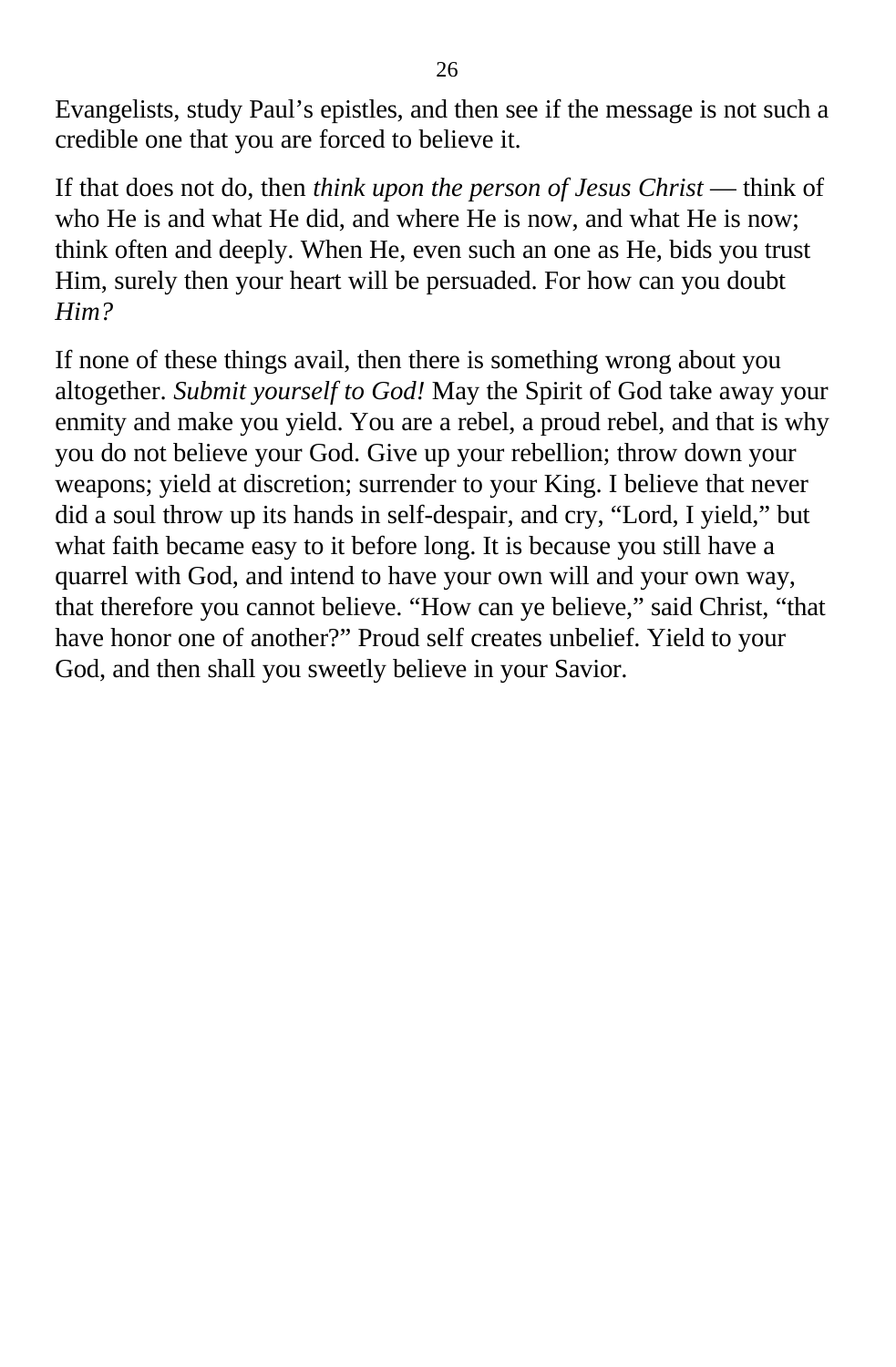Evangelists, study Paul’s epistles, and then see if the message is not such a credible one that you are forced to believe it.

If that does not do, then *think upon the person of Jesus Christ* — think of who He is and what He did, and where He is now, and what He is now; think often and deeply. When He, even such an one as He, bids you trust Him, surely then your heart will be persuaded. For how can you doubt *Him?*

If none of these things avail, then there is something wrong about you altogether. *Submit yourself to God!* May the Spirit of God take away your enmity and make you yield. You are a rebel, a proud rebel, and that is why you do not believe your God. Give up your rebellion; throw down your weapons; yield at discretion; surrender to your King. I believe that never did a soul throw up its hands in self-despair, and cry, “Lord, I yield,” but what faith became easy to it before long. It is because you still have a quarrel with God, and intend to have your own will and your own way, that therefore you cannot believe. “How can ye believe,” said Christ, “that have honor one of another?” Proud self creates unbelief. Yield to your God, and then shall you sweetly believe in your Savior.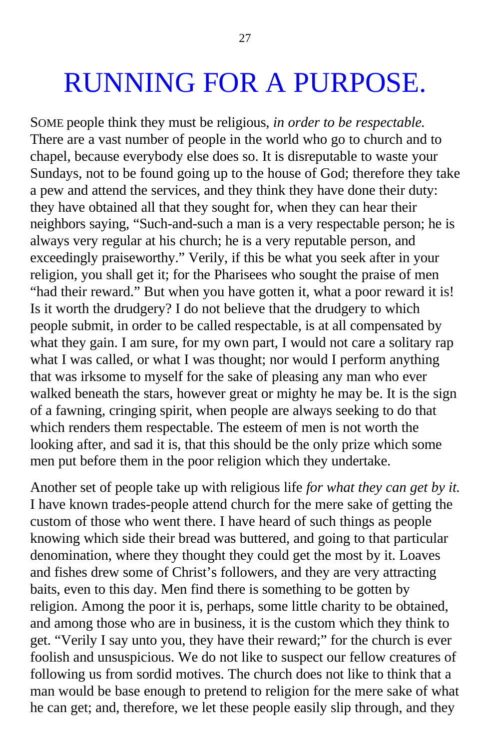# RUNNING FOR A PURPOSE.

SOME people think they must be religious, *in order to be respectable.* There are a vast number of people in the world who go to church and to chapel, because everybody else does so. It is disreputable to waste your Sundays, not to be found going up to the house of God; therefore they take a pew and attend the services, and they think they have done their duty: they have obtained all that they sought for, when they can hear their neighbors saying, "Such-and-such a man is a very respectable person; he is always very regular at his church; he is a very reputable person, and exceedingly praiseworthy." Verily, if this be what you seek after in your religion, you shall get it; for the Pharisees who sought the praise of men "had their reward." But when you have gotten it, what a poor reward it is! Is it worth the drudgery? I do not believe that the drudgery to which people submit, in order to be called respectable, is at all compensated by what they gain. I am sure, for my own part, I would not care a solitary rap what I was called, or what I was thought; nor would I perform anything that was irksome to myself for the sake of pleasing any man who ever walked beneath the stars, however great or mighty he may be. It is the sign of a fawning, cringing spirit, when people are always seeking to do that which renders them respectable. The esteem of men is not worth the looking after, and sad it is, that this should be the only prize which some men put before them in the poor religion which they undertake.

Another set of people take up with religious life *for what they can get by it.* I have known trades-people attend church for the mere sake of getting the custom of those who went there. I have heard of such things as people knowing which side their bread was buttered, and going to that particular denomination, where they thought they could get the most by it. Loaves and fishes drew some of Christ's followers, and they are very attracting baits, even to this day. Men find there is something to be gotten by religion. Among the poor it is, perhaps, some little charity to be obtained, and among those who are in business, it is the custom which they think to get. "Verily I say unto you, they have their reward;" for the church is ever foolish and unsuspicious. We do not like to suspect our fellow creatures of following us from sordid motives. The church does not like to think that a man would be base enough to pretend to religion for the mere sake of what he can get; and, therefore, we let these people easily slip through, and they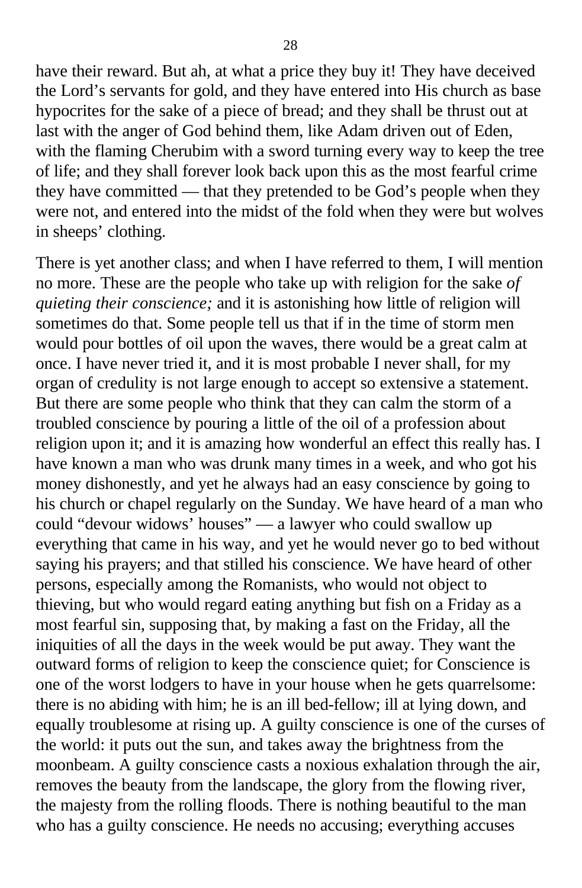have their reward. But ah, at what a price they buy it! They have deceived the Lord's servants for gold, and they have entered into His church as base hypocrites for the sake of a piece of bread; and they shall be thrust out at last with the anger of God behind them, like Adam driven out of Eden, with the flaming Cherubim with a sword turning every way to keep the tree of life; and they shall forever look back upon this as the most fearful crime they have committed — that they pretended to be God's people when they were not, and entered into the midst of the fold when they were but wolves in sheeps' clothing.

There is yet another class; and when I have referred to them, I will mention no more. These are the people who take up with religion for the sake *of quieting their conscience;* and it is astonishing how little of religion will sometimes do that. Some people tell us that if in the time of storm men would pour bottles of oil upon the waves, there would be a great calm at once. I have never tried it, and it is most probable I never shall, for my organ of credulity is not large enough to accept so extensive a statement. But there are some people who think that they can calm the storm of a troubled conscience by pouring a little of the oil of a profession about religion upon it; and it is amazing how wonderful an effect this really has. I have known a man who was drunk many times in a week, and who got his money dishonestly, and yet he always had an easy conscience by going to his church or chapel regularly on the Sunday. We have heard of a man who could "devour widows' houses" — a lawyer who could swallow up everything that came in his way, and yet he would never go to bed without saying his prayers; and that stilled his conscience. We have heard of other persons, especially among the Romanists, who would not object to thieving, but who would regard eating anything but fish on a Friday as a most fearful sin, supposing that, by making a fast on the Friday, all the iniquities of all the days in the week would be put away. They want the outward forms of religion to keep the conscience quiet; for Conscience is one of the worst lodgers to have in your house when he gets quarrelsome: there is no abiding with him; he is an ill bed-fellow; ill at lying down, and equally troublesome at rising up. A guilty conscience is one of the curses of the world: it puts out the sun, and takes away the brightness from the moonbeam. A guilty conscience casts a noxious exhalation through the air, removes the beauty from the landscape, the glory from the flowing river, the majesty from the rolling floods. There is nothing beautiful to the man who has a guilty conscience. He needs no accusing; everything accuses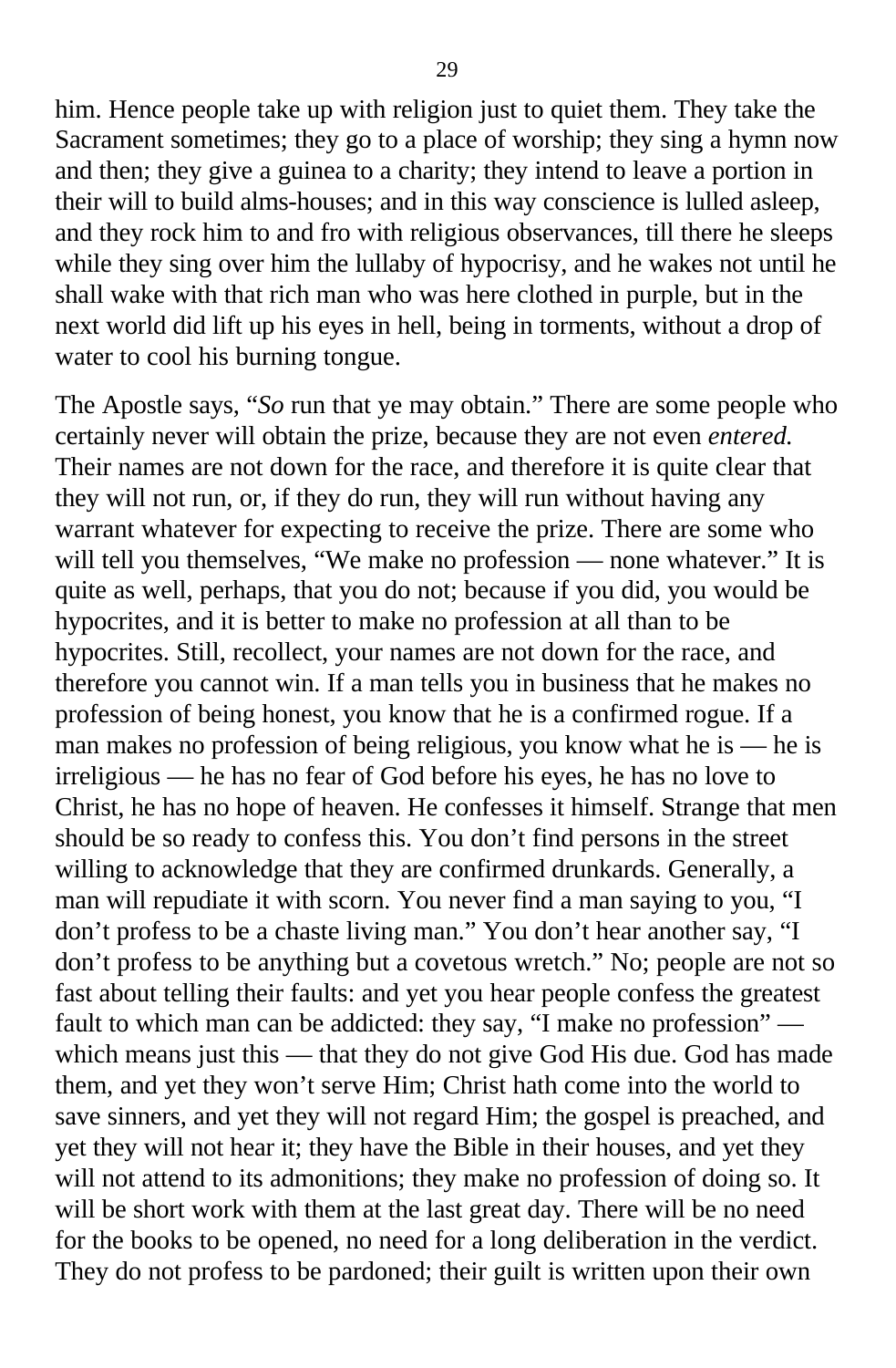him. Hence people take up with religion just to quiet them. They take the Sacrament sometimes; they go to a place of worship; they sing a hymn now and then; they give a guinea to a charity; they intend to leave a portion in their will to build alms-houses; and in this way conscience is lulled asleep, and they rock him to and fro with religious observances, till there he sleeps while they sing over him the lullaby of hypocrisy, and he wakes not until he shall wake with that rich man who was here clothed in purple, but in the next world did lift up his eyes in hell, being in torments, without a drop of water to cool his burning tongue.

The Apostle says, "*So* run that ye may obtain." There are some people who certainly never will obtain the prize, because they are not even *entered.* Their names are not down for the race, and therefore it is quite clear that they will not run, or, if they do run, they will run without having any warrant whatever for expecting to receive the prize. There are some who will tell you themselves, "We make no profession — none whatever." It is quite as well, perhaps, that you do not; because if you did, you would be hypocrites, and it is better to make no profession at all than to be hypocrites. Still, recollect, your names are not down for the race, and therefore you cannot win. If a man tells you in business that he makes no profession of being honest, you know that he is a confirmed rogue. If a man makes no profession of being religious, you know what he is — he is irreligious — he has no fear of God before his eyes, he has no love to Christ, he has no hope of heaven. He confesses it himself. Strange that men should be so ready to confess this. You don't find persons in the street willing to acknowledge that they are confirmed drunkards. Generally, a man will repudiate it with scorn. You never find a man saying to you, "I don't profess to be a chaste living man." You don't hear another say, "I don't profess to be anything but a covetous wretch." No; people are not so fast about telling their faults: and yet you hear people confess the greatest fault to which man can be addicted: they say, "I make no profession" — which means just this — that they do not give God His due. God has made them, and yet they won't serve Him; Christ hath come into the world to save sinners, and yet they will not regard Him; the gospel is preached, and yet they will not hear it; they have the Bible in their houses, and yet they will not attend to its admonitions; they make no profession of doing so. It will be short work with them at the last great day. There will be no need for the books to be opened, no need for a long deliberation in the verdict. They do not profess to be pardoned; their guilt is written upon their own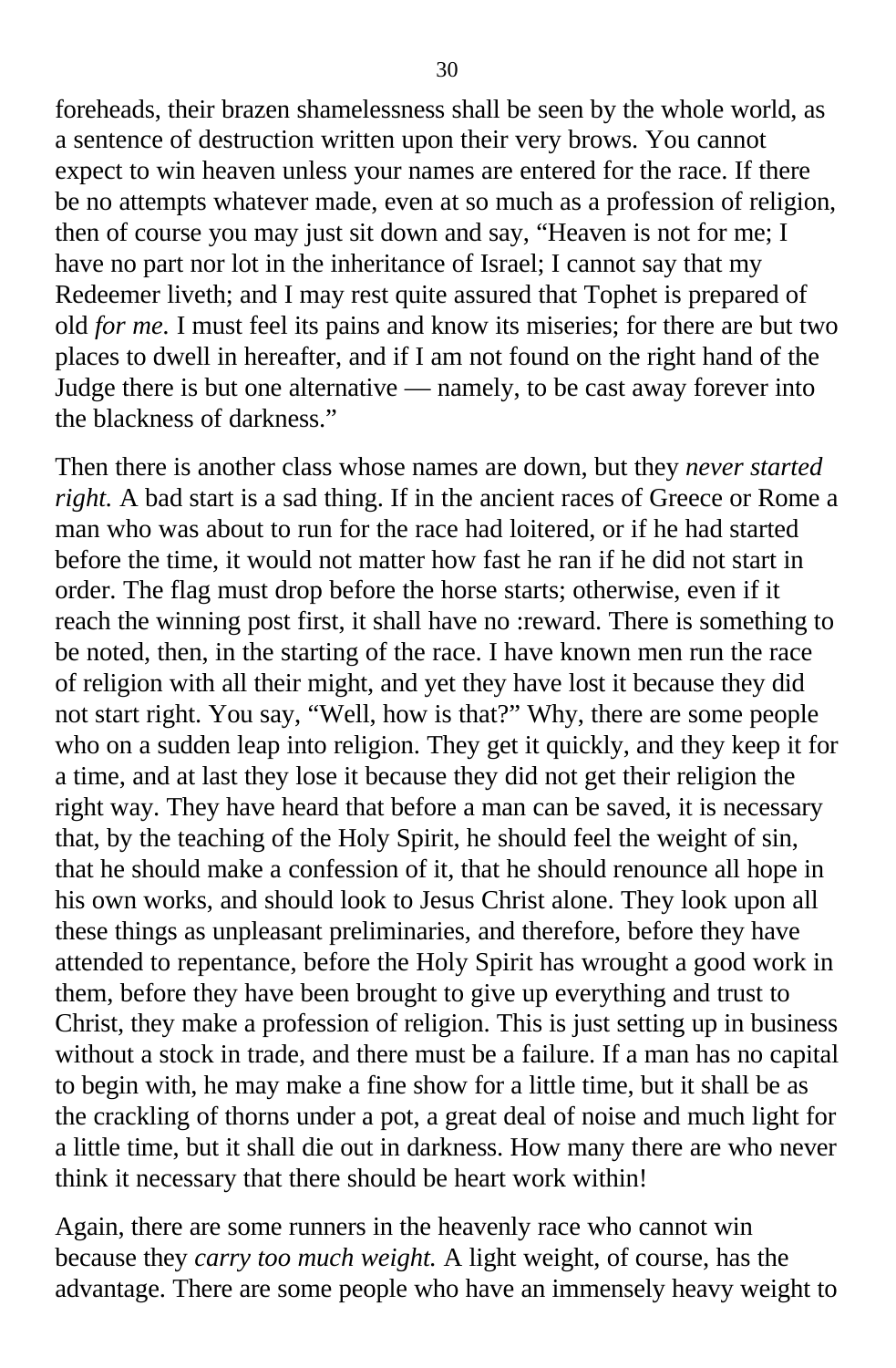foreheads, their brazen shamelessness shall be seen by the whole world, as a sentence of destruction written upon their very brows. You cannot expect to win heaven unless your names are entered for the race. If there be no attempts whatever made, even at so much as a profession of religion, then of course you may just sit down and say, "Heaven is not for me; I have no part nor lot in the inheritance of Israel; I cannot say that my Redeemer liveth; and I may rest quite assured that Tophet is prepared of old *for me.* I must feel its pains and know its miseries; for there are but two places to dwell in hereafter, and if I am not found on the right hand of the Judge there is but one alternative — namely, to be cast away forever into the blackness of darkness."

Then there is another class whose names are down, but they *never started right.* A bad start is a sad thing. If in the ancient races of Greece or Rome a man who was about to run for the race had loitered, or if he had started before the time, it would not matter how fast he ran if he did not start in order. The flag must drop before the horse starts; otherwise, even if it reach the winning post first, it shall have no :reward. There is something to be noted, then, in the starting of the race. I have known men run the race of religion with all their might, and yet they have lost it because they did not start right. You say, "Well, how is that?" Why, there are some people who on a sudden leap into religion. They get it quickly, and they keep it for a time, and at last they lose it because they did not get their religion the right way. They have heard that before a man can be saved, it is necessary that, by the teaching of the Holy Spirit, he should feel the weight of sin, that he should make a confession of it, that he should renounce all hope in his own works, and should look to Jesus Christ alone. They look upon all these things as unpleasant preliminaries, and therefore, before they have attended to repentance, before the Holy Spirit has wrought a good work in them, before they have been brought to give up everything and trust to Christ, they make a profession of religion. This is just setting up in business without a stock in trade, and there must be a failure. If a man has no capital to begin with, he may make a fine show for a little time, but it shall be as the crackling of thorns under a pot, a great deal of noise and much light for a little time, but it shall die out in darkness. How many there are who never think it necessary that there should be heart work within!

Again, there are some runners in the heavenly race who cannot win because they *carry too much weight.* A light weight, of course, has the advantage. There are some people who have an immensely heavy weight to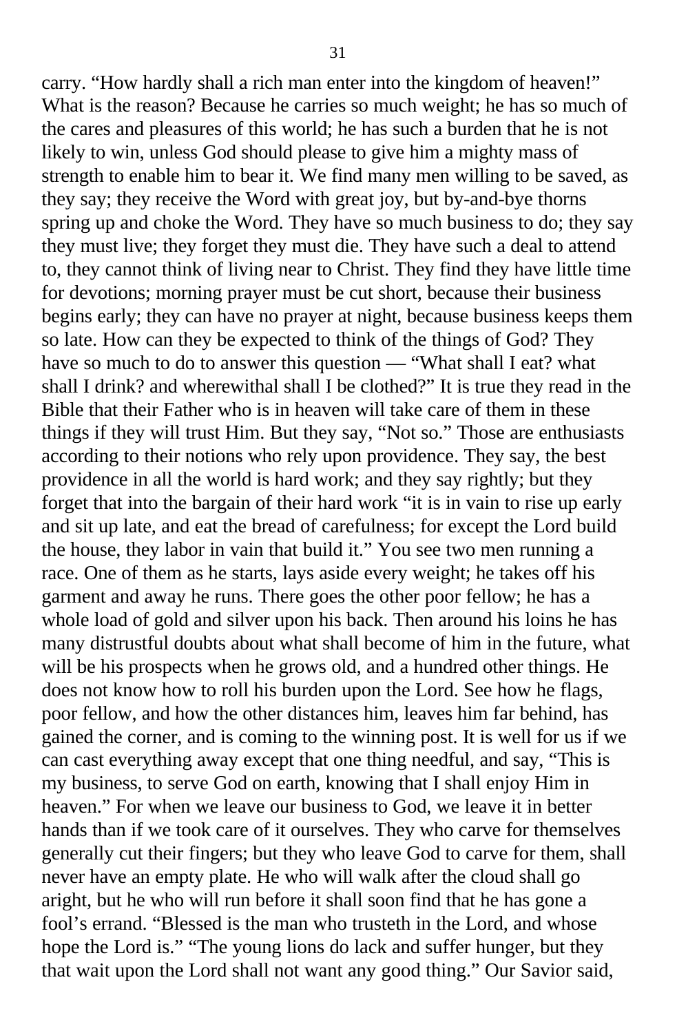carry. “How hardly shall a rich man enter into the kingdom of heaven!” What is the reason? Because he carries so much weight; he has so much of the cares and pleasures of this world; he has such a burden that he is not likely to win, unless God should please to give him a mighty mass of strength to enable him to bear it. We find many men willing to be saved, as they say; they receive the Word with great joy, but by-and-bye thorns spring up and choke the Word. They have so much business to do; they say they must live; they forget they must die. They have such a deal to attend to, they cannot think of living near to Christ. They find they have little time for devotions; morning prayer must be cut short, because their business begins early; they can have no prayer at night, because business keeps them so late. How can they be expected to think of the things of God? They have so much to do to answer this question — “What shall I eat? what shall I drink? and wherewithal shall I be clothed?” It is true they read in the Bible that their Father who is in heaven will take care of them in these things if they will trust Him. But they say, “Not so.” Those are enthusiasts according to their notions who rely upon providence. They say, the best providence in all the world is hard work; and they say rightly; but they forget that into the bargain of their hard work “it is in vain to rise up early and sit up late, and eat the bread of carefulness; for except the Lord build the house, they labor in vain that build it.” You see two men running a race. One of them as he starts, lays aside every weight; he takes off his garment and away he runs. There goes the other poor fellow; he has a whole load of gold and silver upon his back. Then around his loins he has many distrustful doubts about what shall become of him in the future, what will be his prospects when he grows old, and a hundred other things. He does not know how to roll his burden upon the Lord. See how he flags, poor fellow, and how the other distances him, leaves him far behind, has gained the corner, and is coming to the winning post. It is well for us if we can cast everything away except that one thing needful, and say, “This is my business, to serve God on earth, knowing that I shall enjoy Him in heaven.” For when we leave our business to God, we leave it in better hands than if we took care of it ourselves. They who carve for themselves generally cut their fingers; but they who leave God to carve for them, shall never have an empty plate. He who will walk after the cloud shall go aright, but he who will run before it shall soon find that he has gone a fool’s errand. “Blessed is the man who trusteth in the Lord, and whose hope the Lord is.” “The young lions do lack and suffer hunger, but they that wait upon the Lord shall not want any good thing.” Our Savior said,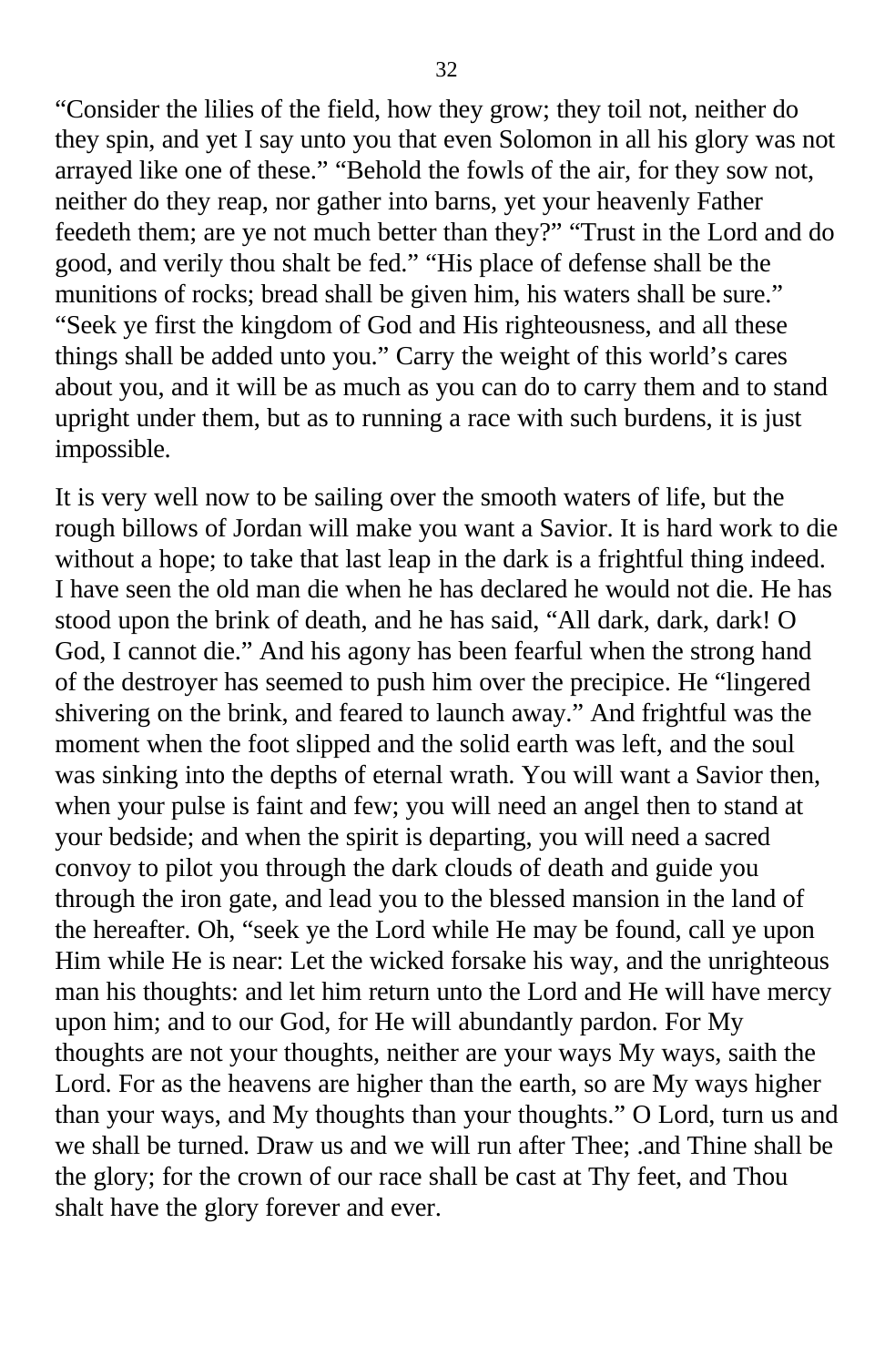“Consider the lilies of the field, how they grow; they toil not, neither do they spin, and yet I say unto you that even Solomon in all his glory was not arrayed like one of these.” “Behold the fowls of the air, for they sow not, neither do they reap, nor gather into barns, yet your heavenly Father feedeth them; are ye not much better than they?” “Trust in the Lord and do good, and verily thou shalt be fed.” “His place of defense shall be the munitions of rocks; bread shall be given him, his waters shall be sure.” “Seek ye first the kingdom of God and His righteousness, and all these things shall be added unto you.” Carry the weight of this world’s cares about you, and it will be as much as you can do to carry them and to stand upright under them, but as to running a race with such burdens, it is just impossible.

It is very well now to be sailing over the smooth waters of life, but the rough billows of Jordan will make you want a Savior. It is hard work to die without a hope; to take that last leap in the dark is a frightful thing indeed. I have seen the old man die when he has declared he would not die. He has stood upon the brink of death, and he has said, “All dark, dark, dark! O God, I cannot die.” And his agony has been fearful when the strong hand of the destroyer has seemed to push him over the precipice. He “lingered shivering on the brink, and feared to launch away.” And frightful was the moment when the foot slipped and the solid earth was left, and the soul was sinking into the depths of eternal wrath. You will want a Savior then, when your pulse is faint and few; you will need an angel then to stand at your bedside; and when the spirit is departing, you will need a sacred convoy to pilot you through the dark clouds of death and guide you through the iron gate, and lead you to the blessed mansion in the land of the hereafter. Oh, “seek ye the Lord while He may be found, call ye upon Him while He is near: Let the wicked forsake his way, and the unrighteous man his thoughts: and let him return unto the Lord and He will have mercy upon him; and to our God, for He will abundantly pardon. For My thoughts are not your thoughts, neither are your ways My ways, saith the Lord. For as the heavens are higher than the earth, so are My ways higher than your ways, and My thoughts than your thoughts.” O Lord, turn us and we shall be turned. Draw us and we will run after Thee; .and Thine shall be the glory; for the crown of our race shall be cast at Thy feet, and Thou shalt have the glory forever and ever.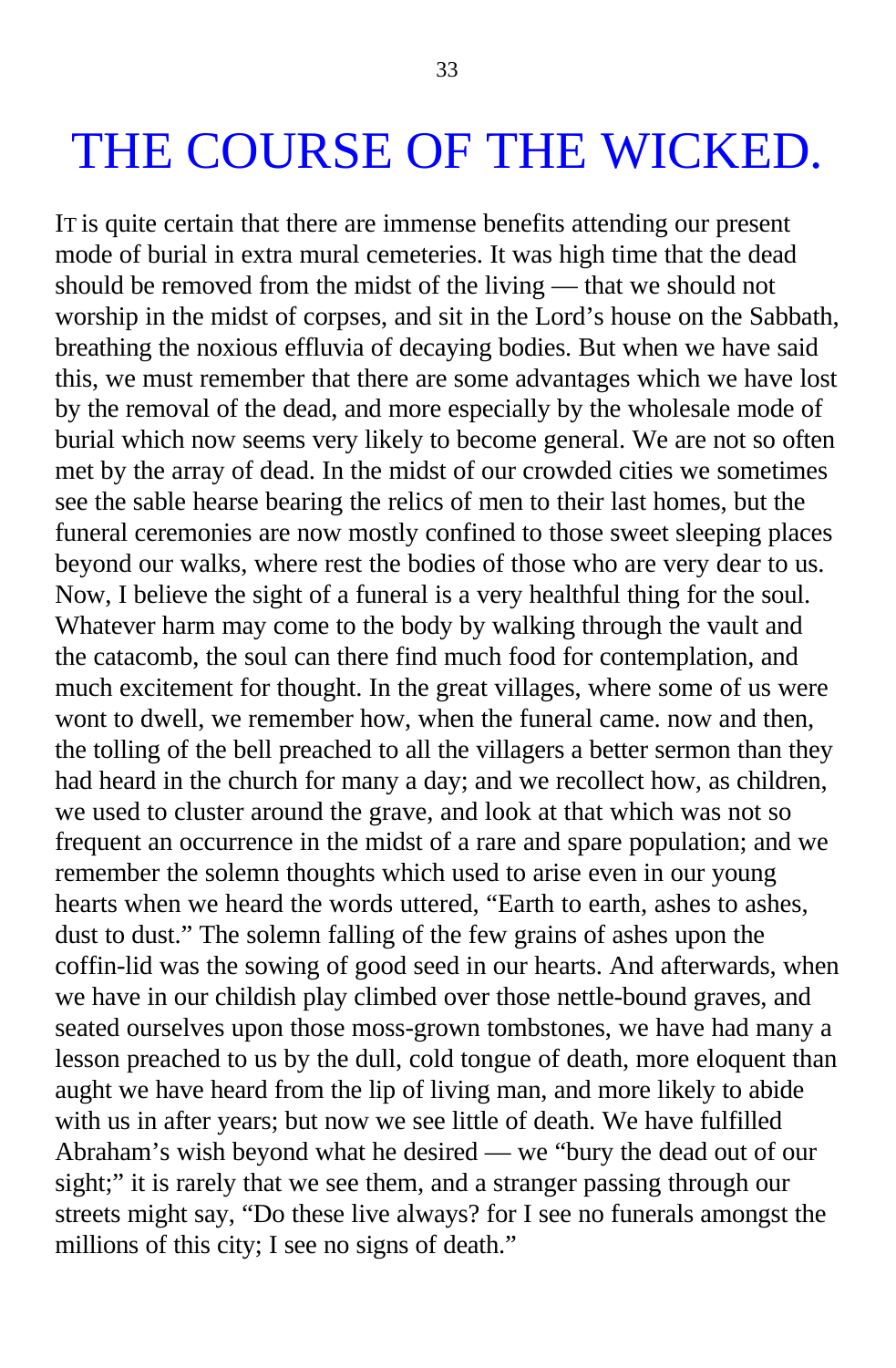# THE COURSE OF THE WICKED.

IT is quite certain that there are immense benefits attending our present mode of burial in extra mural cemeteries. It was high time that the dead should be removed from the midst of the living — that we should not worship in the midst of corpses, and sit in the Lord's house on the Sabbath, breathing the noxious effluvia of decaying bodies. But when we have said this, we must remember that there are some advantages which we have lost by the removal of the dead, and more especially by the wholesale mode of burial which now seems very likely to become general. We are not so often met by the array of dead. In the midst of our crowded cities we sometimes see the sable hearse bearing the relics of men to their last homes, but the funeral ceremonies are now mostly confined to those sweet sleeping places beyond our walks, where rest the bodies of those who are very dear to us. Now, I believe the sight of a funeral is a very healthful thing for the soul. Whatever harm may come to the body by walking through the vault and the catacomb, the soul can there find much food for contemplation, and much excitement for thought. In the great villages, where some of us were wont to dwell, we remember how, when the funeral came. now and then, the tolling of the bell preached to all the villagers a better sermon than they had heard in the church for many a day; and we recollect how, as children, we used to cluster around the grave, and look at that which was not so frequent an occurrence in the midst of a rare and spare population; and we remember the solemn thoughts which used to arise even in our young hearts when we heard the words uttered, "Earth to earth, ashes to ashes, dust to dust." The solemn falling of the few grains of ashes upon the coffin-lid was the sowing of good seed in our hearts. And afterwards, when we have in our childish play climbed over those nettle-bound graves, and seated ourselves upon those moss-grown tombstones, we have had many a lesson preached to us by the dull, cold tongue of death, more eloquent than aught we have heard from the lip of living man, and more likely to abide with us in after years; but now we see little of death. We have fulfilled Abraham's wish beyond what he desired — we "bury the dead out of our sight;" it is rarely that we see them, and a stranger passing through our streets might say, "Do these live always? for I see no funerals amongst the millions of this city; I see no signs of death."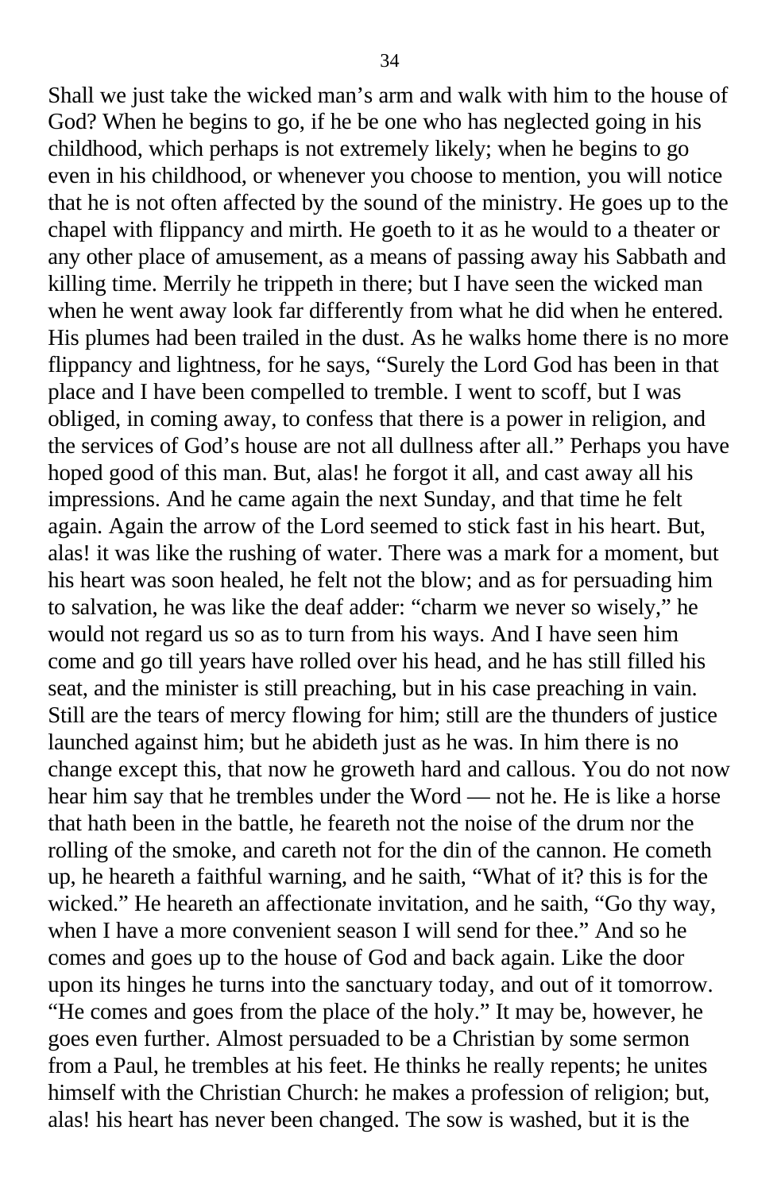Shall we just take the wicked man's arm and walk with him to the house of God? When he begins to go, if he be one who has neglected going in his childhood, which perhaps is not extremely likely; when he begins to go even in his childhood, or whenever you choose to mention, you will notice that he is not often affected by the sound of the ministry. He goes up to the chapel with flippancy and mirth. He goeth to it as he would to a theater or any other place of amusement, as a means of passing away his Sabbath and killing time. Merrily he trippeth in there; but I have seen the wicked man when he went away look far differently from what he did when he entered. His plumes had been trailed in the dust. As he walks home there is no more flippancy and lightness, for he says, "Surely the Lord God has been in that place and I have been compelled to tremble. I went to scoff, but I was obliged, in coming away, to confess that there is a power in religion, and the services of God's house are not all dullness after all." Perhaps you have hoped good of this man. But, alas! he forgot it all, and cast away all his impressions. And he came again the next Sunday, and that time he felt again. Again the arrow of the Lord seemed to stick fast in his heart. But, alas! it was like the rushing of water. There was a mark for a moment, but his heart was soon healed, he felt not the blow; and as for persuading him to salvation, he was like the deaf adder: "charm we never so wisely," he would not regard us so as to turn from his ways. And I have seen him come and go till years have rolled over his head, and he has still filled his seat, and the minister is still preaching, but in his case preaching in vain. Still are the tears of mercy flowing for him; still are the thunders of justice launched against him; but he abideth just as he was. In him there is no change except this, that now he groweth hard and callous. You do not now hear him say that he trembles under the Word — not he. He is like a horse that hath been in the battle, he feareth not the noise of the drum nor the rolling of the smoke, and careth not for the din of the cannon. He cometh up, he heareth a faithful warning, and he saith, "What of it? this is for the wicked." He heareth an affectionate invitation, and he saith, "Go thy way, when I have a more convenient season I will send for thee." And so he comes and goes up to the house of God and back again. Like the door upon its hinges he turns into the sanctuary today, and out of it tomorrow. "He comes and goes from the place of the holy." It may be, however, he goes even further. Almost persuaded to be a Christian by some sermon from a Paul, he trembles at his feet. He thinks he really repents; he unites himself with the Christian Church: he makes a profession of religion; but, alas! his heart has never been changed. The sow is washed, but it is the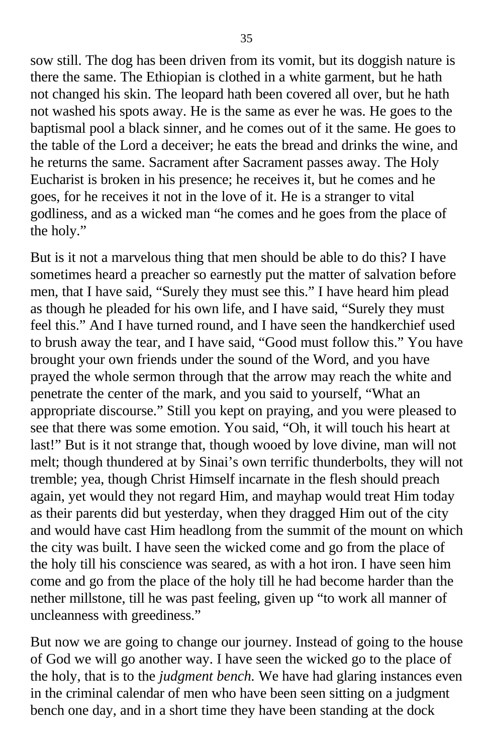sow still. The dog has been driven from its vomit, but its doggish nature is there the same. The Ethiopian is clothed in a white garment, but he hath not changed his skin. The leopard hath been covered all over, but he hath not washed his spots away. He is the same as ever he was. He goes to the baptismal pool a black sinner, and he comes out of it the same. He goes to the table of the Lord a deceiver; he eats the bread and drinks the wine, and he returns the same. Sacrament after Sacrament passes away. The Holy Eucharist is broken in his presence; he receives it, but he comes and he goes, for he receives it not in the love of it. He is a stranger to vital godliness, and as a wicked man "he comes and he goes from the place of the holy."

But is it not a marvelous thing that men should be able to do this? I have sometimes heard a preacher so earnestly put the matter of salvation before men, that I have said, "Surely they must see this." I have heard him plead as though he pleaded for his own life, and I have said, "Surely they must feel this." And I have turned round, and I have seen the handkerchief used to brush away the tear, and I have said, "Good must follow this." You have brought your own friends under the sound of the Word, and you have prayed the whole sermon through that the arrow may reach the white and penetrate the center of the mark, and you said to yourself, "What an appropriate discourse." Still you kept on praying, and you were pleased to see that there was some emotion. You said, "Oh, it will touch his heart at last!" But is it not strange that, though wooed by love divine, man will not melt; though thundered at by Sinai's own terrific thunderbolts, they will not tremble; yea, though Christ Himself incarnate in the flesh should preach again, yet would they not regard Him, and mayhap would treat Him today as their parents did but yesterday, when they dragged Him out of the city and would have cast Him headlong from the summit of the mount on which the city was built. I have seen the wicked come and go from the place of the holy till his conscience was seared, as with a hot iron. I have seen him come and go from the place of the holy till he had become harder than the nether millstone, till he was past feeling, given up "to work all manner of uncleanness with greediness."

But now we are going to change our journey. Instead of going to the house of God we will go another way. I have seen the wicked go to the place of the holy, that is to the *judgment bench.* We have had glaring instances even in the criminal calendar of men who have been seen sitting on a judgment bench one day, and in a short time they have been standing at the dock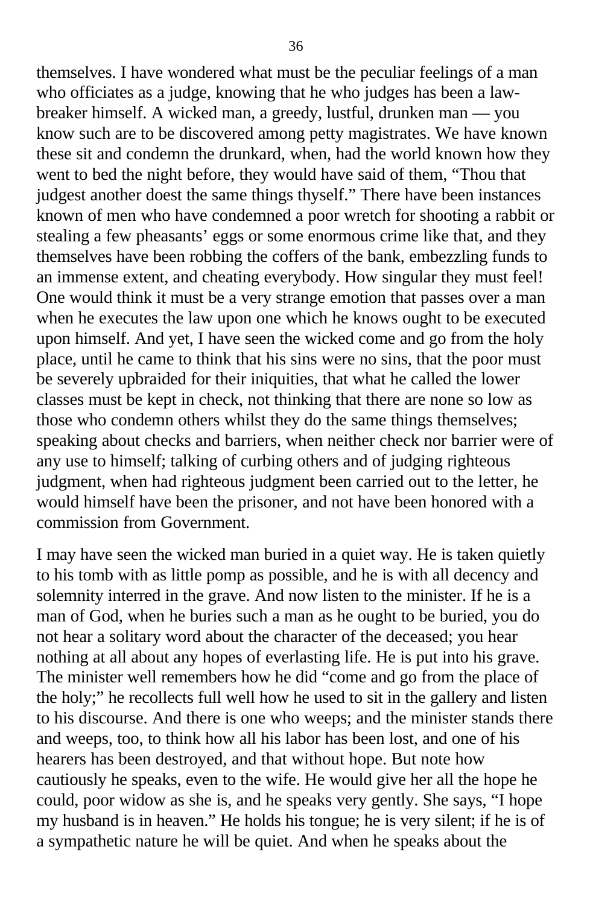themselves. I have wondered what must be the peculiar feelings of a man who officiates as a judge, knowing that he who judges has been a law-breaker himself. A wicked man, a greedy, lustful, drunken man — you know such are to be discovered among petty magistrates. We have known these sit and condemn the drunkard, when, had the world known how they went to bed the night before, they would have said of them, “Thou that judgest another doest the same things thyself.” There have been instances known of men who have condemned a poor wretch for shooting a rabbit or stealing a few pheasants’ eggs or some enormous crime like that, and they themselves have been robbing the coffers of the bank, embezzling funds to an immense extent, and cheating everybody. How singular they must feel! One would think it must be a very strange emotion that passes over a man when he executes the law upon one which he knows ought to be executed upon himself. And yet, I have seen the wicked come and go from the holy place, until he came to think that his sins were no sins, that the poor must be severely upbraided for their iniquities, that what he called the lower classes must be kept in check, not thinking that there are none so low as those who condemn others whilst they do the same things themselves; speaking about checks and barriers, when neither check nor barrier were of any use to himself; talking of curbing others and of judging righteous judgment, when had righteous judgment been carried out to the letter, he would himself have been the prisoner, and not have been honored with a commission from Government.

I may have seen the wicked man buried in a quiet way. He is taken quietly to his tomb with as little pomp as possible, and he is with all decency and solemnity interred in the grave. And now listen to the minister. If he is a man of God, when he buries such a man as he ought to be buried, you do not hear a solitary word about the character of the deceased; you hear nothing at all about any hopes of everlasting life. He is put into his grave. The minister well remembers how he did “come and go from the place of the holy;” he recollects full well how he used to sit in the gallery and listen to his discourse. And there is one who weeps; and the minister stands there and weeps, too, to think how all his labor has been lost, and one of his hearers has been destroyed, and that without hope. But note how cautiously he speaks, even to the wife. He would give her all the hope he could, poor widow as she is, and he speaks very gently. She says, “I hope my husband is in heaven.” He holds his tongue; he is very silent; if he is of a sympathetic nature he will be quiet. And when he speaks about the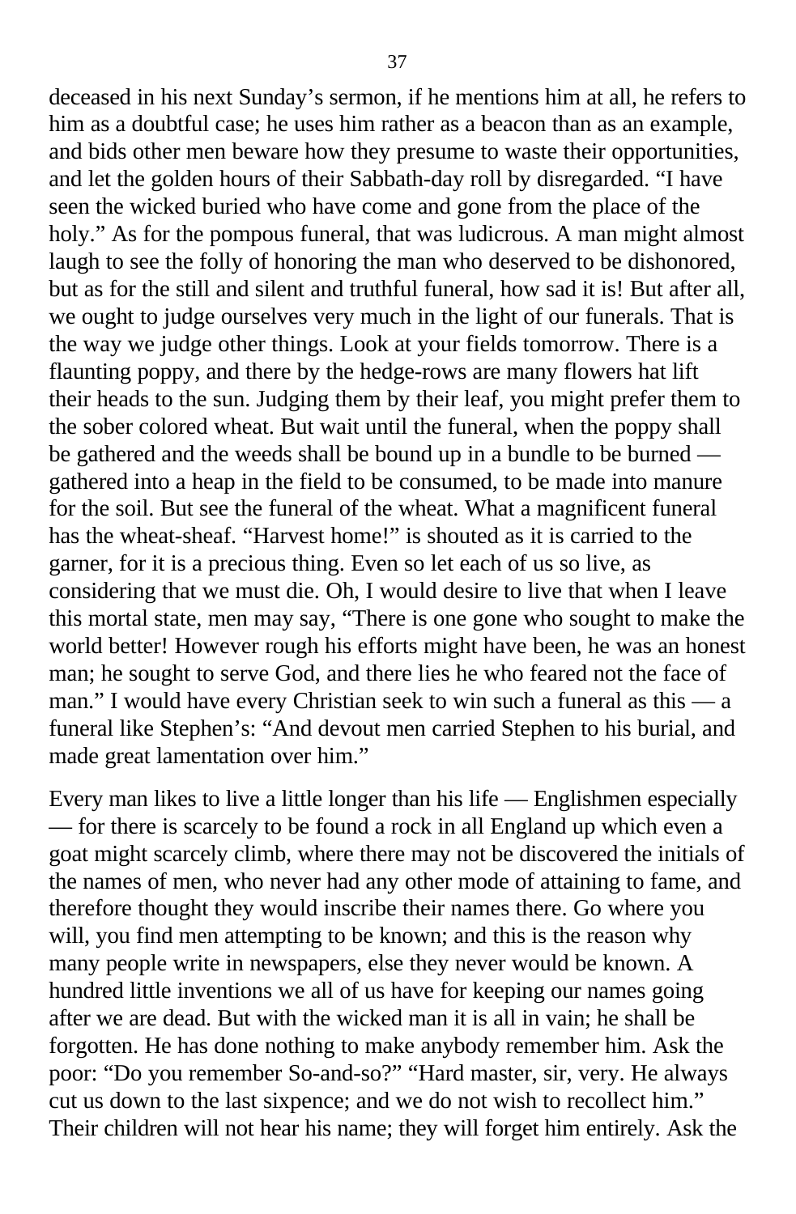deceased in his next Sunday's sermon, if he mentions him at all, he refers to him as a doubtful case; he uses him rather as a beacon than as an example, and bids other men beware how they presume to waste their opportunities, and let the golden hours of their Sabbath-day roll by disregarded. "I have seen the wicked buried who have come and gone from the place of the holy." As for the pompous funeral, that was ludicrous. A man might almost laugh to see the folly of honoring the man who deserved to be dishonored, but as for the still and silent and truthful funeral, how sad it is! But after all, we ought to judge ourselves very much in the light of our funerals. That is the way we judge other things. Look at your fields tomorrow. There is a flaunting poppy, and there by the hedge-rows are many flowers hat lift their heads to the sun. Judging them by their leaf, you might prefer them to the sober colored wheat. But wait until the funeral, when the poppy shall be gathered and the weeds shall be bound up in a bundle to be burned — gathered into a heap in the field to be consumed, to be made into manure for the soil. But see the funeral of the wheat. What a magnificent funeral has the wheat-sheaf. "Harvest home!" is shouted as it is carried to the garner, for it is a precious thing. Even so let each of us so live, as considering that we must die. Oh, I would desire to live that when I leave this mortal state, men may say, "There is one gone who sought to make the world better! However rough his efforts might have been, he was an honest man; he sought to serve God, and there lies he who feared not the face of man." I would have every Christian seek to win such a funeral as this — a funeral like Stephen's: "And devout men carried Stephen to his burial, and made great lamentation over him."

Every man likes to live a little longer than his life — Englishmen especially — for there is scarcely to be found a rock in all England up which even a goat might scarcely climb, where there may not be discovered the initials of the names of men, who never had any other mode of attaining to fame, and therefore thought they would inscribe their names there. Go where you will, you find men attempting to be known; and this is the reason why many people write in newspapers, else they never would be known. A hundred little inventions we all of us have for keeping our names going after we are dead. But with the wicked man it is all in vain; he shall be forgotten. He has done nothing to make anybody remember him. Ask the poor: "Do you remember So-and-so?" "Hard master, sir, very. He always cut us down to the last sixpence; and we do not wish to recollect him." Their children will not hear his name; they will forget him entirely. Ask the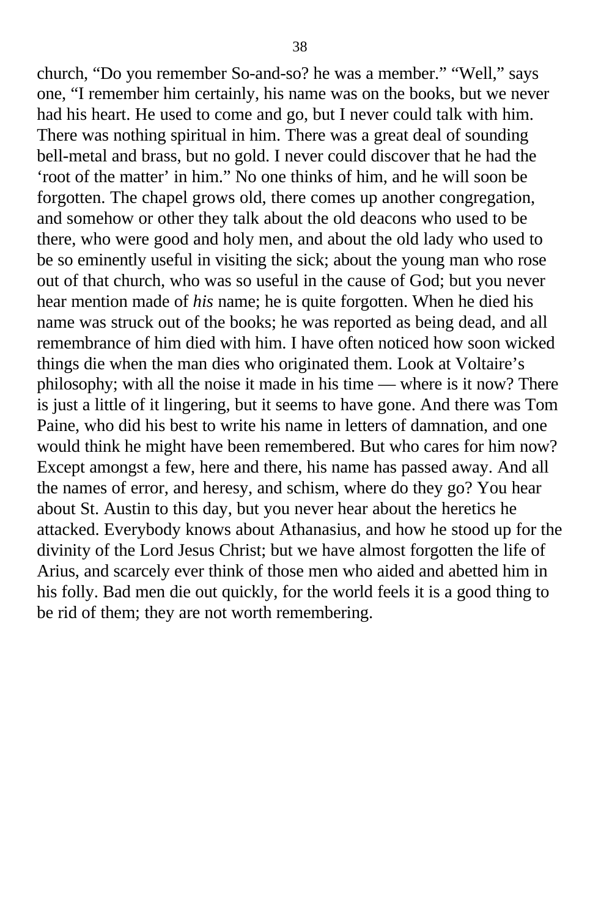church, “Do you remember So-and-so? he was a member.” “Well,” says one, “I remember him certainly, his name was on the books, but we never had his heart. He used to come and go, but I never could talk with him. There was nothing spiritual in him. There was a great deal of sounding bell-metal and brass, but no gold. I never could discover that he had the ‘root of the matter’ in him.” No one thinks of him, and he will soon be forgotten. The chapel grows old, there comes up another congregation, and somehow or other they talk about the old deacons who used to be there, who were good and holy men, and about the old lady who used to be so eminently useful in visiting the sick; about the young man who rose out of that church, who was so useful in the cause of God; but you never hear mention made of *his* name; he is quite forgotten. When he died his name was struck out of the books; he was reported as being dead, and all remembrance of him died with him. I have often noticed how soon wicked things die when the man dies who originated them. Look at Voltaire’s philosophy; with all the noise it made in his time — where is it now? There is just a little of it lingering, but it seems to have gone. And there was Tom Paine, who did his best to write his name in letters of damnation, and one would think he might have been remembered. But who cares for him now? Except amongst a few, here and there, his name has passed away. And all the names of error, and heresy, and schism, where do they go? You hear about St. Austin to this day, but you never hear about the heretics he attacked. Everybody knows about Athanasius, and how he stood up for the divinity of the Lord Jesus Christ; but we have almost forgotten the life of Arius, and scarcely ever think of those men who aided and abetted him in his folly. Bad men die out quickly, for the world feels it is a good thing to be rid of them; they are not worth remembering.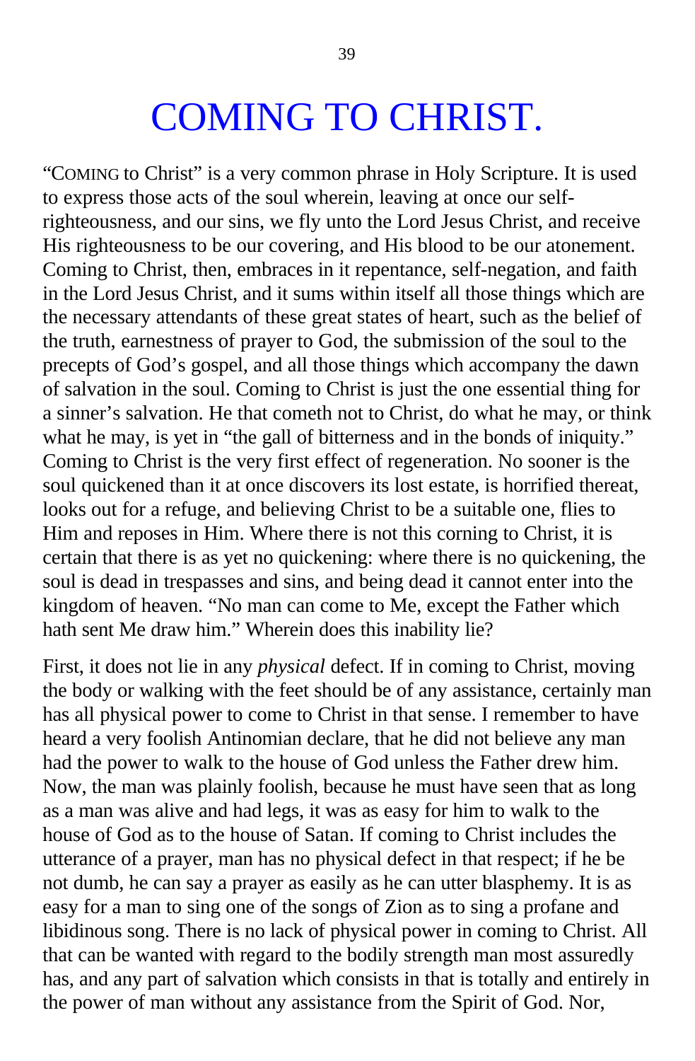# COMING TO CHRIST.

"COMING to Christ" is a very common phrase in Holy Scripture. It is used to express those acts of the soul wherein, leaving at once our self-righteousness, and our sins, we fly unto the Lord Jesus Christ, and receive His righteousness to be our covering, and His blood to be our atonement. Coming to Christ, then, embraces in it repentance, self-negation, and faith in the Lord Jesus Christ, and it sums within itself all those things which are the necessary attendants of these great states of heart, such as the belief of the truth, earnestness of prayer to God, the submission of the soul to the precepts of God's gospel, and all those things which accompany the dawn of salvation in the soul. Coming to Christ is just the one essential thing for a sinner's salvation. He that cometh not to Christ, do what he may, or think what he may, is yet in "the gall of bitterness and in the bonds of iniquity." Coming to Christ is the very first effect of regeneration. No sooner is the soul quickened than it at once discovers its lost estate, is horrified thereat, looks out for a refuge, and believing Christ to be a suitable one, flies to Him and reposes in Him. Where there is not this corning to Christ, it is certain that there is as yet no quickening: where there is no quickening, the soul is dead in trespasses and sins, and being dead it cannot enter into the kingdom of heaven. "No man can come to Me, except the Father which hath sent Me draw him." Wherein does this inability lie?

First, it does not lie in any *physical* defect. If in coming to Christ, moving the body or walking with the feet should be of any assistance, certainly man has all physical power to come to Christ in that sense. I remember to have heard a very foolish Antinomian declare, that he did not believe any man had the power to walk to the house of God unless the Father drew him. Now, the man was plainly foolish, because he must have seen that as long as a man was alive and had legs, it was as easy for him to walk to the house of God as to the house of Satan. If coming to Christ includes the utterance of a prayer, man has no physical defect in that respect; if he be not dumb, he can say a prayer as easily as he can utter blasphemy. It is as easy for a man to sing one of the songs of Zion as to sing a profane and libidinous song. There is no lack of physical power in coming to Christ. All that can be wanted with regard to the bodily strength man most assuredly has, and any part of salvation which consists in that is totally and entirely in the power of man without any assistance from the Spirit of God. Nor,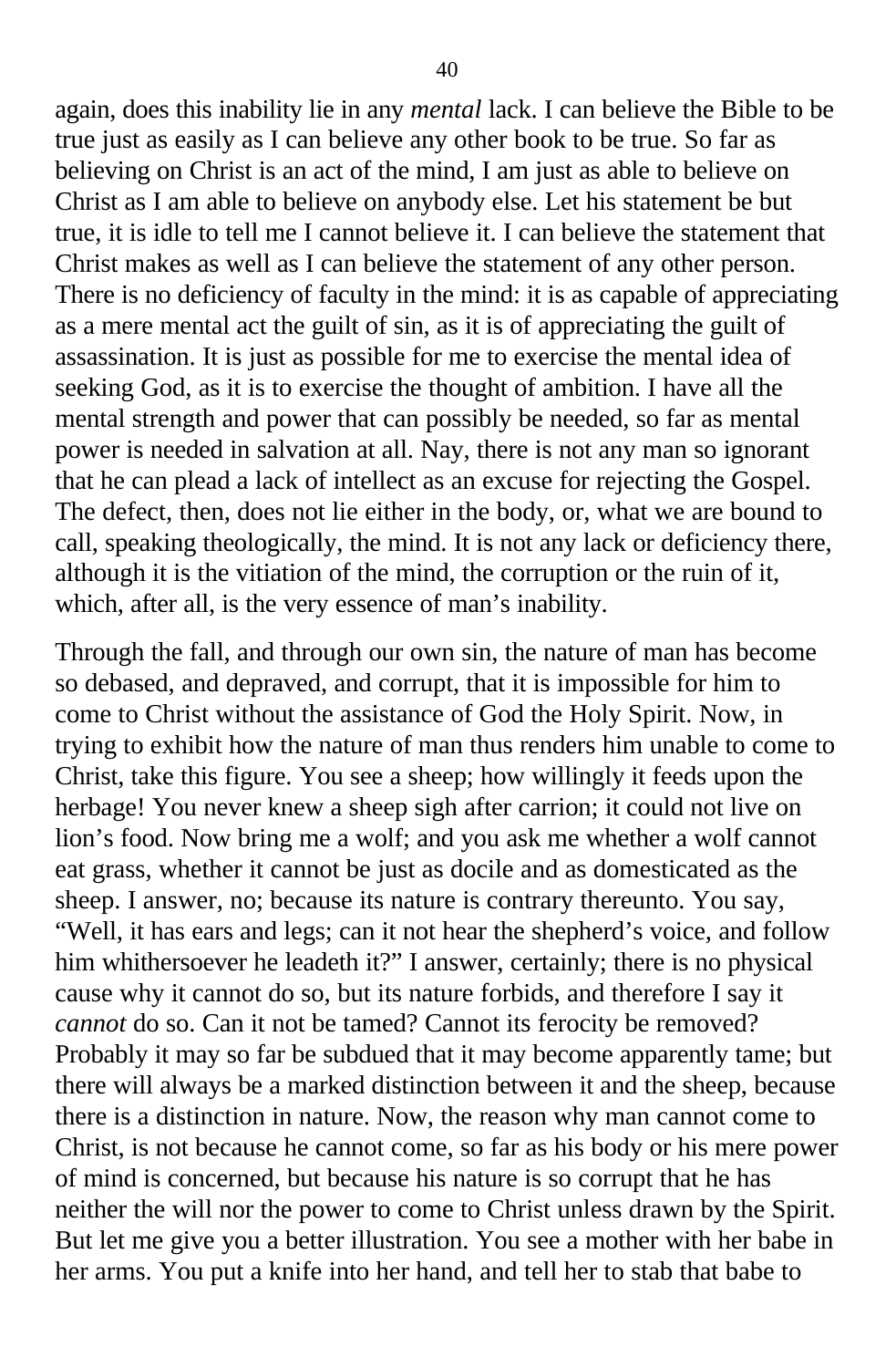again, does this inability lie in any *mental* lack. I can believe the Bible to be true just as easily as I can believe any other book to be true. So far as believing on Christ is an act of the mind, I am just as able to believe on Christ as I am able to believe on anybody else. Let his statement be but true, it is idle to tell me I cannot believe it. I can believe the statement that Christ makes as well as I can believe the statement of any other person. There is no deficiency of faculty in the mind: it is as capable of appreciating as a mere mental act the guilt of sin, as it is of appreciating the guilt of assassination. It is just as possible for me to exercise the mental idea of seeking God, as it is to exercise the thought of ambition. I have all the mental strength and power that can possibly be needed, so far as mental power is needed in salvation at all. Nay, there is not any man so ignorant that he can plead a lack of intellect as an excuse for rejecting the Gospel. The defect, then, does not lie either in the body, or, what we are bound to call, speaking theologically, the mind. It is not any lack or deficiency there, although it is the vitiation of the mind, the corruption or the ruin of it, which, after all, is the very essence of man's inability.

Through the fall, and through our own sin, the nature of man has become so debased, and depraved, and corrupt, that it is impossible for him to come to Christ without the assistance of God the Holy Spirit. Now, in trying to exhibit how the nature of man thus renders him unable to come to Christ, take this figure. You see a sheep; how willingly it feeds upon the herbage! You never knew a sheep sigh after carrion; it could not live on lion's food. Now bring me a wolf; and you ask me whether a wolf cannot eat grass, whether it cannot be just as docile and as domesticated as the sheep. I answer, no; because its nature is contrary thereunto. You say, "Well, it has ears and legs; can it not hear the shepherd's voice, and follow him whithersoever he leadeth it?" I answer, certainly; there is no physical cause why it cannot do so, but its nature forbids, and therefore I say it *cannot* do so. Can it not be tamed? Cannot its ferocity be removed? Probably it may so far be subdued that it may become apparently tame; but there will always be a marked distinction between it and the sheep, because there is a distinction in nature. Now, the reason why man cannot come to Christ, is not because he cannot come, so far as his body or his mere power of mind is concerned, but because his nature is so corrupt that he has neither the will nor the power to come to Christ unless drawn by the Spirit. But let me give you a better illustration. You see a mother with her babe in her arms. You put a knife into her hand, and tell her to stab that babe to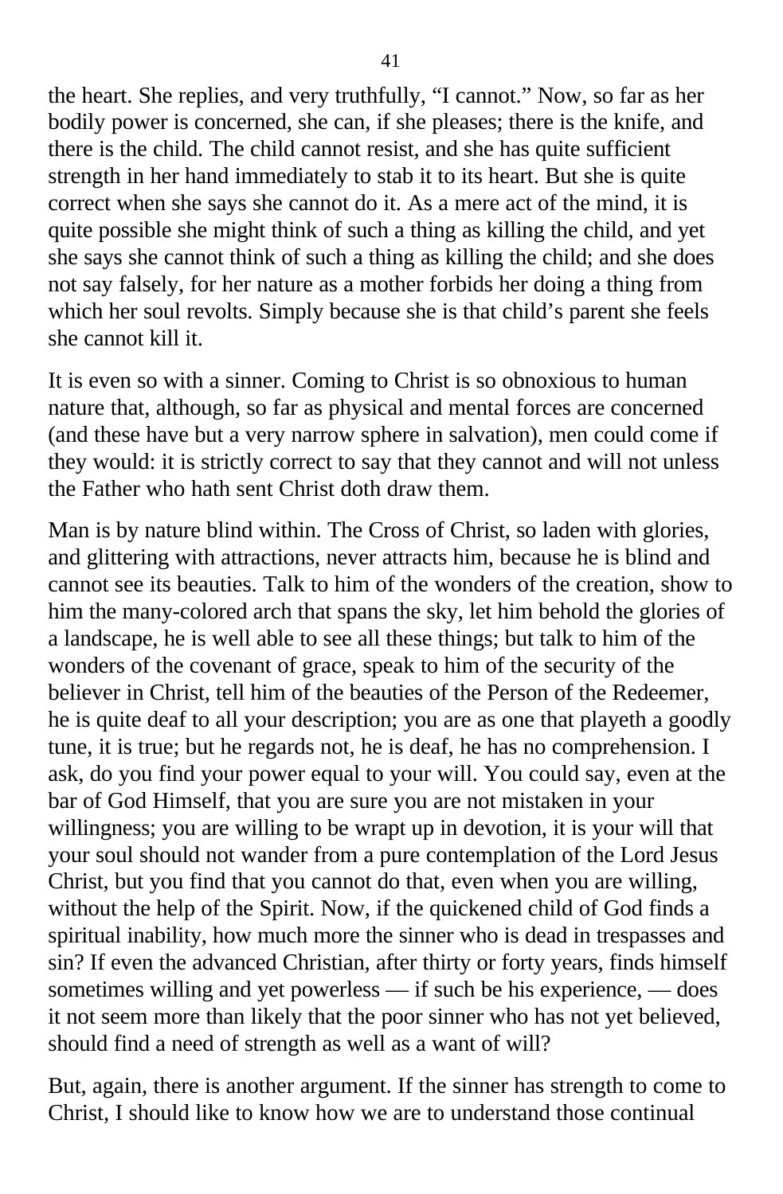the heart. She replies, and very truthfully, “I cannot.” Now, so far as her bodily power is concerned, she can, if she pleases; there is the knife, and there is the child. The child cannot resist, and she has quite sufficient strength in her hand immediately to stab it to its heart. But she is quite correct when she says she cannot do it. As a mere act of the mind, it is quite possible she might think of such a thing as killing the child, and yet she says she cannot think of such a thing as killing the child; and she does not say falsely, for her nature as a mother forbids her doing a thing from which her soul revolts. Simply because she is that child’s parent she feels she cannot kill it.

It is even so with a sinner. Coming to Christ is so obnoxious to human nature that, although, so far as physical and mental forces are concerned (and these have but a very narrow sphere in salvation), men could come if they would: it is strictly correct to say that they cannot and will not unless the Father who hath sent Christ doth draw them.

Man is by nature blind within. The Cross of Christ, so laden with glories, and glittering with attractions, never attracts him, because he is blind and cannot see its beauties. Talk to him of the wonders of the creation, show to him the many-colored arch that spans the sky, let him behold the glories of a landscape, he is well able to see all these things; but talk to him of the wonders of the covenant of grace, speak to him of the security of the believer in Christ, tell him of the beauties of the Person of the Redeemer, he is quite deaf to all your description; you are as one that playeth a goodly tune, it is true; but he regards not, he is deaf, he has no comprehension. I ask, do you find your power equal to your will. You could say, even at the bar of God Himself, that you are sure you are not mistaken in your willingness; you are willing to be wrapt up in devotion, it is your will that your soul should not wander from a pure contemplation of the Lord Jesus Christ, but you find that you cannot do that, even when you are willing, without the help of the Spirit. Now, if the quickened child of God finds a spiritual inability, how much more the sinner who is dead in trespasses and sin? If even the advanced Christian, after thirty or forty years, finds himself sometimes willing and yet powerless — if such be his experience, — does it not seem more than likely that the poor sinner who has not yet believed, should find a need of strength as well as a want of will?

But, again, there is another argument. If the sinner has strength to come to Christ, I should like to know how we are to understand those continual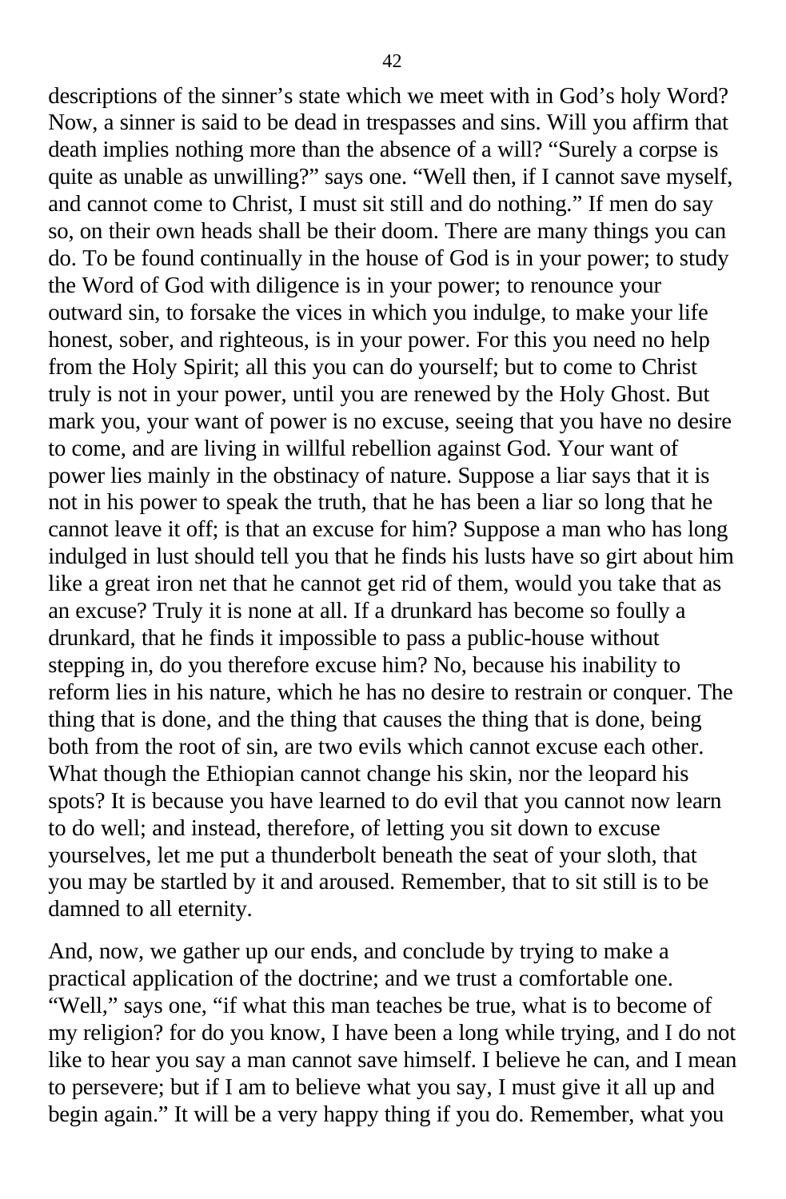descriptions of the sinner's state which we meet with in God's holy Word? Now, a sinner is said to be dead in trespasses and sins. Will you affirm that death implies nothing more than the absence of a will? "Surely a corpse is quite as unable as unwilling?" says one. "Well then, if I cannot save myself, and cannot come to Christ, I must sit still and do nothing." If men do say so, on their own heads shall be their doom. There are many things you can do. To be found continually in the house of God is in your power; to study the Word of God with diligence is in your power; to renounce your outward sin, to forsake the vices in which you indulge, to make your life honest, sober, and righteous, is in your power. For this you need no help from the Holy Spirit; all this you can do yourself; but to come to Christ truly is not in your power, until you are renewed by the Holy Ghost. But mark you, your want of power is no excuse, seeing that you have no desire to come, and are living in willful rebellion against God. Your want of power lies mainly in the obstinacy of nature. Suppose a liar says that it is not in his power to speak the truth, that he has been a liar so long that he cannot leave it off; is that an excuse for him? Suppose a man who has long indulged in lust should tell you that he finds his lusts have so girt about him like a great iron net that he cannot get rid of them, would you take that as an excuse? Truly it is none at all. If a drunkard has become so foully a drunkard, that he finds it impossible to pass a public-house without stepping in, do you therefore excuse him? No, because his inability to reform lies in his nature, which he has no desire to restrain or conquer. The thing that is done, and the thing that causes the thing that is done, being both from the root of sin, are two evils which cannot excuse each other. What though the Ethiopian cannot change his skin, nor the leopard his spots? It is because you have learned to do evil that you cannot now learn to do well; and instead, therefore, of letting you sit down to excuse yourselves, let me put a thunderbolt beneath the seat of your sloth, that you may be startled by it and aroused. Remember, that to sit still is to be damned to all eternity.

And, now, we gather up our ends, and conclude by trying to make a practical application of the doctrine; and we trust a comfortable one. "Well," says one, "if what this man teaches be true, what is to become of my religion? for do you know, I have been a long while trying, and I do not like to hear you say a man cannot save himself. I believe he can, and I mean to persevere; but if I am to believe what you say, I must give it all up and begin again." It will be a very happy thing if you do. Remember, what you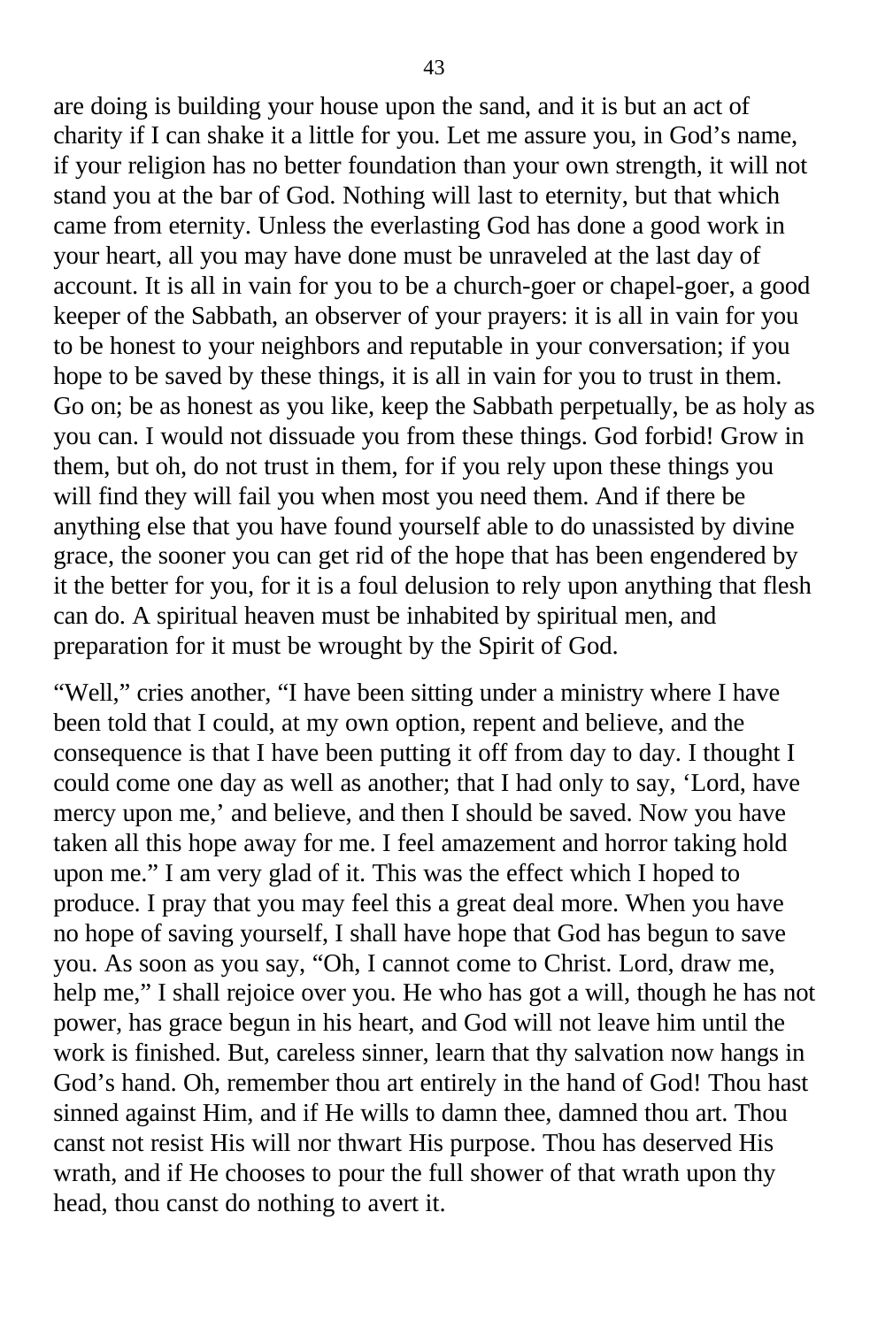are doing is building your house upon the sand, and it is but an act of charity if I can shake it a little for you. Let me assure you, in God's name, if your religion has no better foundation than your own strength, it will not stand you at the bar of God. Nothing will last to eternity, but that which came from eternity. Unless the everlasting God has done a good work in your heart, all you may have done must be unraveled at the last day of account. It is all in vain for you to be a church-goer or chapel-goer, a good keeper of the Sabbath, an observer of your prayers: it is all in vain for you to be honest to your neighbors and reputable in your conversation; if you hope to be saved by these things, it is all in vain for you to trust in them. Go on; be as honest as you like, keep the Sabbath perpetually, be as holy as you can. I would not dissuade you from these things. God forbid! Grow in them, but oh, do not trust in them, for if you rely upon these things you will find they will fail you when most you need them. And if there be anything else that you have found yourself able to do unassisted by divine grace, the sooner you can get rid of the hope that has been engendered by it the better for you, for it is a foul delusion to rely upon anything that flesh can do. A spiritual heaven must be inhabited by spiritual men, and preparation for it must be wrought by the Spirit of God.

"Well," cries another, "I have been sitting under a ministry where I have been told that I could, at my own option, repent and believe, and the consequence is that I have been putting it off from day to day. I thought I could come one day as well as another; that I had only to say, 'Lord, have mercy upon me,' and believe, and then I should be saved. Now you have taken all this hope away for me. I feel amazement and horror taking hold upon me." I am very glad of it. This was the effect which I hoped to produce. I pray that you may feel this a great deal more. When you have no hope of saving yourself, I shall have hope that God has begun to save you. As soon as you say, "Oh, I cannot come to Christ. Lord, draw me, help me," I shall rejoice over you. He who has got a will, though he has not power, has grace begun in his heart, and God will not leave him until the work is finished. But, careless sinner, learn that thy salvation now hangs in God's hand. Oh, remember thou art entirely in the hand of God! Thou hast sinned against Him, and if He wills to damn thee, damned thou art. Thou canst not resist His will nor thwart His purpose. Thou has deserved His wrath, and if He chooses to pour the full shower of that wrath upon thy head, thou canst do nothing to avert it.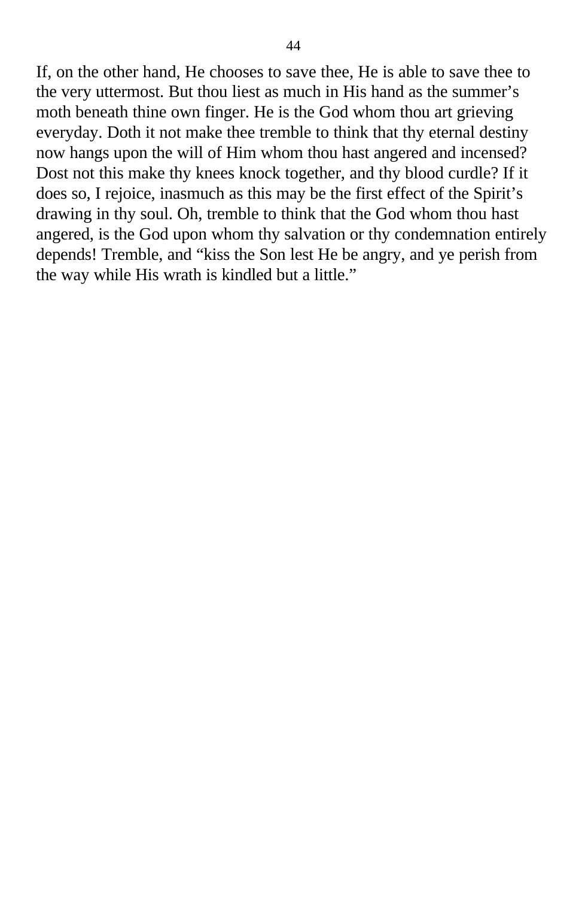If, on the other hand, He chooses to save thee, He is able to save thee to the very uttermost. But thou liest as much in His hand as the summer's moth beneath thine own finger. He is the God whom thou art grieving everyday. Doth it not make thee tremble to think that thy eternal destiny now hangs upon the will of Him whom thou hast angered and incensed? Dost not this make thy knees knock together, and thy blood curdle? If it does so, I rejoice, inasmuch as this may be the first effect of the Spirit's drawing in thy soul. Oh, tremble to think that the God whom thou hast angered, is the God upon whom thy salvation or thy condemnation entirely depends! Tremble, and "kiss the Son lest He be angry, and ye perish from the way while His wrath is kindled but a little."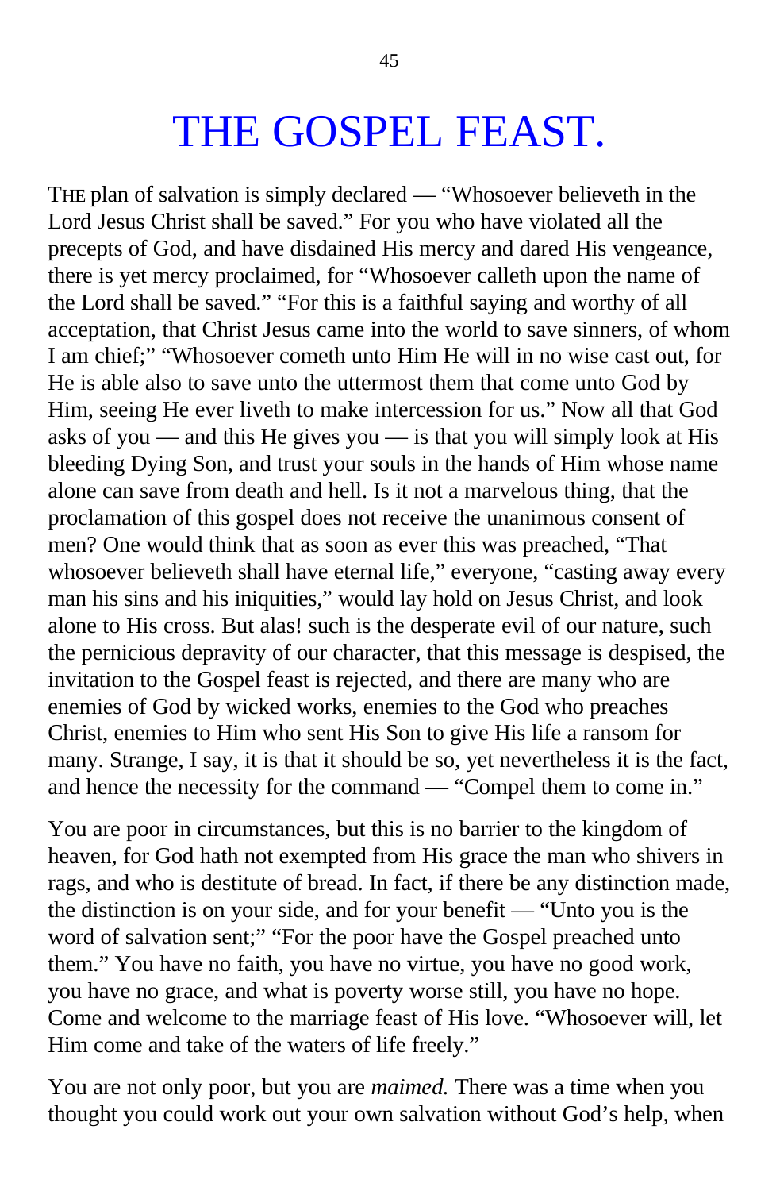# THE GOSPEL FEAST.

THE plan of salvation is simply declared — "Whosoever believeth in the Lord Jesus Christ shall be saved." For you who have violated all the precepts of God, and have disdained His mercy and dared His vengeance, there is yet mercy proclaimed, for "Whosoever calleth upon the name of the Lord shall be saved." "For this is a faithful saying and worthy of all acceptation, that Christ Jesus came into the world to save sinners, of whom I am chief;" "Whosoever cometh unto Him He will in no wise cast out, for He is able also to save unto the uttermost them that come unto God by Him, seeing He ever liveth to make intercession for us." Now all that God asks of you — and this He gives you — is that you will simply look at His bleeding Dying Son, and trust your souls in the hands of Him whose name alone can save from death and hell. Is it not a marvelous thing, that the proclamation of this gospel does not receive the unanimous consent of men? One would think that as soon as ever this was preached, "That whosoever believeth shall have eternal life," everyone, "casting away every man his sins and his iniquities," would lay hold on Jesus Christ, and look alone to His cross. But alas! such is the desperate evil of our nature, such the pernicious depravity of our character, that this message is despised, the invitation to the Gospel feast is rejected, and there are many who are enemies of God by wicked works, enemies to the God who preaches Christ, enemies to Him who sent His Son to give His life a ransom for many. Strange, I say, it is that it should be so, yet nevertheless it is the fact, and hence the necessity for the command — "Compel them to come in."

You are poor in circumstances, but this is no barrier to the kingdom of heaven, for God hath not exempted from His grace the man who shivers in rags, and who is destitute of bread. In fact, if there be any distinction made, the distinction is on your side, and for your benefit — "Unto you is the word of salvation sent;" "For the poor have the Gospel preached unto them." You have no faith, you have no virtue, you have no good work, you have no grace, and what is poverty worse still, you have no hope. Come and welcome to the marriage feast of His love. "Whosoever will, let Him come and take of the waters of life freely."

You are not only poor, but you are *maimed.* There was a time when you thought you could work out your own salvation without God's help, when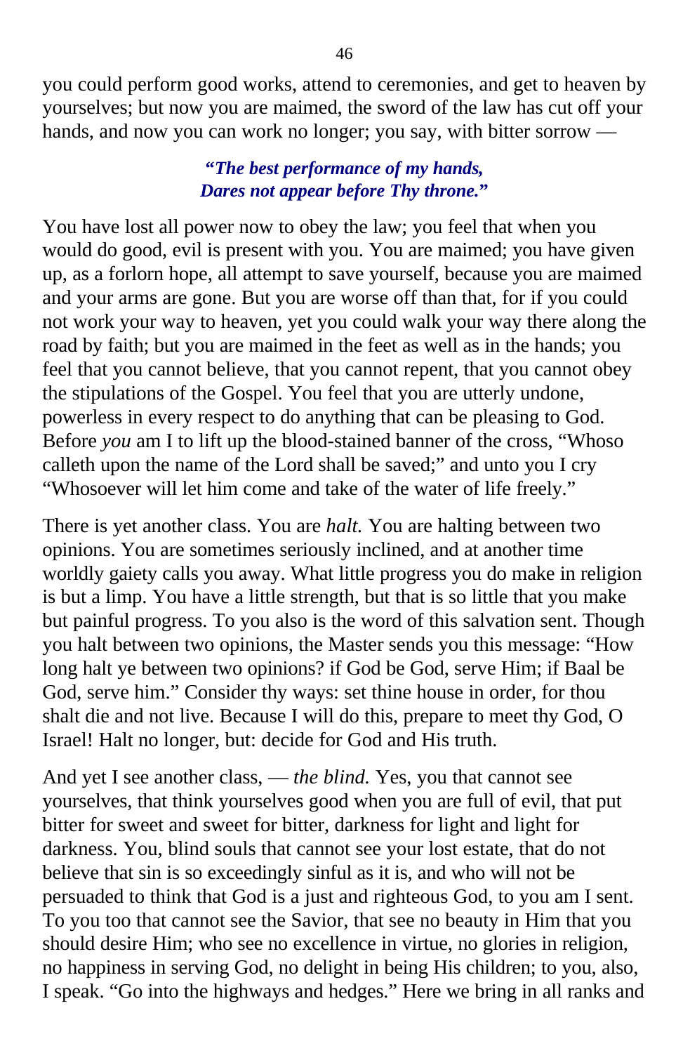you could perform good works, attend to ceremonies, and get to heaven by yourselves; but now you are maimed, the sword of the law has cut off your hands, and now you can work no longer; you say, with bitter sorrow —

> ***"The best performance of my hands,***
> ***Dares not appear before Thy throne."***

You have lost all power now to obey the law; you feel that when you would do good, evil is present with you. You are maimed; you have given up, as a forlorn hope, all attempt to save yourself, because you are maimed and your arms are gone. But you are worse off than that, for if you could not work your way to heaven, yet you could walk your way there along the road by faith; but you are maimed in the feet as well as in the hands; you feel that you cannot believe, that you cannot repent, that you cannot obey the stipulations of the Gospel. You feel that you are utterly undone, powerless in every respect to do anything that can be pleasing to God. Before *you* am I to lift up the blood-stained banner of the cross, "Whoso calleth upon the name of the Lord shall be saved;" and unto you I cry "Whosoever will let him come and take of the water of life freely."

There is yet another class. You are *halt.* You are halting between two opinions. You are sometimes seriously inclined, and at another time worldly gaiety calls you away. What little progress you do make in religion is but a limp. You have a little strength, but that is so little that you make but painful progress. To you also is the word of this salvation sent. Though you halt between two opinions, the Master sends you this message: "How long halt ye between two opinions? if God be God, serve Him; if Baal be God, serve him." Consider thy ways: set thine house in order, for thou shalt die and not live. Because I will do this, prepare to meet thy God, O Israel! Halt no longer, but: decide for God and His truth.

And yet I see another class, — *the blind.* Yes, you that cannot see yourselves, that think yourselves good when you are full of evil, that put bitter for sweet and sweet for bitter, darkness for light and light for darkness. You, blind souls that cannot see your lost estate, that do not believe that sin is so exceedingly sinful as it is, and who will not be persuaded to think that God is a just and righteous God, to you am I sent. To you too that cannot see the Savior, that see no beauty in Him that you should desire Him; who see no excellence in virtue, no glories in religion, no happiness in serving God, no delight in being His children; to you, also, I speak. "Go into the highways and hedges." Here we bring in all ranks and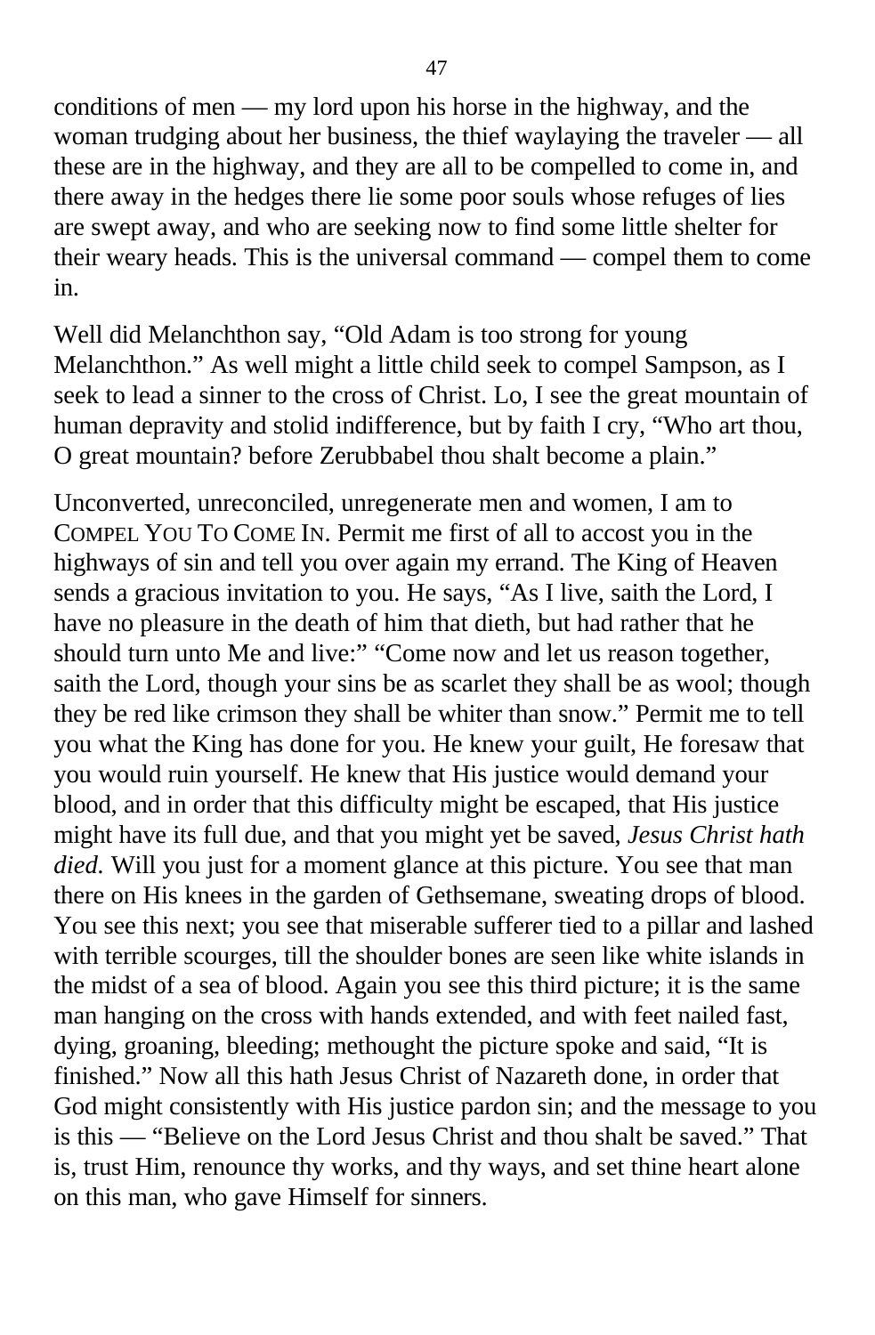conditions of men — my lord upon his horse in the highway, and the woman trudging about her business, the thief waylaying the traveler — all these are in the highway, and they are all to be compelled to come in, and there away in the hedges there lie some poor souls whose refuges of lies are swept away, and who are seeking now to find some little shelter for their weary heads. This is the universal command — compel them to come in.

Well did Melanchthon say, "Old Adam is too strong for young Melanchthon." As well might a little child seek to compel Sampson, as I seek to lead a sinner to the cross of Christ. Lo, I see the great mountain of human depravity and stolid indifference, but by faith I cry, "Who art thou, O great mountain? before Zerubbabel thou shalt become a plain."

Unconverted, unreconciled, unregenerate men and women, I am to COMPEL YOU TO COME IN. Permit me first of all to accost you in the highways of sin and tell you over again my errand. The King of Heaven sends a gracious invitation to you. He says, "As I live, saith the Lord, I have no pleasure in the death of him that dieth, but had rather that he should turn unto Me and live:" "Come now and let us reason together, saith the Lord, though your sins be as scarlet they shall be as wool; though they be red like crimson they shall be whiter than snow." Permit me to tell you what the King has done for you. He knew your guilt, He foresaw that you would ruin yourself. He knew that His justice would demand your blood, and in order that this difficulty might be escaped, that His justice might have its full due, and that you might yet be saved, *Jesus Christ hath died.* Will you just for a moment glance at this picture. You see that man there on His knees in the garden of Gethsemane, sweating drops of blood. You see this next; you see that miserable sufferer tied to a pillar and lashed with terrible scourges, till the shoulder bones are seen like white islands in the midst of a sea of blood. Again you see this third picture; it is the same man hanging on the cross with hands extended, and with feet nailed fast, dying, groaning, bleeding; methought the picture spoke and said, "It is finished." Now all this hath Jesus Christ of Nazareth done, in order that God might consistently with His justice pardon sin; and the message to you is this — "Believe on the Lord Jesus Christ and thou shalt be saved." That is, trust Him, renounce thy works, and thy ways, and set thine heart alone on this man, who gave Himself for sinners.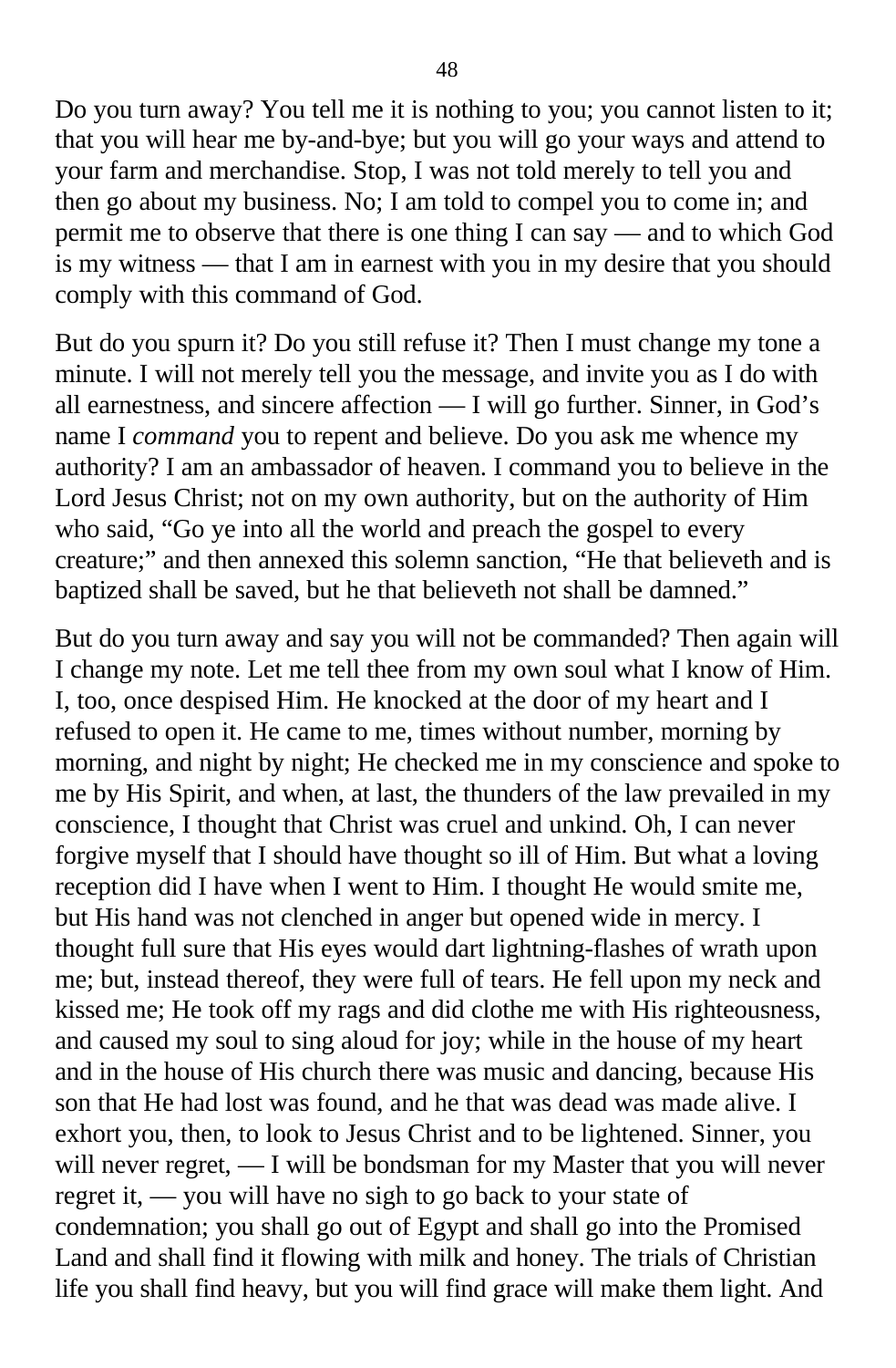Do you turn away? You tell me it is nothing to you; you cannot listen to it; that you will hear me by-and-bye; but you will go your ways and attend to your farm and merchandise. Stop, I was not told merely to tell you and then go about my business. No; I am told to compel you to come in; and permit me to observe that there is one thing I can say — and to which God is my witness — that I am in earnest with you in my desire that you should comply with this command of God.

But do you spurn it? Do you still refuse it? Then I must change my tone a minute. I will not merely tell you the message, and invite you as I do with all earnestness, and sincere affection — I will go further. Sinner, in God's name I *command* you to repent and believe. Do you ask me whence my authority? I am an ambassador of heaven. I command you to believe in the Lord Jesus Christ; not on my own authority, but on the authority of Him who said, "Go ye into all the world and preach the gospel to every creature;" and then annexed this solemn sanction, "He that believeth and is baptized shall be saved, but he that believeth not shall be damned."

But do you turn away and say you will not be commanded? Then again will I change my note. Let me tell thee from my own soul what I know of Him. I, too, once despised Him. He knocked at the door of my heart and I refused to open it. He came to me, times without number, morning by morning, and night by night; He checked me in my conscience and spoke to me by His Spirit, and when, at last, the thunders of the law prevailed in my conscience, I thought that Christ was cruel and unkind. Oh, I can never forgive myself that I should have thought so ill of Him. But what a loving reception did I have when I went to Him. I thought He would smite me, but His hand was not clenched in anger but opened wide in mercy. I thought full sure that His eyes would dart lightning-flashes of wrath upon me; but, instead thereof, they were full of tears. He fell upon my neck and kissed me; He took off my rags and did clothe me with His righteousness, and caused my soul to sing aloud for joy; while in the house of my heart and in the house of His church there was music and dancing, because His son that He had lost was found, and he that was dead was made alive. I exhort you, then, to look to Jesus Christ and to be lightened. Sinner, you will never regret, — I will be bondsman for my Master that you will never regret it, — you will have no sigh to go back to your state of condemnation; you shall go out of Egypt and shall go into the Promised Land and shall find it flowing with milk and honey. The trials of Christian life you shall find heavy, but you will find grace will make them light. And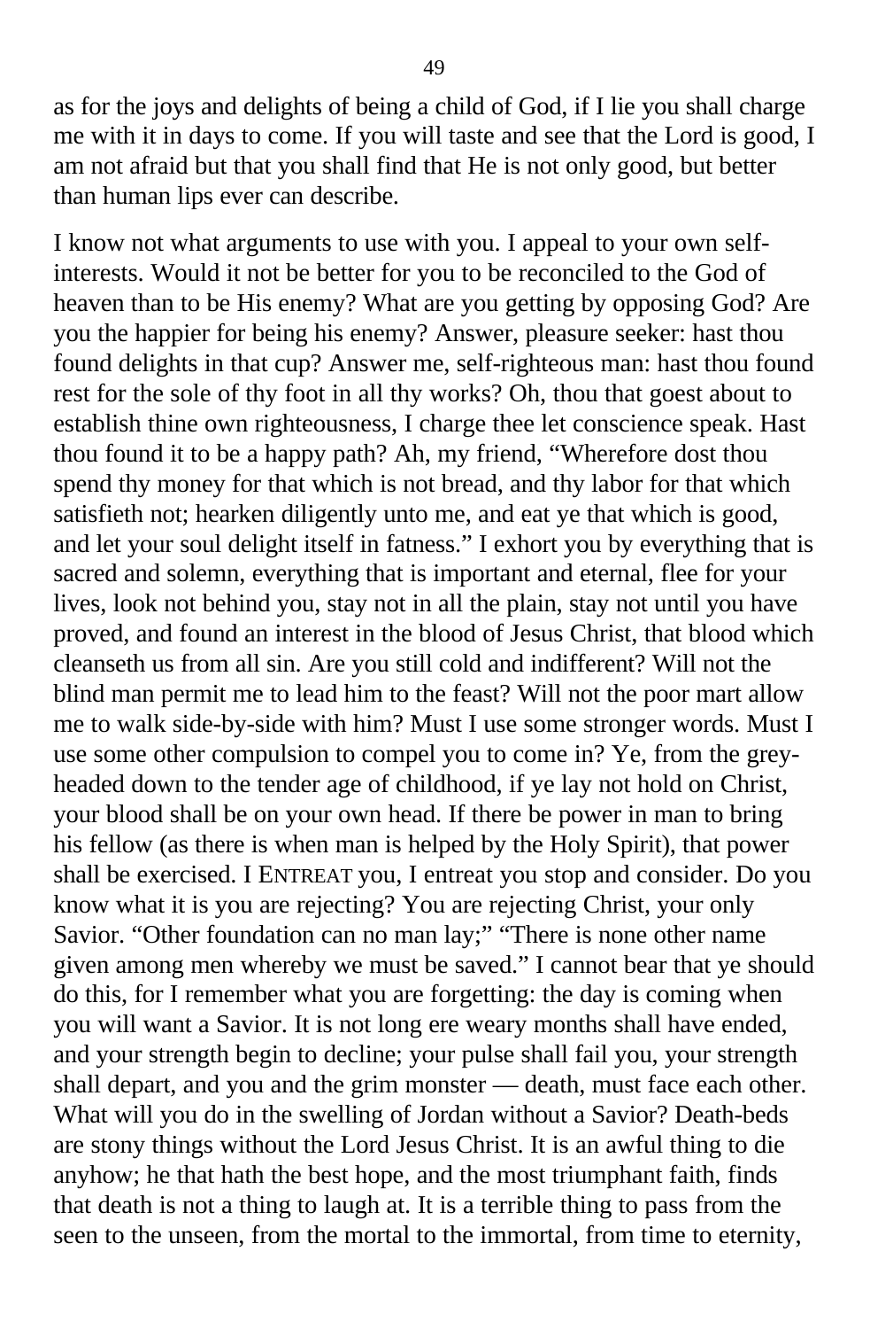as for the joys and delights of being a child of God, if I lie you shall charge me with it in days to come. If you will taste and see that the Lord is good, I am not afraid but that you shall find that He is not only good, but better than human lips ever can describe.

I know not what arguments to use with you. I appeal to your own self-interests. Would it not be better for you to be reconciled to the God of heaven than to be His enemy? What are you getting by opposing God? Are you the happier for being his enemy? Answer, pleasure seeker: hast thou found delights in that cup? Answer me, self-righteous man: hast thou found rest for the sole of thy foot in all thy works? Oh, thou that goest about to establish thine own righteousness, I charge thee let conscience speak. Hast thou found it to be a happy path? Ah, my friend, "Wherefore dost thou spend thy money for that which is not bread, and thy labor for that which satisfieth not; hearken diligently unto me, and eat ye that which is good, and let your soul delight itself in fatness." I exhort you by everything that is sacred and solemn, everything that is important and eternal, flee for your lives, look not behind you, stay not in all the plain, stay not until you have proved, and found an interest in the blood of Jesus Christ, that blood which cleanseth us from all sin. Are you still cold and indifferent? Will not the blind man permit me to lead him to the feast? Will not the poor mart allow me to walk side-by-side with him? Must I use some stronger words. Must I use some other compulsion to compel you to come in? Ye, from the grey-headed down to the tender age of childhood, if ye lay not hold on Christ, your blood shall be on your own head. If there be power in man to bring his fellow (as there is when man is helped by the Holy Spirit), that power shall be exercised. I ENTREAT you, I entreat you stop and consider. Do you know what it is you are rejecting? You are rejecting Christ, your only Savior. "Other foundation can no man lay;" "There is none other name given among men whereby we must be saved." I cannot bear that ye should do this, for I remember what you are forgetting: the day is coming when you will want a Savior. It is not long ere weary months shall have ended, and your strength begin to decline; your pulse shall fail you, your strength shall depart, and you and the grim monster — death, must face each other. What will you do in the swelling of Jordan without a Savior? Death-beds are stony things without the Lord Jesus Christ. It is an awful thing to die anyhow; he that hath the best hope, and the most triumphant faith, finds that death is not a thing to laugh at. It is a terrible thing to pass from the seen to the unseen, from the mortal to the immortal, from time to eternity,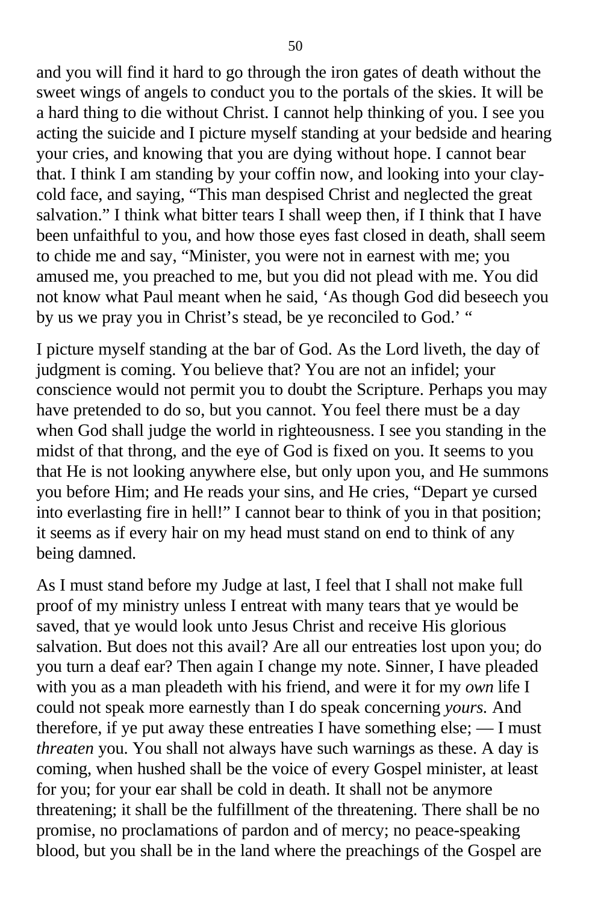and you will find it hard to go through the iron gates of death without the sweet wings of angels to conduct you to the portals of the skies. It will be a hard thing to die without Christ. I cannot help thinking of you. I see you acting the suicide and I picture myself standing at your bedside and hearing your cries, and knowing that you are dying without hope. I cannot bear that. I think I am standing by your coffin now, and looking into your clay-cold face, and saying, "This man despised Christ and neglected the great salvation." I think what bitter tears I shall weep then, if I think that I have been unfaithful to you, and how those eyes fast closed in death, shall seem to chide me and say, "Minister, you were not in earnest with me; you amused me, you preached to me, but you did not plead with me. You did not know what Paul meant when he said, 'As though God did beseech you by us we pray you in Christ's stead, be ye reconciled to God.' "

I picture myself standing at the bar of God. As the Lord liveth, the day of judgment is coming. You believe that? You are not an infidel; your conscience would not permit you to doubt the Scripture. Perhaps you may have pretended to do so, but you cannot. You feel there must be a day when God shall judge the world in righteousness. I see you standing in the midst of that throng, and the eye of God is fixed on you. It seems to you that He is not looking anywhere else, but only upon you, and He summons you before Him; and He reads your sins, and He cries, "Depart ye cursed into everlasting fire in hell!" I cannot bear to think of you in that position; it seems as if every hair on my head must stand on end to think of any being damned.

As I must stand before my Judge at last, I feel that I shall not make full proof of my ministry unless I entreat with many tears that ye would be saved, that ye would look unto Jesus Christ and receive His glorious salvation. But does not this avail? Are all our entreaties lost upon you; do you turn a deaf ear? Then again I change my note. Sinner, I have pleaded with you as a man pleadeth with his friend, and were it for my *own* life I could not speak more earnestly than I do speak concerning *yours.* And therefore, if ye put away these entreaties I have something else; — I must *threaten* you. You shall not always have such warnings as these. A day is coming, when hushed shall be the voice of every Gospel minister, at least for you; for your ear shall be cold in death. It shall not be anymore threatening; it shall be the fulfillment of the threatening. There shall be no promise, no proclamations of pardon and of mercy; no peace-speaking blood, but you shall be in the land where the preachings of the Gospel are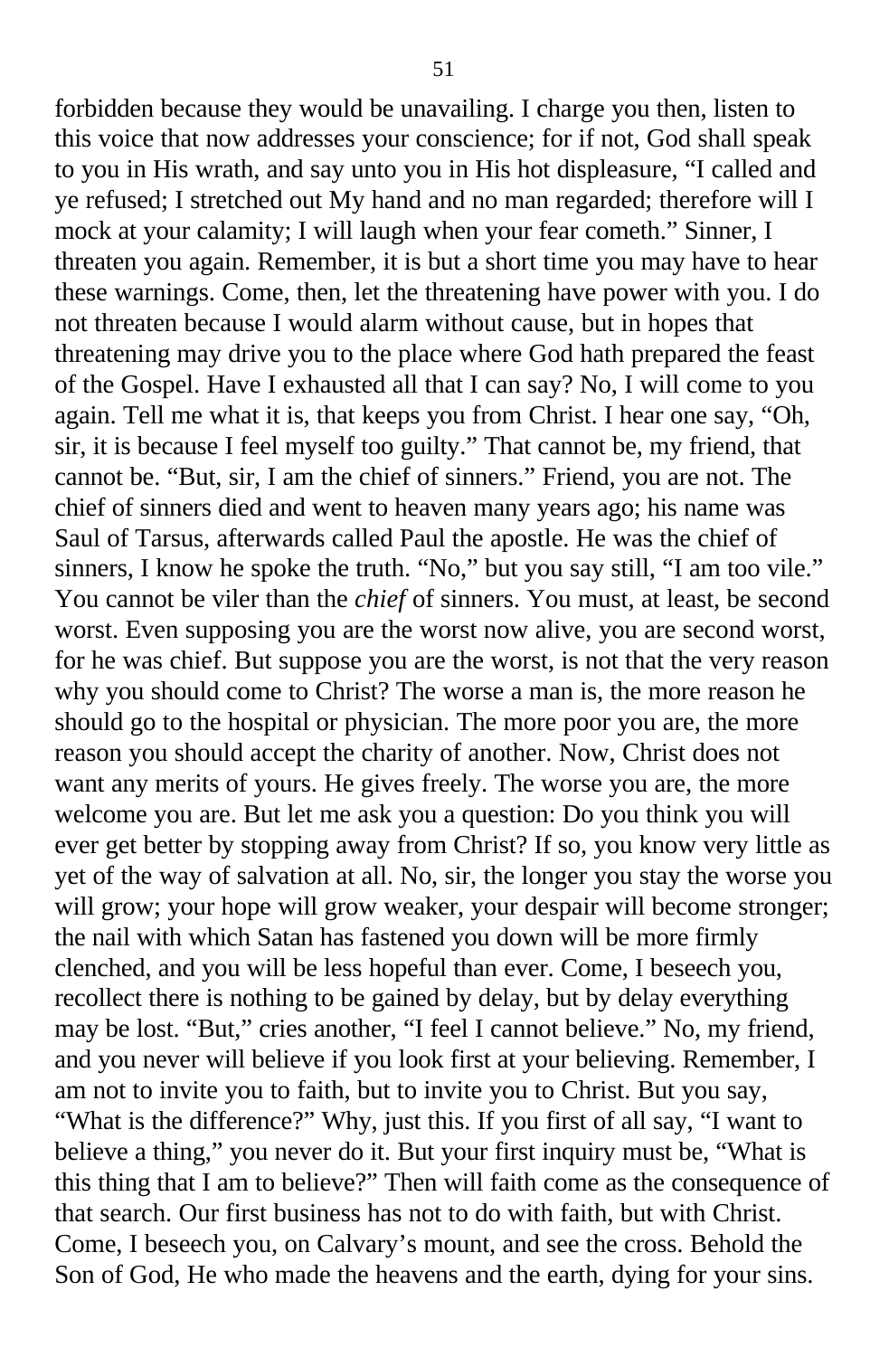forbidden because they would be unavailing. I charge you then, listen to this voice that now addresses your conscience; for if not, God shall speak to you in His wrath, and say unto you in His hot displeasure, "I called and ye refused; I stretched out My hand and no man regarded; therefore will I mock at your calamity; I will laugh when your fear cometh." Sinner, I threaten you again. Remember, it is but a short time you may have to hear these warnings. Come, then, let the threatening have power with you. I do not threaten because I would alarm without cause, but in hopes that threatening may drive you to the place where God hath prepared the feast of the Gospel. Have I exhausted all that I can say? No, I will come to you again. Tell me what it is, that keeps you from Christ. I hear one say, "Oh, sir, it is because I feel myself too guilty." That cannot be, my friend, that cannot be. "But, sir, I am the chief of sinners." Friend, you are not. The chief of sinners died and went to heaven many years ago; his name was Saul of Tarsus, afterwards called Paul the apostle. He was the chief of sinners, I know he spoke the truth. "No," but you say still, "I am too vile." You cannot be viler than the *chief* of sinners. You must, at least, be second worst. Even supposing you are the worst now alive, you are second worst, for he was chief. But suppose you are the worst, is not that the very reason why you should come to Christ? The worse a man is, the more reason he should go to the hospital or physician. The more poor you are, the more reason you should accept the charity of another. Now, Christ does not want any merits of yours. He gives freely. The worse you are, the more welcome you are. But let me ask you a question: Do you think you will ever get better by stopping away from Christ? If so, you know very little as yet of the way of salvation at all. No, sir, the longer you stay the worse you will grow; your hope will grow weaker, your despair will become stronger; the nail with which Satan has fastened you down will be more firmly clenched, and you will be less hopeful than ever. Come, I beseech you, recollect there is nothing to be gained by delay, but by delay everything may be lost. "But," cries another, "I feel I cannot believe." No, my friend, and you never will believe if you look first at your believing. Remember, I am not to invite you to faith, but to invite you to Christ. But you say, "What is the difference?" Why, just this. If you first of all say, "I want to believe a thing," you never do it. But your first inquiry must be, "What is this thing that I am to believe?" Then will faith come as the consequence of that search. Our first business has not to do with faith, but with Christ. Come, I beseech you, on Calvary's mount, and see the cross. Behold the Son of God, He who made the heavens and the earth, dying for your sins.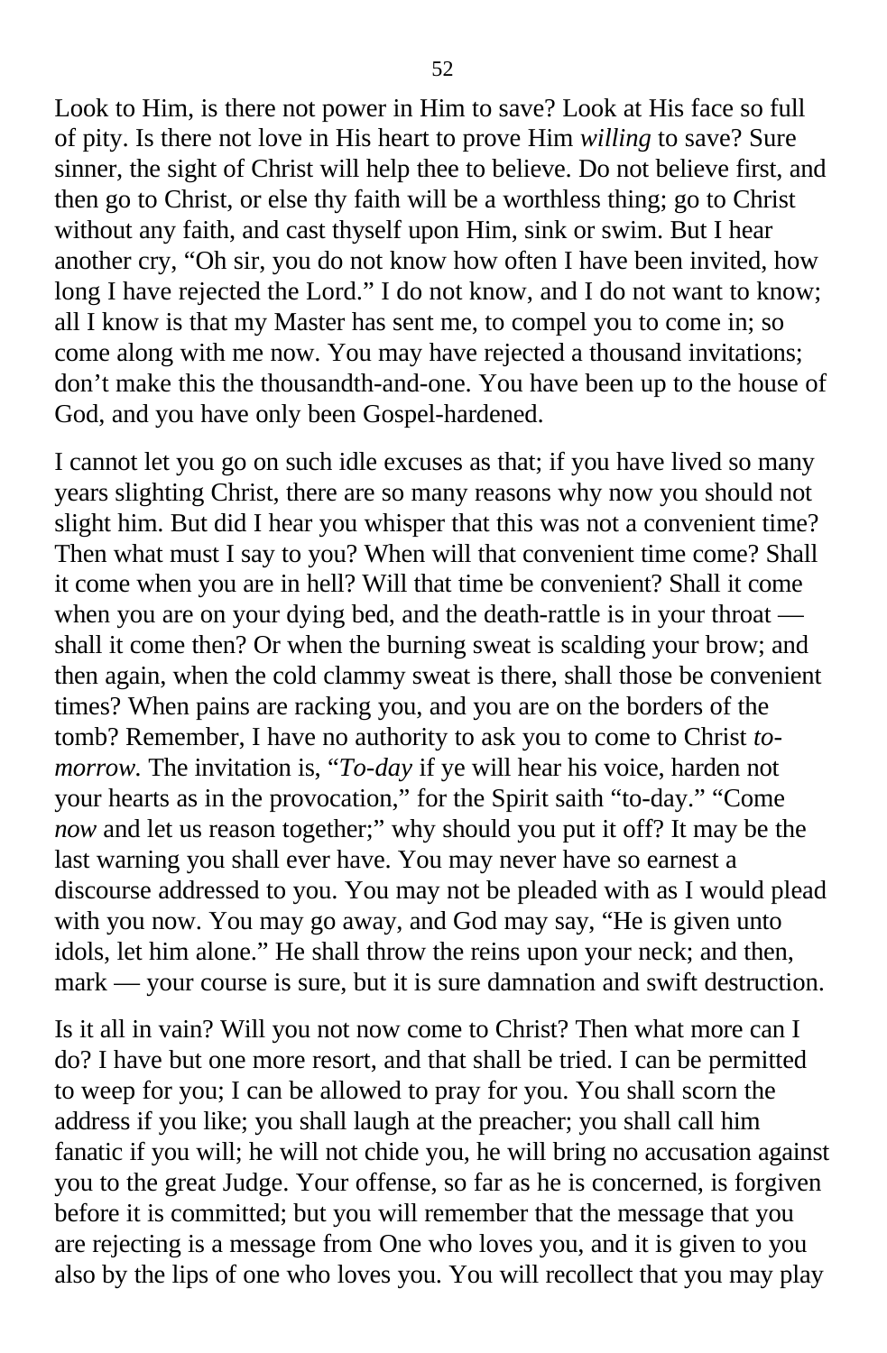Look to Him, is there not power in Him to save? Look at His face so full of pity. Is there not love in His heart to prove Him *willing* to save? Sure sinner, the sight of Christ will help thee to believe. Do not believe first, and then go to Christ, or else thy faith will be a worthless thing; go to Christ without any faith, and cast thyself upon Him, sink or swim. But I hear another cry, "Oh sir, you do not know how often I have been invited, how long I have rejected the Lord." I do not know, and I do not want to know; all I know is that my Master has sent me, to compel you to come in; so come along with me now. You may have rejected a thousand invitations; don't make this the thousandth-and-one. You have been up to the house of God, and you have only been Gospel-hardened.

I cannot let you go on such idle excuses as that; if you have lived so many years slighting Christ, there are so many reasons why now you should not slight him. But did I hear you whisper that this was not a convenient time? Then what must I say to you? When will that convenient time come? Shall it come when you are in hell? Will that time be convenient? Shall it come when you are on your dying bed, and the death-rattle is in your throat — shall it come then? Or when the burning sweat is scalding your brow; and then again, when the cold clammy sweat is there, shall those be convenient times? When pains are racking you, and you are on the borders of the tomb? Remember, I have no authority to ask you to come to Christ *to-morrow.* The invitation is, "*To-day* if ye will hear his voice, harden not your hearts as in the provocation," for the Spirit saith "to-day." "Come *now* and let us reason together;" why should you put it off? It may be the last warning you shall ever have. You may never have so earnest a discourse addressed to you. You may not be pleaded with as I would plead with you now. You may go away, and God may say, "He is given unto idols, let him alone." He shall throw the reins upon your neck; and then, mark — your course is sure, but it is sure damnation and swift destruction.

Is it all in vain? Will you not now come to Christ? Then what more can I do? I have but one more resort, and that shall be tried. I can be permitted to weep for you; I can be allowed to pray for you. You shall scorn the address if you like; you shall laugh at the preacher; you shall call him fanatic if you will; he will not chide you, he will bring no accusation against you to the great Judge. Your offense, so far as he is concerned, is forgiven before it is committed; but you will remember that the message that you are rejecting is a message from One who loves you, and it is given to you also by the lips of one who loves you. You will recollect that you may play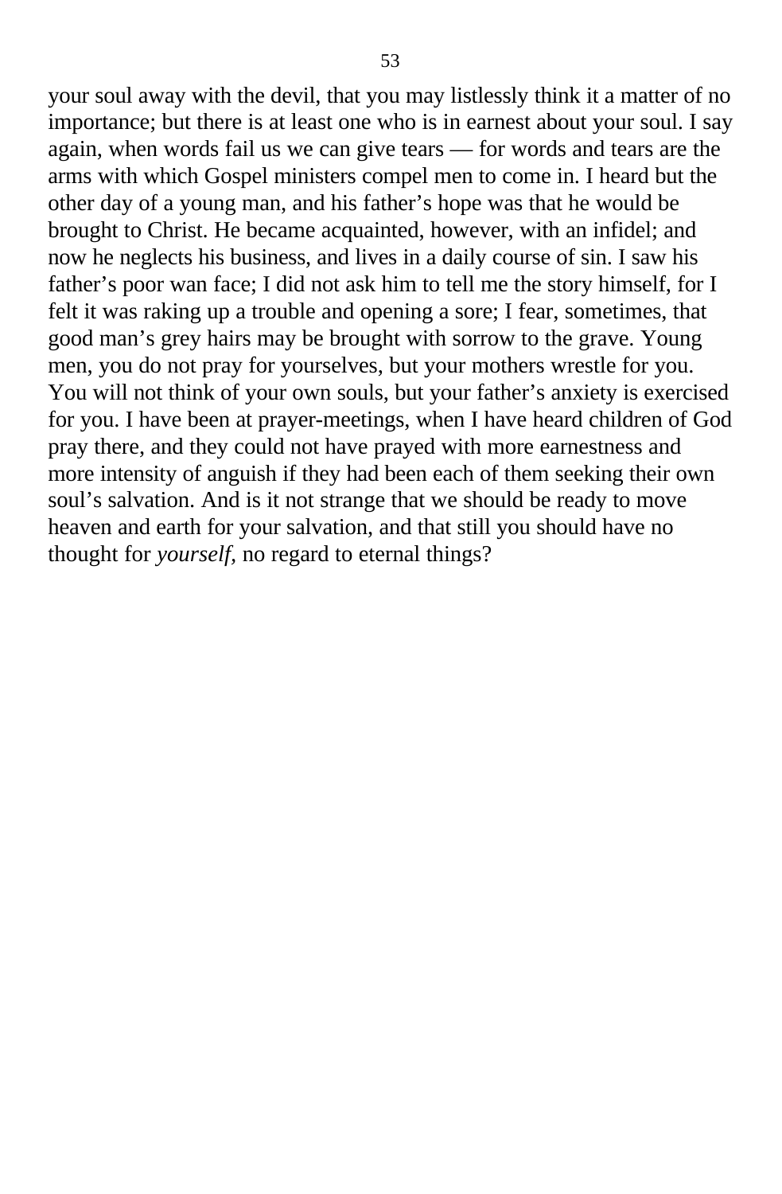your soul away with the devil, that you may listlessly think it a matter of no importance; but there is at least one who is in earnest about your soul. I say again, when words fail us we can give tears — for words and tears are the arms with which Gospel ministers compel men to come in. I heard but the other day of a young man, and his father's hope was that he would be brought to Christ. He became acquainted, however, with an infidel; and now he neglects his business, and lives in a daily course of sin. I saw his father's poor wan face; I did not ask him to tell me the story himself, for I felt it was raking up a trouble and opening a sore; I fear, sometimes, that good man's grey hairs may be brought with sorrow to the grave. Young men, you do not pray for yourselves, but your mothers wrestle for you. You will not think of your own souls, but your father's anxiety is exercised for you. I have been at prayer-meetings, when I have heard children of God pray there, and they could not have prayed with more earnestness and more intensity of anguish if they had been each of them seeking their own soul's salvation. And is it not strange that we should be ready to move heaven and earth for your salvation, and that still you should have no thought for *yourself*, no regard to eternal things?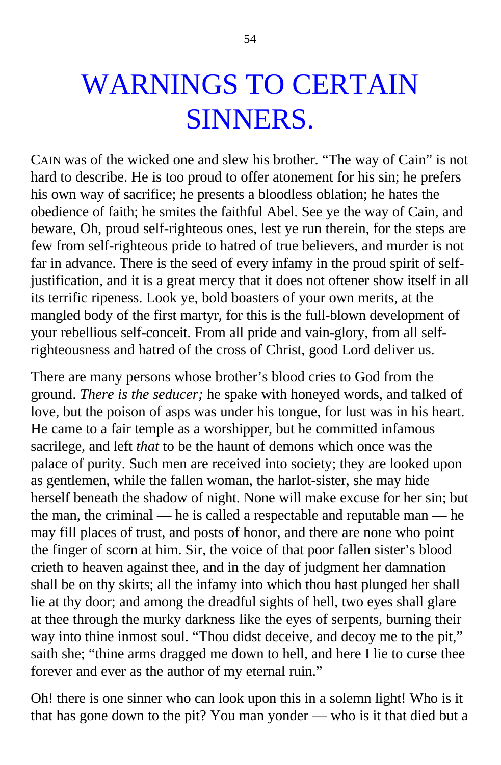# WARNINGS TO CERTAIN SINNERS.

CAIN was of the wicked one and slew his brother. "The way of Cain" is not hard to describe. He is too proud to offer atonement for his sin; he prefers his own way of sacrifice; he presents a bloodless oblation; he hates the obedience of faith; he smites the faithful Abel. See ye the way of Cain, and beware, Oh, proud self-righteous ones, lest ye run therein, for the steps are few from self-righteous pride to hatred of true believers, and murder is not far in advance. There is the seed of every infamy in the proud spirit of self-justification, and it is a great mercy that it does not oftener show itself in all its terrific ripeness. Look ye, bold boasters of your own merits, at the mangled body of the first martyr, for this is the full-blown development of your rebellious self-conceit. From all pride and vain-glory, from all self-righteousness and hatred of the cross of Christ, good Lord deliver us.

There are many persons whose brother's blood cries to God from the ground. *There is the seducer;* he spake with honeyed words, and talked of love, but the poison of asps was under his tongue, for lust was in his heart. He came to a fair temple as a worshipper, but he committed infamous sacrilege, and left *that* to be the haunt of demons which once was the palace of purity. Such men are received into society; they are looked upon as gentlemen, while the fallen woman, the harlot-sister, she may hide herself beneath the shadow of night. None will make excuse for her sin; but the man, the criminal — he is called a respectable and reputable man — he may fill places of trust, and posts of honor, and there are none who point the finger of scorn at him. Sir, the voice of that poor fallen sister's blood crieth to heaven against thee, and in the day of judgment her damnation shall be on thy skirts; all the infamy into which thou hast plunged her shall lie at thy door; and among the dreadful sights of hell, two eyes shall glare at thee through the murky darkness like the eyes of serpents, burning their way into thine inmost soul. "Thou didst deceive, and decoy me to the pit," saith she; "thine arms dragged me down to hell, and here I lie to curse thee forever and ever as the author of my eternal ruin."

Oh! there is one sinner who can look upon this in a solemn light! Who is it that has gone down to the pit? You man yonder — who is it that died but a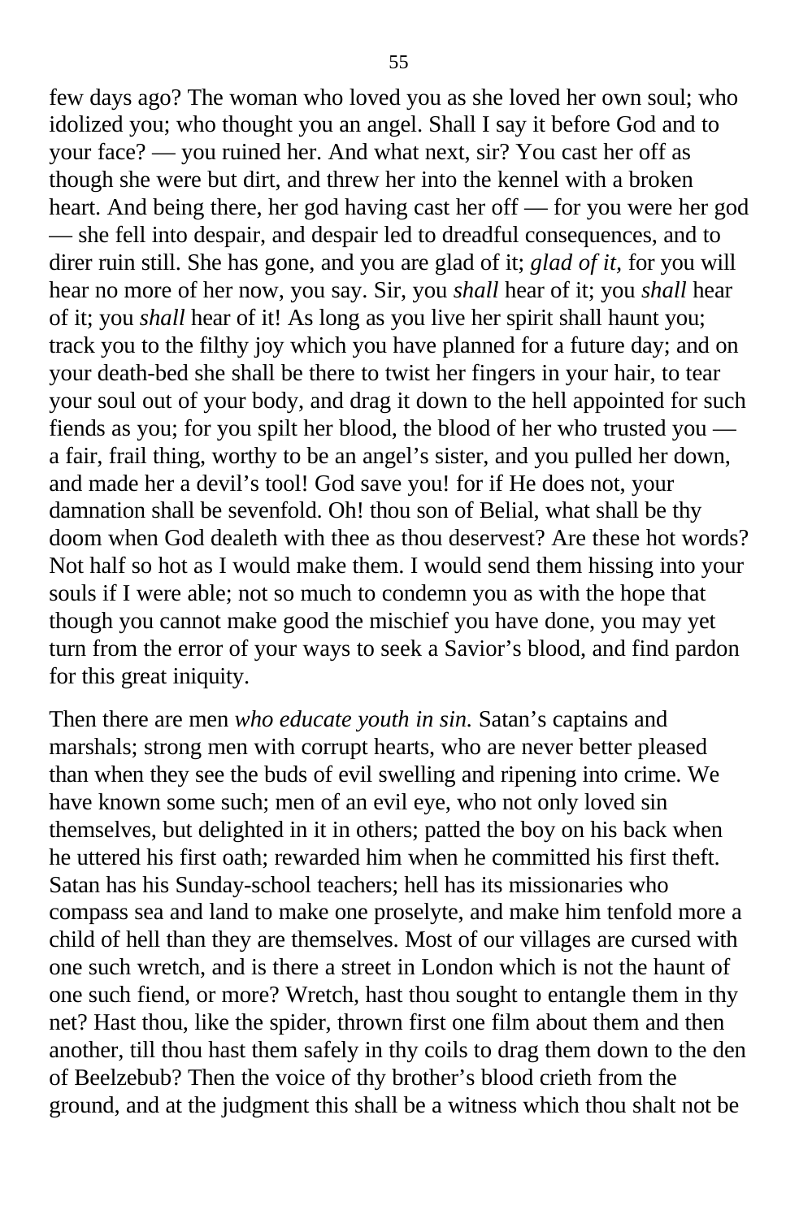few days ago? The woman who loved you as she loved her own soul; who idolized you; who thought you an angel. Shall I say it before God and to your face? — you ruined her. And what next, sir? You cast her off as though she were but dirt, and threw her into the kennel with a broken heart. And being there, her god having cast her off — for you were her god — she fell into despair, and despair led to dreadful consequences, and to direr ruin still. She has gone, and you are glad of it; *glad of it,* for you will hear no more of her now, you say. Sir, you *shall* hear of it; you *shall* hear of it; you *shall* hear of it! As long as you live her spirit shall haunt you; track you to the filthy joy which you have planned for a future day; and on your death-bed she shall be there to twist her fingers in your hair, to tear your soul out of your body, and drag it down to the hell appointed for such fiends as you; for you spilt her blood, the blood of her who trusted you — a fair, frail thing, worthy to be an angel's sister, and you pulled her down, and made her a devil's tool! God save you! for if He does not, your damnation shall be sevenfold. Oh! thou son of Belial, what shall be thy doom when God dealeth with thee as thou deservest? Are these hot words? Not half so hot as I would make them. I would send them hissing into your souls if I were able; not so much to condemn you as with the hope that though you cannot make good the mischief you have done, you may yet turn from the error of your ways to seek a Savior's blood, and find pardon for this great iniquity.

Then there are men *who educate youth in sin.* Satan's captains and marshals; strong men with corrupt hearts, who are never better pleased than when they see the buds of evil swelling and ripening into crime. We have known some such; men of an evil eye, who not only loved sin themselves, but delighted in it in others; patted the boy on his back when he uttered his first oath; rewarded him when he committed his first theft. Satan has his Sunday-school teachers; hell has its missionaries who compass sea and land to make one proselyte, and make him tenfold more a child of hell than they are themselves. Most of our villages are cursed with one such wretch, and is there a street in London which is not the haunt of one such fiend, or more? Wretch, hast thou sought to entangle them in thy net? Hast thou, like the spider, thrown first one film about them and then another, till thou hast them safely in thy coils to drag them down to the den of Beelzebub? Then the voice of thy brother's blood crieth from the ground, and at the judgment this shall be a witness which thou shalt not be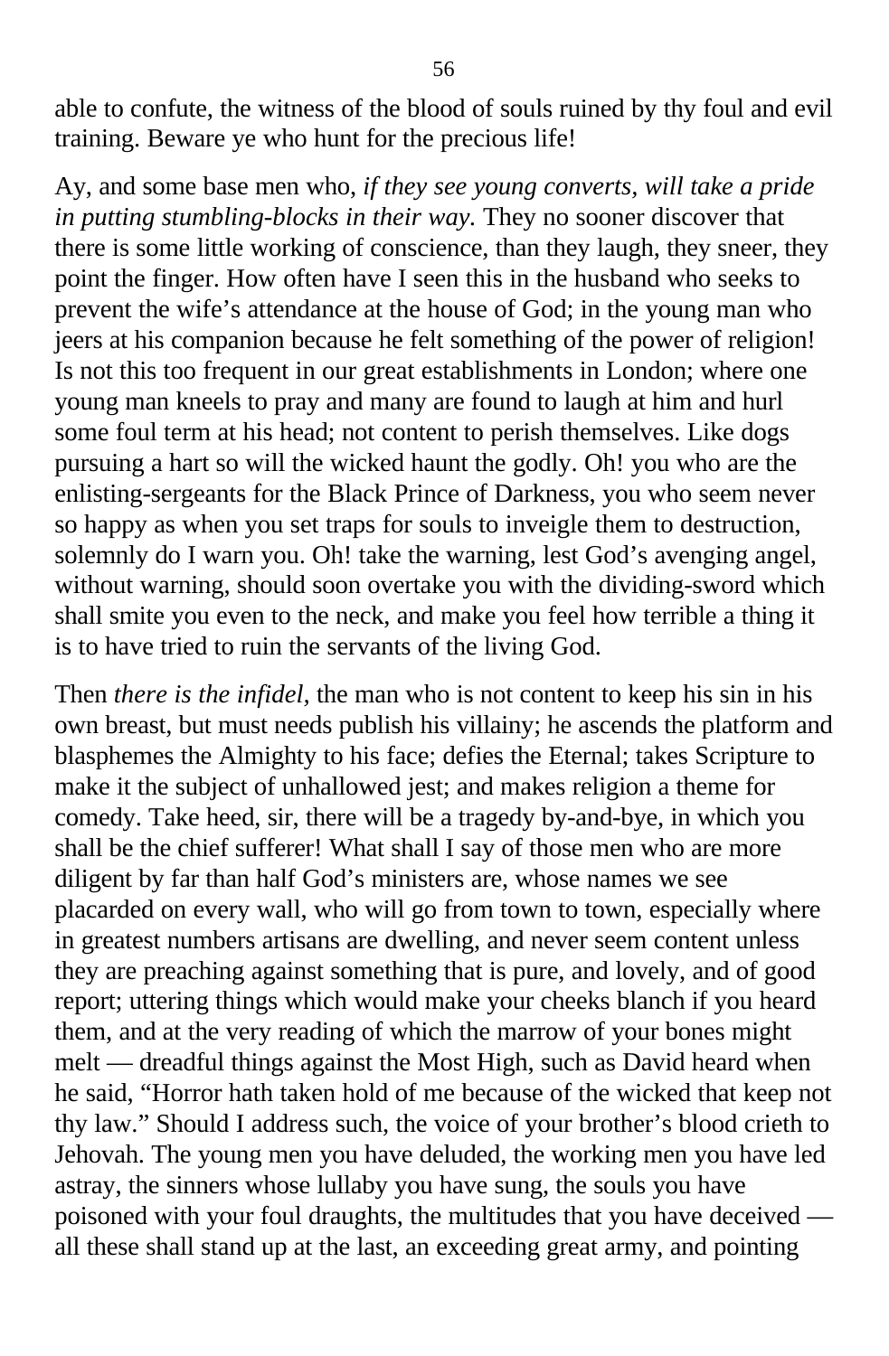able to confute, the witness of the blood of souls ruined by thy foul and evil training. Beware ye who hunt for the precious life!

Ay, and some base men who, *if they see young converts, will take a pride in putting stumbling-blocks in their way.* They no sooner discover that there is some little working of conscience, than they laugh, they sneer, they point the finger. How often have I seen this in the husband who seeks to prevent the wife's attendance at the house of God; in the young man who jeers at his companion because he felt something of the power of religion! Is not this too frequent in our great establishments in London; where one young man kneels to pray and many are found to laugh at him and hurl some foul term at his head; not content to perish themselves. Like dogs pursuing a hart so will the wicked haunt the godly. Oh! you who are the enlisting-sergeants for the Black Prince of Darkness, you who seem never so happy as when you set traps for souls to inveigle them to destruction, solemnly do I warn you. Oh! take the warning, lest God's avenging angel, without warning, should soon overtake you with the dividing-sword which shall smite you even to the neck, and make you feel how terrible a thing it is to have tried to ruin the servants of the living God.

Then *there is the infidel,* the man who is not content to keep his sin in his own breast, but must needs publish his villainy; he ascends the platform and blasphemes the Almighty to his face; defies the Eternal; takes Scripture to make it the subject of unhallowed jest; and makes religion a theme for comedy. Take heed, sir, there will be a tragedy by-and-bye, in which you shall be the chief sufferer! What shall I say of those men who are more diligent by far than half God's ministers are, whose names we see placarded on every wall, who will go from town to town, especially where in greatest numbers artisans are dwelling, and never seem content unless they are preaching against something that is pure, and lovely, and of good report; uttering things which would make your cheeks blanch if you heard them, and at the very reading of which the marrow of your bones might melt — dreadful things against the Most High, such as David heard when he said, "Horror hath taken hold of me because of the wicked that keep not thy law." Should I address such, the voice of your brother's blood crieth to Jehovah. The young men you have deluded, the working men you have led astray, the sinners whose lullaby you have sung, the souls you have poisoned with your foul draughts, the multitudes that you have deceived — all these shall stand up at the last, an exceeding great army, and pointing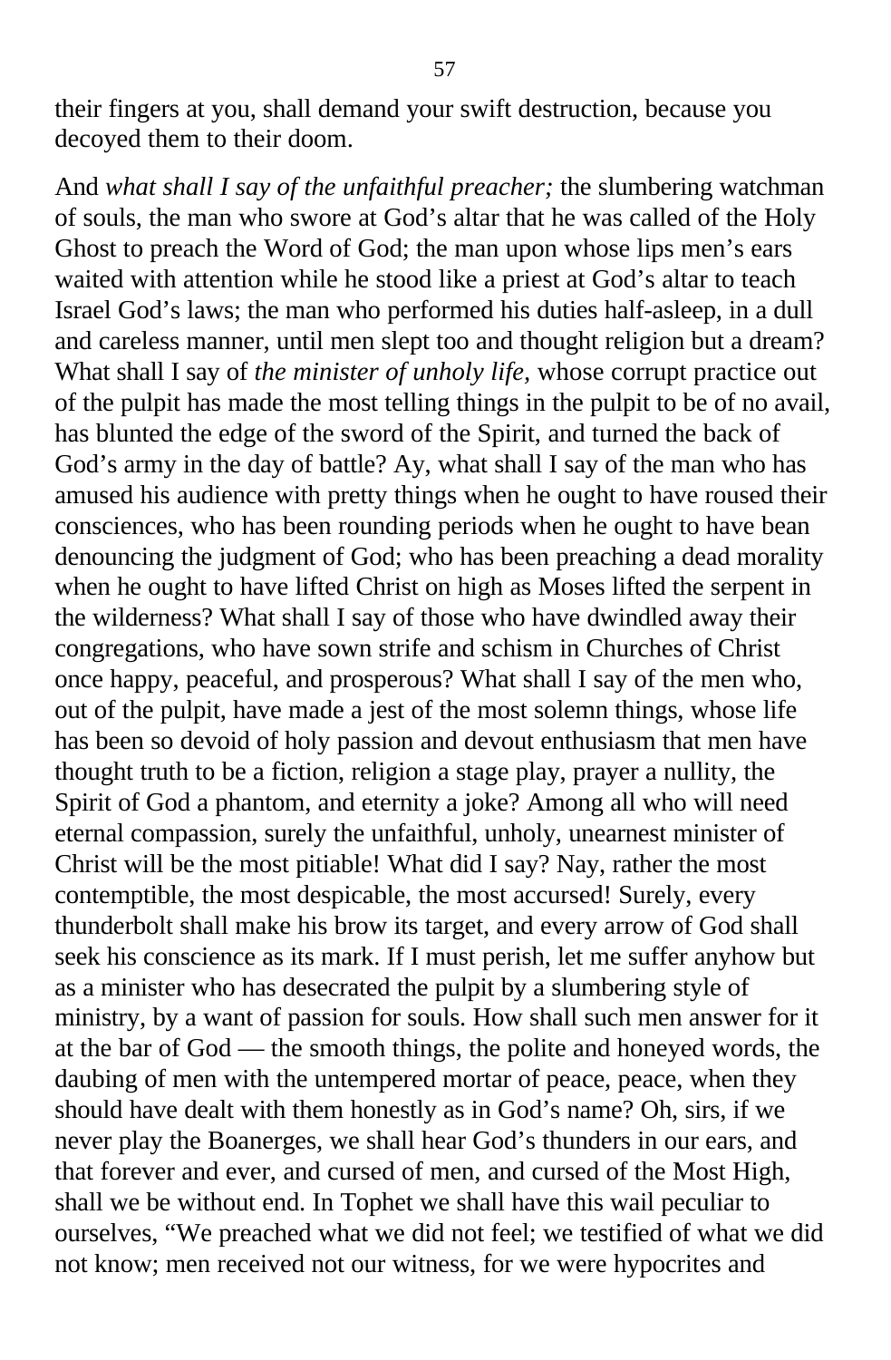their fingers at you, shall demand your swift destruction, because you decoyed them to their doom.

And *what shall I say of the unfaithful preacher;* the slumbering watchman of souls, the man who swore at God's altar that he was called of the Holy Ghost to preach the Word of God; the man upon whose lips men's ears waited with attention while he stood like a priest at God's altar to teach Israel God's laws; the man who performed his duties half-asleep, in a dull and careless manner, until men slept too and thought religion but a dream? What shall I say of *the minister of unholy life,* whose corrupt practice out of the pulpit has made the most telling things in the pulpit to be of no avail, has blunted the edge of the sword of the Spirit, and turned the back of God's army in the day of battle? Ay, what shall I say of the man who has amused his audience with pretty things when he ought to have roused their consciences, who has been rounding periods when he ought to have bean denouncing the judgment of God; who has been preaching a dead morality when he ought to have lifted Christ on high as Moses lifted the serpent in the wilderness? What shall I say of those who have dwindled away their congregations, who have sown strife and schism in Churches of Christ once happy, peaceful, and prosperous? What shall I say of the men who, out of the pulpit, have made a jest of the most solemn things, whose life has been so devoid of holy passion and devout enthusiasm that men have thought truth to be a fiction, religion a stage play, prayer a nullity, the Spirit of God a phantom, and eternity a joke? Among all who will need eternal compassion, surely the unfaithful, unholy, unearnest minister of Christ will be the most pitiable! What did I say? Nay, rather the most contemptible, the most despicable, the most accursed! Surely, every thunderbolt shall make his brow its target, and every arrow of God shall seek his conscience as its mark. If I must perish, let me suffer anyhow but as a minister who has desecrated the pulpit by a slumbering style of ministry, by a want of passion for souls. How shall such men answer for it at the bar of God — the smooth things, the polite and honeyed words, the daubing of men with the untempered mortar of peace, peace, when they should have dealt with them honestly as in God's name? Oh, sirs, if we never play the Boanerges, we shall hear God's thunders in our ears, and that forever and ever, and cursed of men, and cursed of the Most High, shall we be without end. In Tophet we shall have this wail peculiar to ourselves, "We preached what we did not feel; we testified of what we did not know; men received not our witness, for we were hypocrites and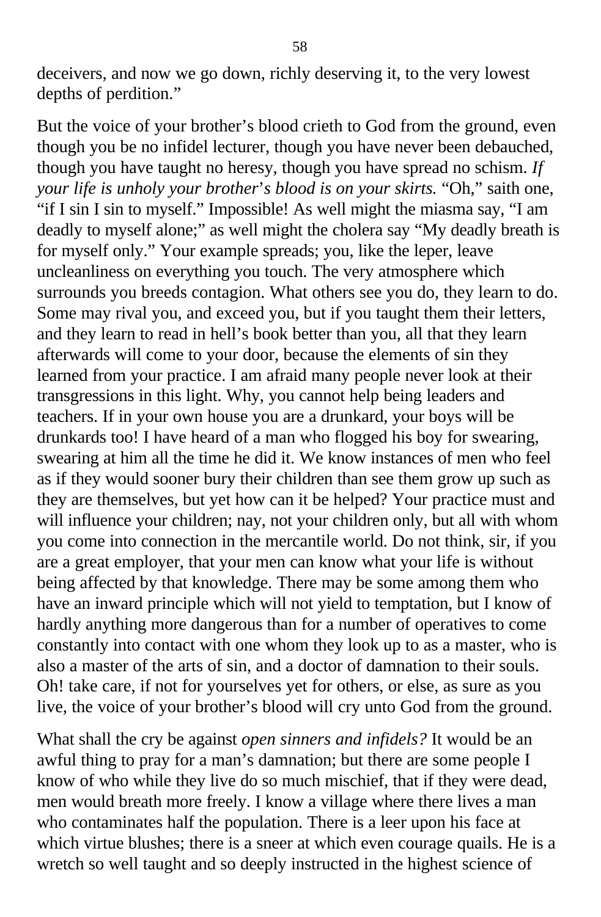deceivers, and now we go down, richly deserving it, to the very lowest depths of perdition."

But the voice of your brother's blood crieth to God from the ground, even though you be no infidel lecturer, though you have never been debauched, though you have taught no heresy, though you have spread no schism. *If your life is unholy your brother's blood is on your skirts.* "Oh," saith one, "if I sin I sin to myself." Impossible! As well might the miasma say, "I am deadly to myself alone;" as well might the cholera say "My deadly breath is for myself only." Your example spreads; you, like the leper, leave uncleanliness on everything you touch. The very atmosphere which surrounds you breeds contagion. What others see you do, they learn to do. Some may rival you, and exceed you, but if you taught them their letters, and they learn to read in hell's book better than you, all that they learn afterwards will come to your door, because the elements of sin they learned from your practice. I am afraid many people never look at their transgressions in this light. Why, you cannot help being leaders and teachers. If in your own house you are a drunkard, your boys will be drunkards too! I have heard of a man who flogged his boy for swearing, swearing at him all the time he did it. We know instances of men who feel as if they would sooner bury their children than see them grow up such as they are themselves, but yet how can it be helped? Your practice must and will influence your children; nay, not your children only, but all with whom you come into connection in the mercantile world. Do not think, sir, if you are a great employer, that your men can know what your life is without being affected by that knowledge. There may be some among them who have an inward principle which will not yield to temptation, but I know of hardly anything more dangerous than for a number of operatives to come constantly into contact with one whom they look up to as a master, who is also a master of the arts of sin, and a doctor of damnation to their souls. Oh! take care, if not for yourselves yet for others, or else, as sure as you live, the voice of your brother's blood will cry unto God from the ground.

What shall the cry be against *open sinners and infidels?* It would be an awful thing to pray for a man's damnation; but there are some people I know of who while they live do so much mischief, that if they were dead, men would breath more freely. I know a village where there lives a man who contaminates half the population. There is a leer upon his face at which virtue blushes; there is a sneer at which even courage quails. He is a wretch so well taught and so deeply instructed in the highest science of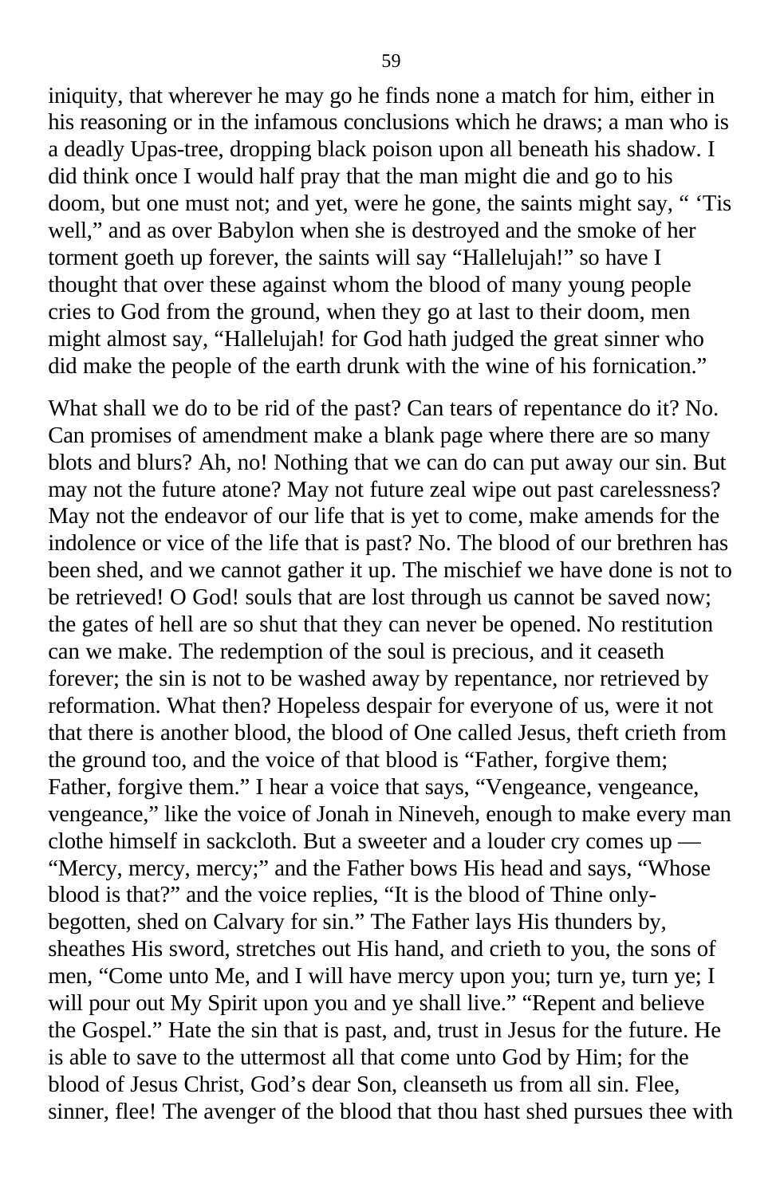iniquity, that wherever he may go he finds none a match for him, either in his reasoning or in the infamous conclusions which he draws; a man who is a deadly Upas-tree, dropping black poison upon all beneath his shadow. I did think once I would half pray that the man might die and go to his doom, but one must not; and yet, were he gone, the saints might say, " 'Tis well," and as over Babylon when she is destroyed and the smoke of her torment goeth up forever, the saints will say "Hallelujah!" so have I thought that over these against whom the blood of many young people cries to God from the ground, when they go at last to their doom, men might almost say, "Hallelujah! for God hath judged the great sinner who did make the people of the earth drunk with the wine of his fornication."

What shall we do to be rid of the past? Can tears of repentance do it? No. Can promises of amendment make a blank page where there are so many blots and blurs? Ah, no! Nothing that we can do can put away our sin. But may not the future atone? May not future zeal wipe out past carelessness? May not the endeavor of our life that is yet to come, make amends for the indolence or vice of the life that is past? No. The blood of our brethren has been shed, and we cannot gather it up. The mischief we have done is not to be retrieved! O God! souls that are lost through us cannot be saved now; the gates of hell are so shut that they can never be opened. No restitution can we make. The redemption of the soul is precious, and it ceaseth forever; the sin is not to be washed away by repentance, nor retrieved by reformation. What then? Hopeless despair for everyone of us, were it not that there is another blood, the blood of One called Jesus, theft crieth from the ground too, and the voice of that blood is "Father, forgive them; Father, forgive them." I hear a voice that says, "Vengeance, vengeance, vengeance," like the voice of Jonah in Nineveh, enough to make every man clothe himself in sackcloth. But a sweeter and a louder cry comes up — "Mercy, mercy, mercy;" and the Father bows His head and says, "Whose blood is that?" and the voice replies, "It is the blood of Thine only-begotten, shed on Calvary for sin." The Father lays His thunders by, sheathes His sword, stretches out His hand, and crieth to you, the sons of men, "Come unto Me, and I will have mercy upon you; turn ye, turn ye; I will pour out My Spirit upon you and ye shall live." "Repent and believe the Gospel." Hate the sin that is past, and, trust in Jesus for the future. He is able to save to the uttermost all that come unto God by Him; for the blood of Jesus Christ, God's dear Son, cleanseth us from all sin. Flee, sinner, flee! The avenger of the blood that thou hast shed pursues thee with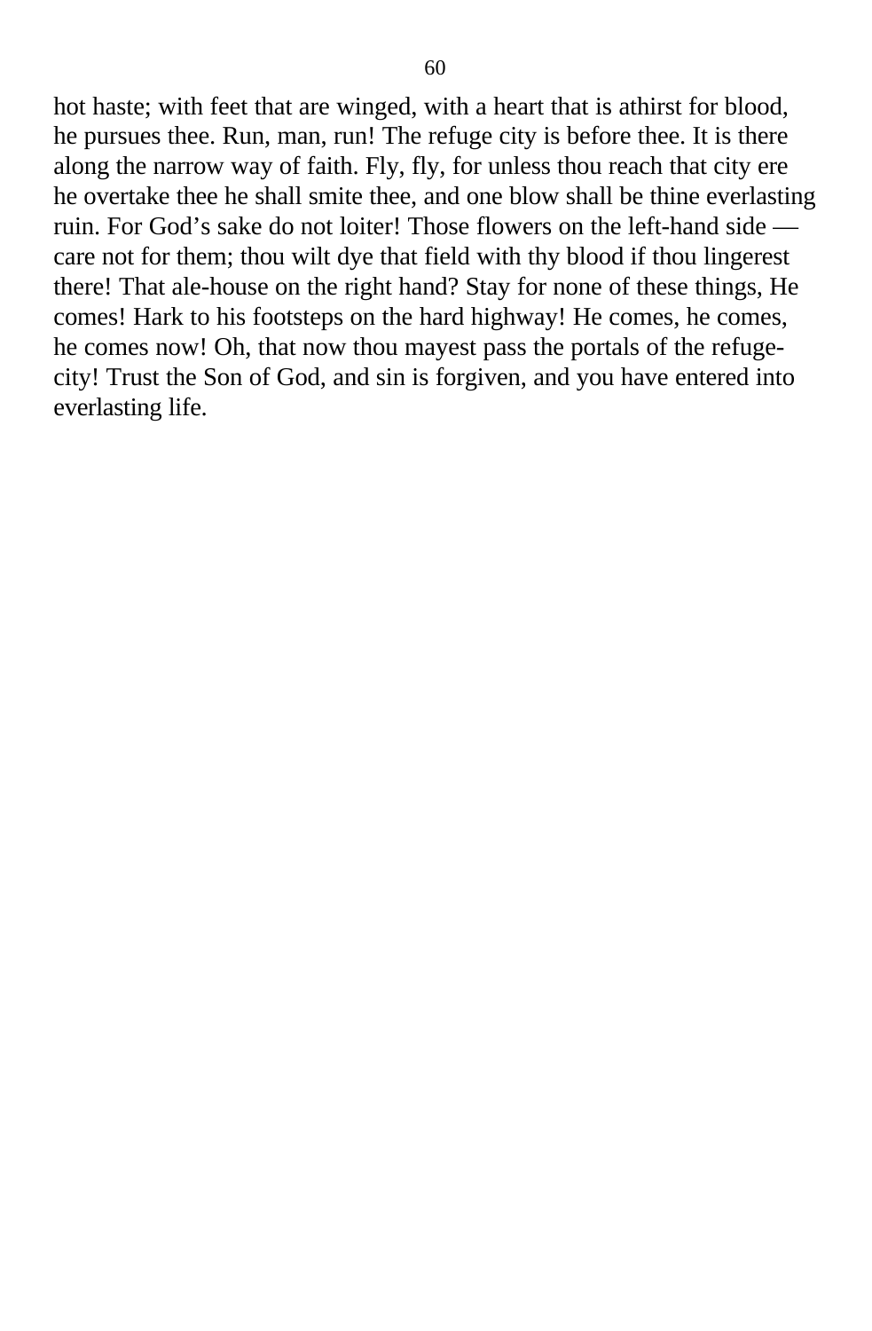hot haste; with feet that are winged, with a heart that is athirst for blood, he pursues thee. Run, man, run! The refuge city is before thee. It is there along the narrow way of faith. Fly, fly, for unless thou reach that city ere he overtake thee he shall smite thee, and one blow shall be thine everlasting ruin. For God's sake do not loiter! Those flowers on the left-hand side — care not for them; thou wilt dye that field with thy blood if thou lingerest there! That ale-house on the right hand? Stay for none of these things, He comes! Hark to his footsteps on the hard highway! He comes, he comes, he comes now! Oh, that now thou mayest pass the portals of the refuge-city! Trust the Son of God, and sin is forgiven, and you have entered into everlasting life.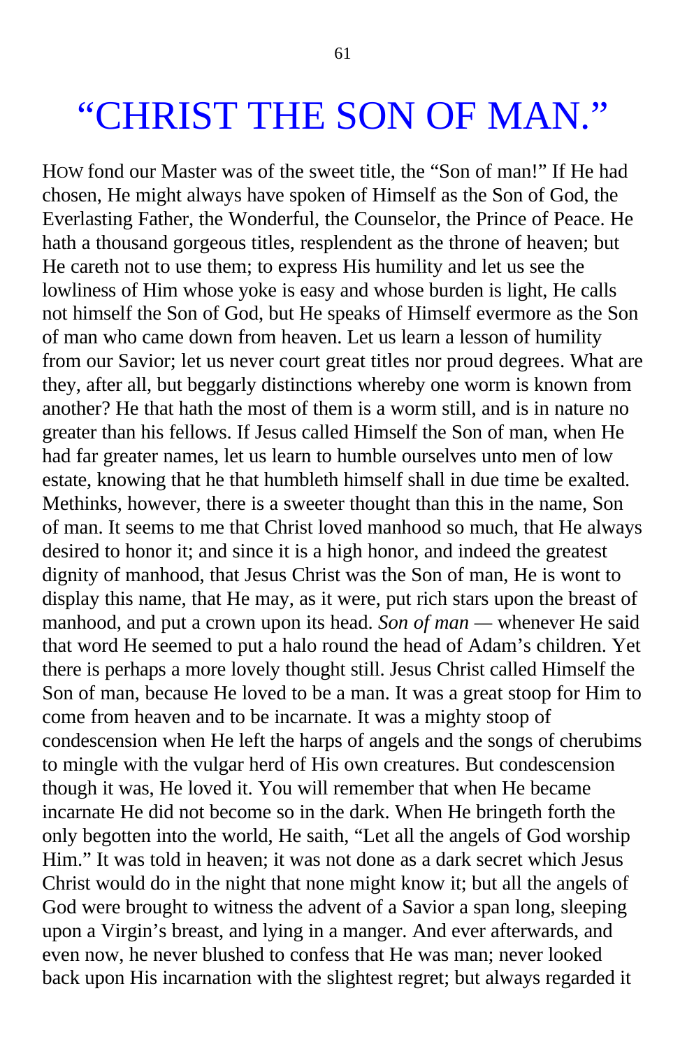# "CHRIST THE SON OF MAN."

HOW fond our Master was of the sweet title, the "Son of man!" If He had chosen, He might always have spoken of Himself as the Son of God, the Everlasting Father, the Wonderful, the Counselor, the Prince of Peace. He hath a thousand gorgeous titles, resplendent as the throne of heaven; but He careth not to use them; to express His humility and let us see the lowliness of Him whose yoke is easy and whose burden is light, He calls not himself the Son of God, but He speaks of Himself evermore as the Son of man who came down from heaven. Let us learn a lesson of humility from our Savior; let us never court great titles nor proud degrees. What are they, after all, but beggarly distinctions whereby one worm is known from another? He that hath the most of them is a worm still, and is in nature no greater than his fellows. If Jesus called Himself the Son of man, when He had far greater names, let us learn to humble ourselves unto men of low estate, knowing that he that humbleth himself shall in due time be exalted. Methinks, however, there is a sweeter thought than this in the name, Son of man. It seems to me that Christ loved manhood so much, that He always desired to honor it; and since it is a high honor, and indeed the greatest dignity of manhood, that Jesus Christ was the Son of man, He is wont to display this name, that He may, as it were, put rich stars upon the breast of manhood, and put a crown upon its head. *Son of man* — whenever He said that word He seemed to put a halo round the head of Adam's children. Yet there is perhaps a more lovely thought still. Jesus Christ called Himself the Son of man, because He loved to be a man. It was a great stoop for Him to come from heaven and to be incarnate. It was a mighty stoop of condescension when He left the harps of angels and the songs of cherubims to mingle with the vulgar herd of His own creatures. But condescension though it was, He loved it. You will remember that when He became incarnate He did not become so in the dark. When He bringeth forth the only begotten into the world, He saith, "Let all the angels of God worship Him." It was told in heaven; it was not done as a dark secret which Jesus Christ would do in the night that none might know it; but all the angels of God were brought to witness the advent of a Savior a span long, sleeping upon a Virgin's breast, and lying in a manger. And ever afterwards, and even now, he never blushed to confess that He was man; never looked back upon His incarnation with the slightest regret; but always regarded it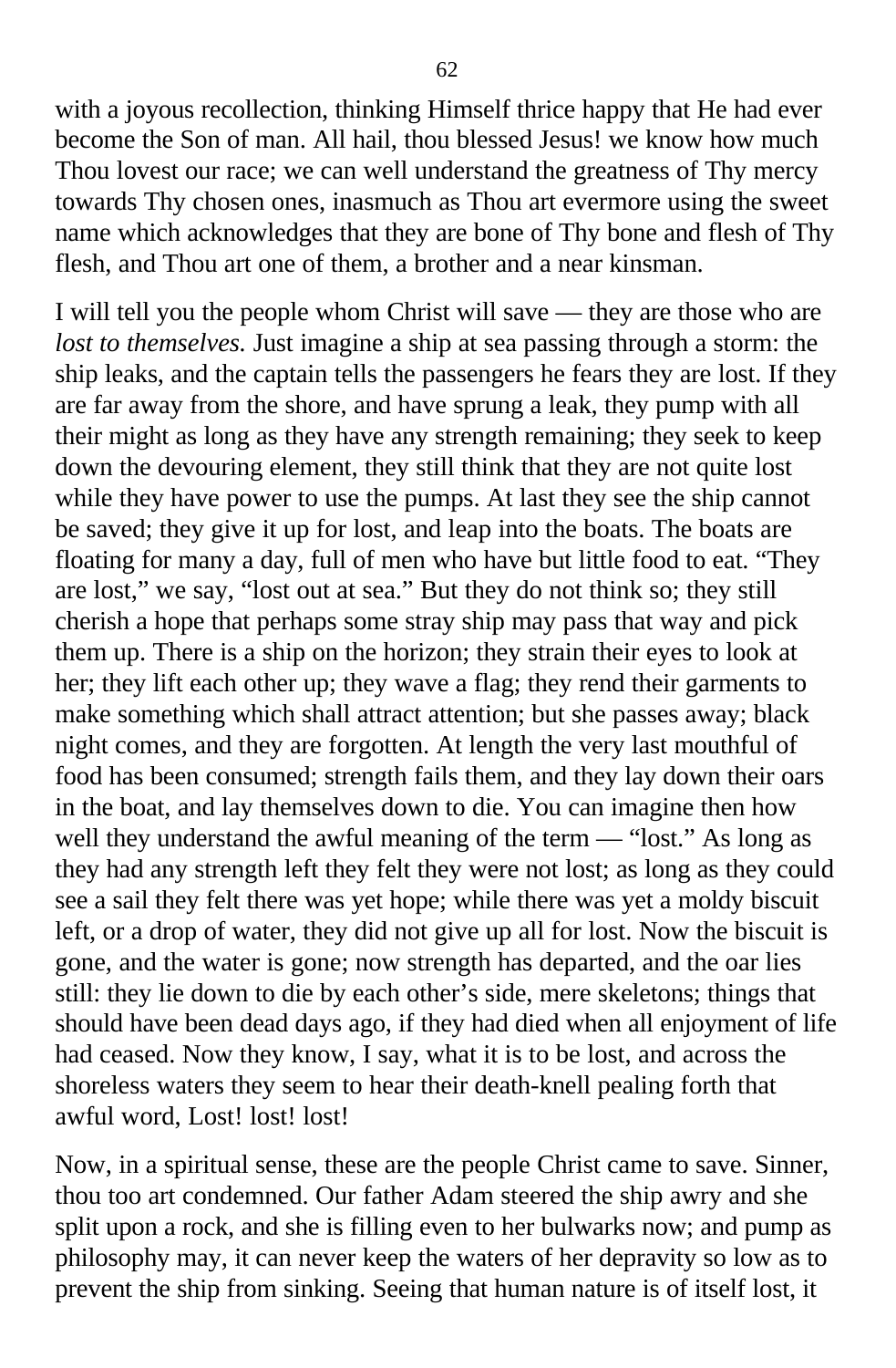with a joyous recollection, thinking Himself thrice happy that He had ever become the Son of man. All hail, thou blessed Jesus! we know how much Thou lovest our race; we can well understand the greatness of Thy mercy towards Thy chosen ones, inasmuch as Thou art evermore using the sweet name which acknowledges that they are bone of Thy bone and flesh of Thy flesh, and Thou art one of them, a brother and a near kinsman.

I will tell you the people whom Christ will save — they are those who are *lost to themselves.* Just imagine a ship at sea passing through a storm: the ship leaks, and the captain tells the passengers he fears they are lost. If they are far away from the shore, and have sprung a leak, they pump with all their might as long as they have any strength remaining; they seek to keep down the devouring element, they still think that they are not quite lost while they have power to use the pumps. At last they see the ship cannot be saved; they give it up for lost, and leap into the boats. The boats are floating for many a day, full of men who have but little food to eat. "They are lost," we say, "lost out at sea." But they do not think so; they still cherish a hope that perhaps some stray ship may pass that way and pick them up. There is a ship on the horizon; they strain their eyes to look at her; they lift each other up; they wave a flag; they rend their garments to make something which shall attract attention; but she passes away; black night comes, and they are forgotten. At length the very last mouthful of food has been consumed; strength fails them, and they lay down their oars in the boat, and lay themselves down to die. You can imagine then how well they understand the awful meaning of the term — "lost." As long as they had any strength left they felt they were not lost; as long as they could see a sail they felt there was yet hope; while there was yet a moldy biscuit left, or a drop of water, they did not give up all for lost. Now the biscuit is gone, and the water is gone; now strength has departed, and the oar lies still: they lie down to die by each other's side, mere skeletons; things that should have been dead days ago, if they had died when all enjoyment of life had ceased. Now they know, I say, what it is to be lost, and across the shoreless waters they seem to hear their death-knell pealing forth that awful word, Lost! lost! lost!

Now, in a spiritual sense, these are the people Christ came to save. Sinner, thou too art condemned. Our father Adam steered the ship awry and she split upon a rock, and she is filling even to her bulwarks now; and pump as philosophy may, it can never keep the waters of her depravity so low as to prevent the ship from sinking. Seeing that human nature is of itself lost, it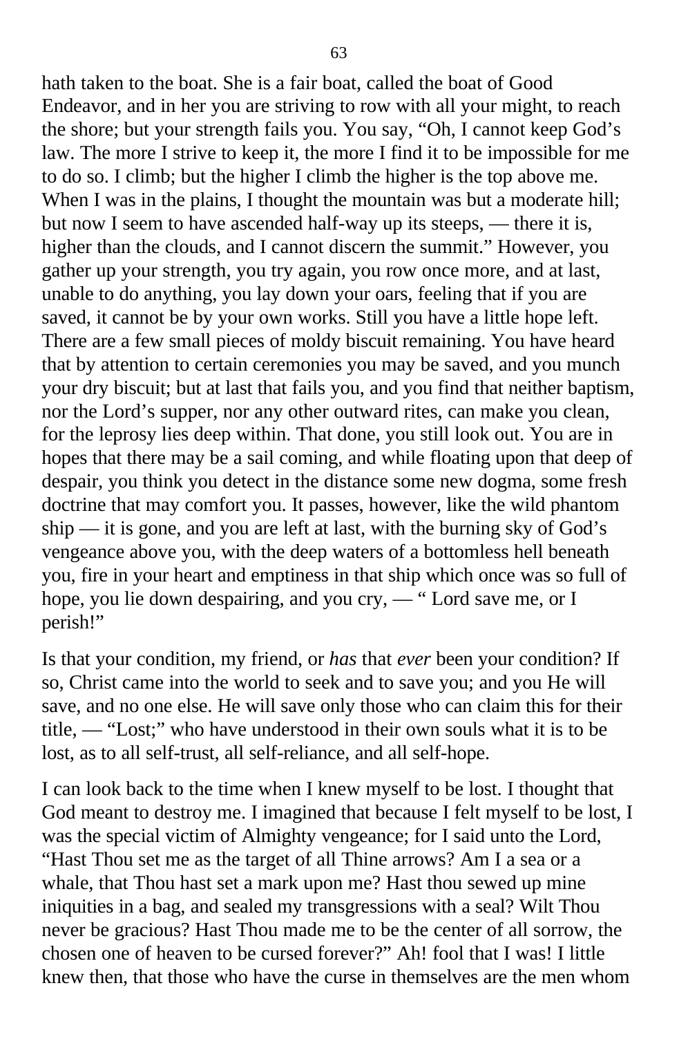hath taken to the boat. She is a fair boat, called the boat of Good Endeavor, and in her you are striving to row with all your might, to reach the shore; but your strength fails you. You say, "Oh, I cannot keep God's law. The more I strive to keep it, the more I find it to be impossible for me to do so. I climb; but the higher I climb the higher is the top above me. When I was in the plains, I thought the mountain was but a moderate hill; but now I seem to have ascended half-way up its steeps, — there it is, higher than the clouds, and I cannot discern the summit." However, you gather up your strength, you try again, you row once more, and at last, unable to do anything, you lay down your oars, feeling that if you are saved, it cannot be by your own works. Still you have a little hope left. There are a few small pieces of moldy biscuit remaining. You have heard that by attention to certain ceremonies you may be saved, and you munch your dry biscuit; but at last that fails you, and you find that neither baptism, nor the Lord's supper, nor any other outward rites, can make you clean, for the leprosy lies deep within. That done, you still look out. You are in hopes that there may be a sail coming, and while floating upon that deep of despair, you think you detect in the distance some new dogma, some fresh doctrine that may comfort you. It passes, however, like the wild phantom ship — it is gone, and you are left at last, with the burning sky of God's vengeance above you, with the deep waters of a bottomless hell beneath you, fire in your heart and emptiness in that ship which once was so full of hope, you lie down despairing, and you cry, — " Lord save me, or I perish!"

Is that your condition, my friend, or *has* that *ever* been your condition? If so, Christ came into the world to seek and to save you; and you He will save, and no one else. He will save only those who can claim this for their title, — "Lost;" who have understood in their own souls what it is to be lost, as to all self-trust, all self-reliance, and all self-hope.

I can look back to the time when I knew myself to be lost. I thought that God meant to destroy me. I imagined that because I felt myself to be lost, I was the special victim of Almighty vengeance; for I said unto the Lord, "Hast Thou set me as the target of all Thine arrows? Am I a sea or a whale, that Thou hast set a mark upon me? Hast thou sewed up mine iniquities in a bag, and sealed my transgressions with a seal? Wilt Thou never be gracious? Hast Thou made me to be the center of all sorrow, the chosen one of heaven to be cursed forever?" Ah! fool that I was! I little knew then, that those who have the curse in themselves are the men whom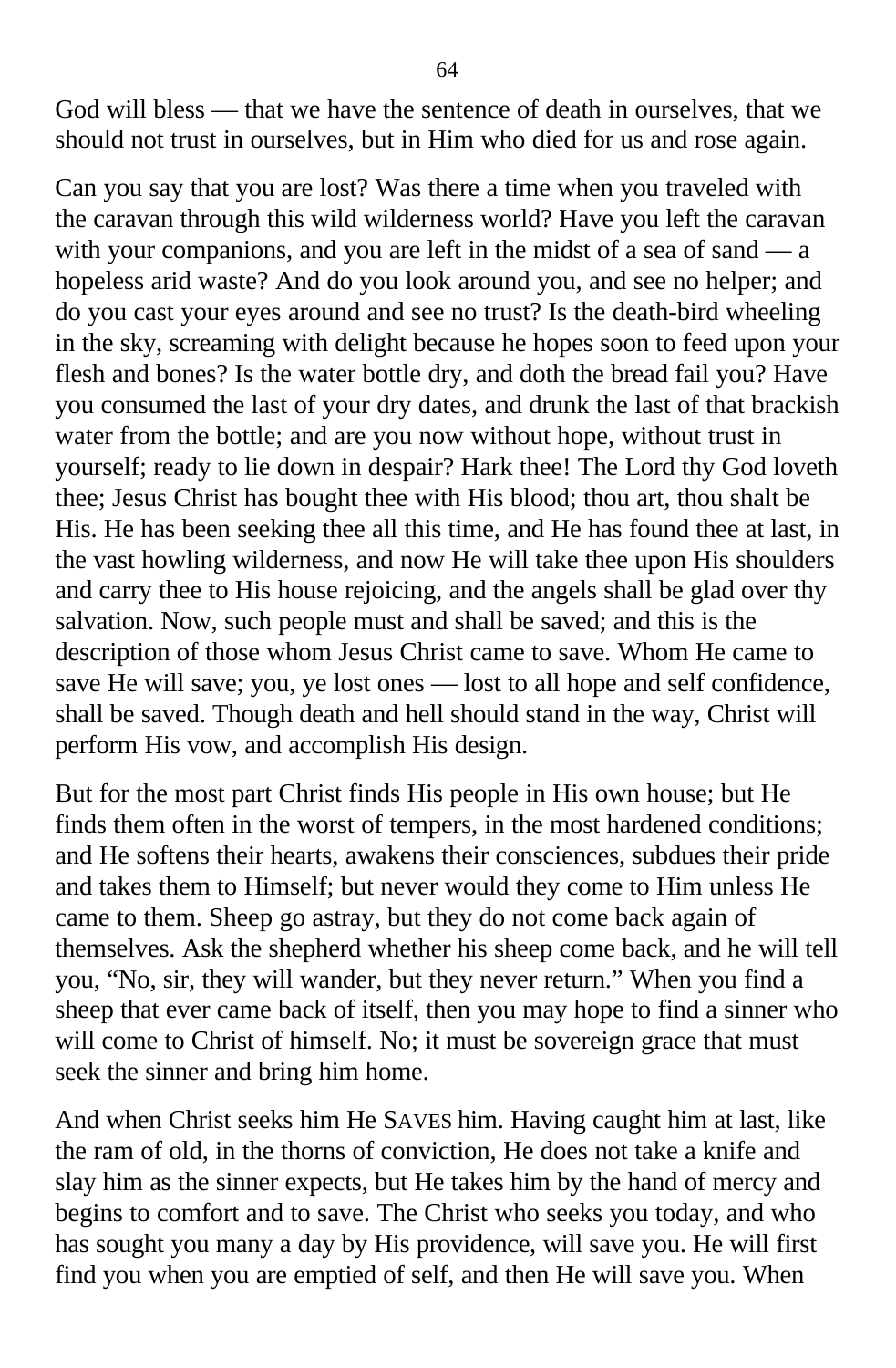God will bless — that we have the sentence of death in ourselves, that we should not trust in ourselves, but in Him who died for us and rose again.

Can you say that you are lost? Was there a time when you traveled with the caravan through this wild wilderness world? Have you left the caravan with your companions, and you are left in the midst of a sea of sand — a hopeless arid waste? And do you look around you, and see no helper; and do you cast your eyes around and see no trust? Is the death-bird wheeling in the sky, screaming with delight because he hopes soon to feed upon your flesh and bones? Is the water bottle dry, and doth the bread fail you? Have you consumed the last of your dry dates, and drunk the last of that brackish water from the bottle; and are you now without hope, without trust in yourself; ready to lie down in despair? Hark thee! The Lord thy God loveth thee; Jesus Christ has bought thee with His blood; thou art, thou shalt be His. He has been seeking thee all this time, and He has found thee at last, in the vast howling wilderness, and now He will take thee upon His shoulders and carry thee to His house rejoicing, and the angels shall be glad over thy salvation. Now, such people must and shall be saved; and this is the description of those whom Jesus Christ came to save. Whom He came to save He will save; you, ye lost ones — lost to all hope and self confidence, shall be saved. Though death and hell should stand in the way, Christ will perform His vow, and accomplish His design.

But for the most part Christ finds His people in His own house; but He finds them often in the worst of tempers, in the most hardened conditions; and He softens their hearts, awakens their consciences, subdues their pride and takes them to Himself; but never would they come to Him unless He came to them. Sheep go astray, but they do not come back again of themselves. Ask the shepherd whether his sheep come back, and he will tell you, “No, sir, they will wander, but they never return.” When you find a sheep that ever came back of itself, then you may hope to find a sinner who will come to Christ of himself. No; it must be sovereign grace that must seek the sinner and bring him home.

And when Christ seeks him He SAVES him. Having caught him at last, like the ram of old, in the thorns of conviction, He does not take a knife and slay him as the sinner expects, but He takes him by the hand of mercy and begins to comfort and to save. The Christ who seeks you today, and who has sought you many a day by His providence, will save you. He will first find you when you are emptied of self, and then He will save you. When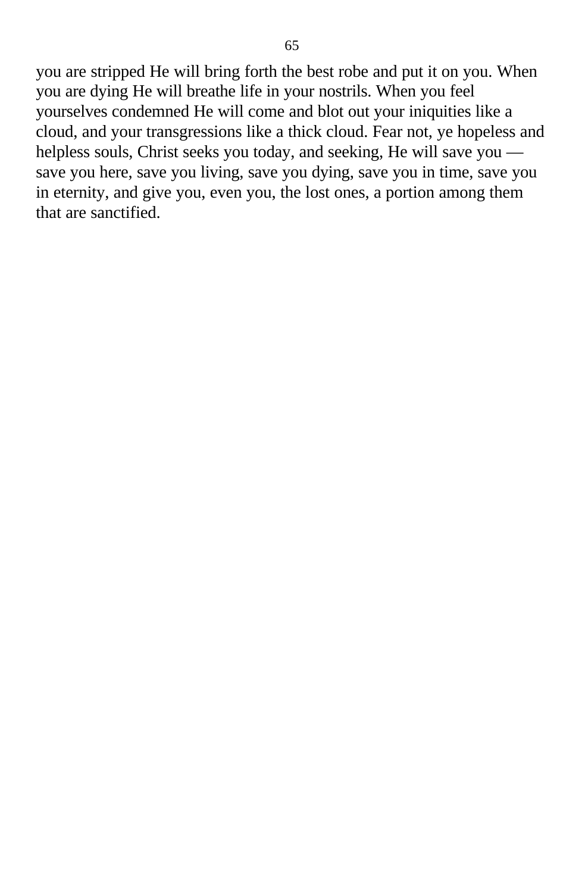you are stripped He will bring forth the best robe and put it on you. When you are dying He will breathe life in your nostrils. When you feel yourselves condemned He will come and blot out your iniquities like a cloud, and your transgressions like a thick cloud. Fear not, ye hopeless and helpless souls, Christ seeks you today, and seeking, He will save you — save you here, save you living, save you dying, save you in time, save you in eternity, and give you, even you, the lost ones, a portion among them that are sanctified.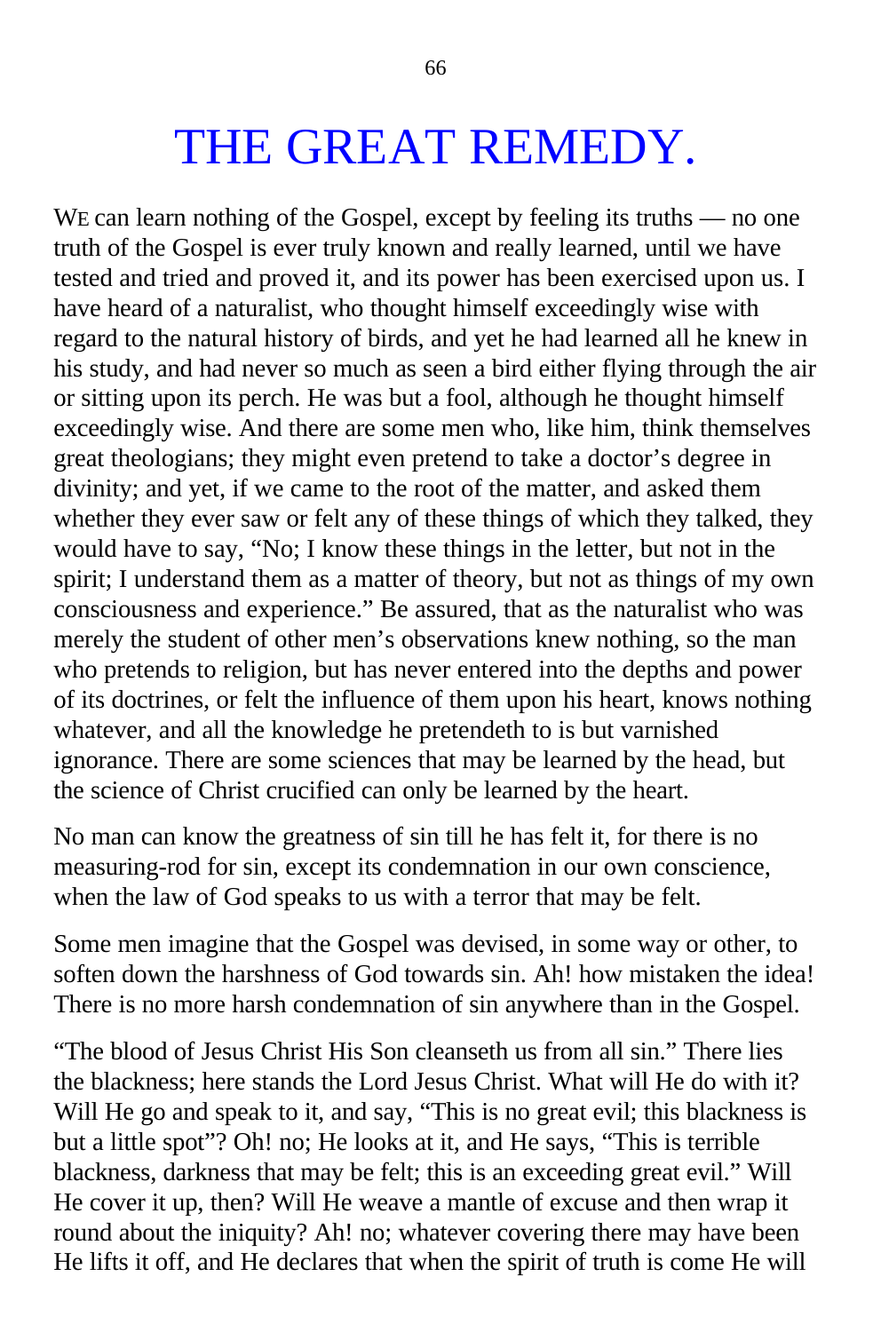# THE GREAT REMEDY.

WE can learn nothing of the Gospel, except by feeling its truths — no one truth of the Gospel is ever truly known and really learned, until we have tested and tried and proved it, and its power has been exercised upon us. I have heard of a naturalist, who thought himself exceedingly wise with regard to the natural history of birds, and yet he had learned all he knew in his study, and had never so much as seen a bird either flying through the air or sitting upon its perch. He was but a fool, although he thought himself exceedingly wise. And there are some men who, like him, think themselves great theologians; they might even pretend to take a doctor's degree in divinity; and yet, if we came to the root of the matter, and asked them whether they ever saw or felt any of these things of which they talked, they would have to say, "No; I know these things in the letter, but not in the spirit; I understand them as a matter of theory, but not as things of my own consciousness and experience." Be assured, that as the naturalist who was merely the student of other men's observations knew nothing, so the man who pretends to religion, but has never entered into the depths and power of its doctrines, or felt the influence of them upon his heart, knows nothing whatever, and all the knowledge he pretendeth to is but varnished ignorance. There are some sciences that may be learned by the head, but the science of Christ crucified can only be learned by the heart.

No man can know the greatness of sin till he has felt it, for there is no measuring-rod for sin, except its condemnation in our own conscience, when the law of God speaks to us with a terror that may be felt.

Some men imagine that the Gospel was devised, in some way or other, to soften down the harshness of God towards sin. Ah! how mistaken the idea! There is no more harsh condemnation of sin anywhere than in the Gospel.

"The blood of Jesus Christ His Son cleanseth us from all sin." There lies the blackness; here stands the Lord Jesus Christ. What will He do with it? Will He go and speak to it, and say, "This is no great evil; this blackness is but a little spot"? Oh! no; He looks at it, and He says, "This is terrible blackness, darkness that may be felt; this is an exceeding great evil." Will He cover it up, then? Will He weave a mantle of excuse and then wrap it round about the iniquity? Ah! no; whatever covering there may have been He lifts it off, and He declares that when the spirit of truth is come He will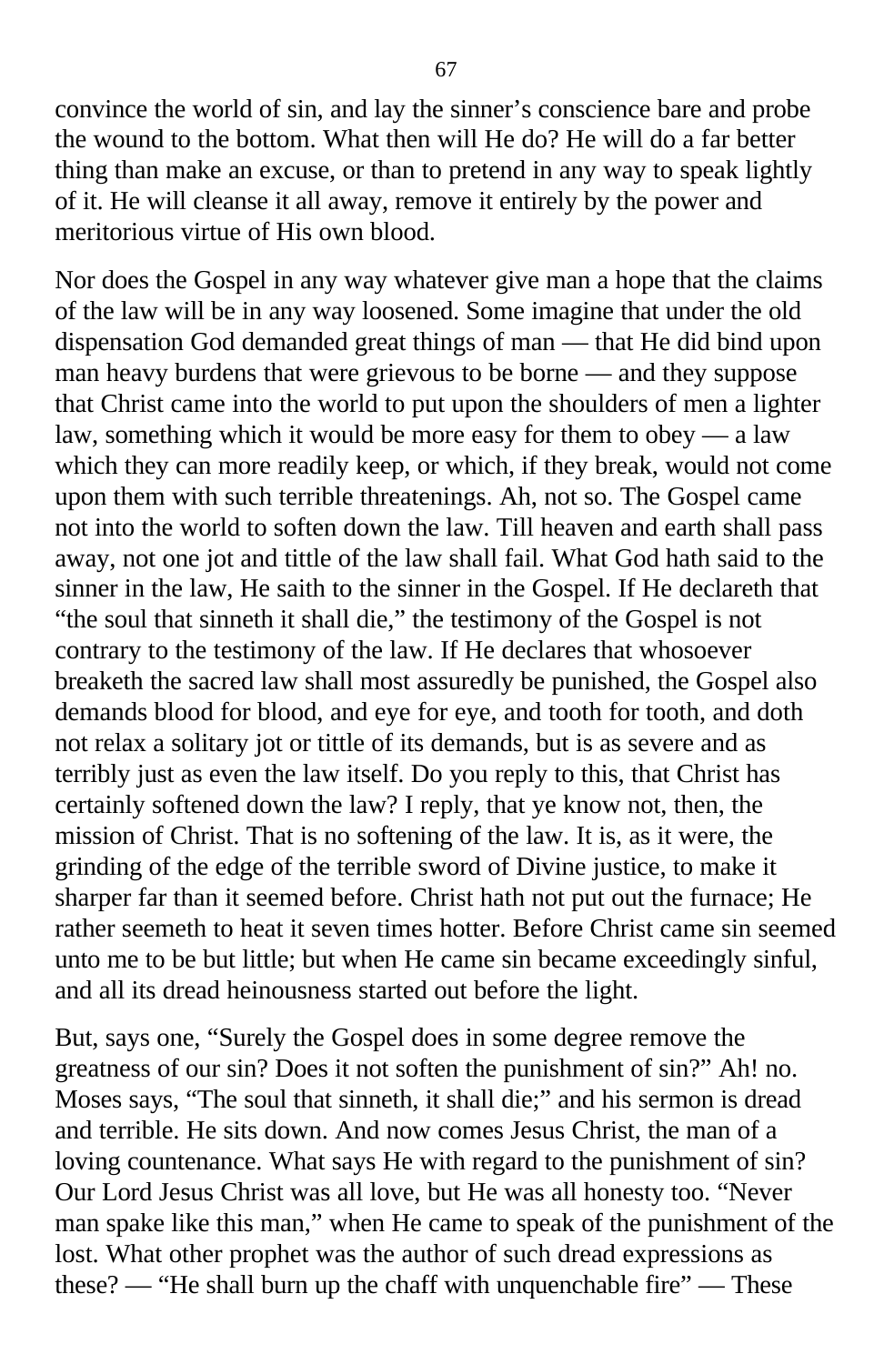convince the world of sin, and lay the sinner's conscience bare and probe the wound to the bottom. What then will He do? He will do a far better thing than make an excuse, or than to pretend in any way to speak lightly of it. He will cleanse it all away, remove it entirely by the power and meritorious virtue of His own blood.

Nor does the Gospel in any way whatever give man a hope that the claims of the law will be in any way loosened. Some imagine that under the old dispensation God demanded great things of man — that He did bind upon man heavy burdens that were grievous to be borne — and they suppose that Christ came into the world to put upon the shoulders of men a lighter law, something which it would be more easy for them to obey — a law which they can more readily keep, or which, if they break, would not come upon them with such terrible threatenings. Ah, not so. The Gospel came not into the world to soften down the law. Till heaven and earth shall pass away, not one jot and tittle of the law shall fail. What God hath said to the sinner in the law, He saith to the sinner in the Gospel. If He declareth that "the soul that sinneth it shall die," the testimony of the Gospel is not contrary to the testimony of the law. If He declares that whosoever breaketh the sacred law shall most assuredly be punished, the Gospel also demands blood for blood, and eye for eye, and tooth for tooth, and doth not relax a solitary jot or tittle of its demands, but is as severe and as terribly just as even the law itself. Do you reply to this, that Christ has certainly softened down the law? I reply, that ye know not, then, the mission of Christ. That is no softening of the law. It is, as it were, the grinding of the edge of the terrible sword of Divine justice, to make it sharper far than it seemed before. Christ hath not put out the furnace; He rather seemeth to heat it seven times hotter. Before Christ came sin seemed unto me to be but little; but when He came sin became exceedingly sinful, and all its dread heinousness started out before the light.

But, says one, "Surely the Gospel does in some degree remove the greatness of our sin? Does it not soften the punishment of sin?" Ah! no. Moses says, "The soul that sinneth, it shall die;" and his sermon is dread and terrible. He sits down. And now comes Jesus Christ, the man of a loving countenance. What says He with regard to the punishment of sin? Our Lord Jesus Christ was all love, but He was all honesty too. "Never man spake like this man," when He came to speak of the punishment of the lost. What other prophet was the author of such dread expressions as these? — "He shall burn up the chaff with unquenchable fire" — These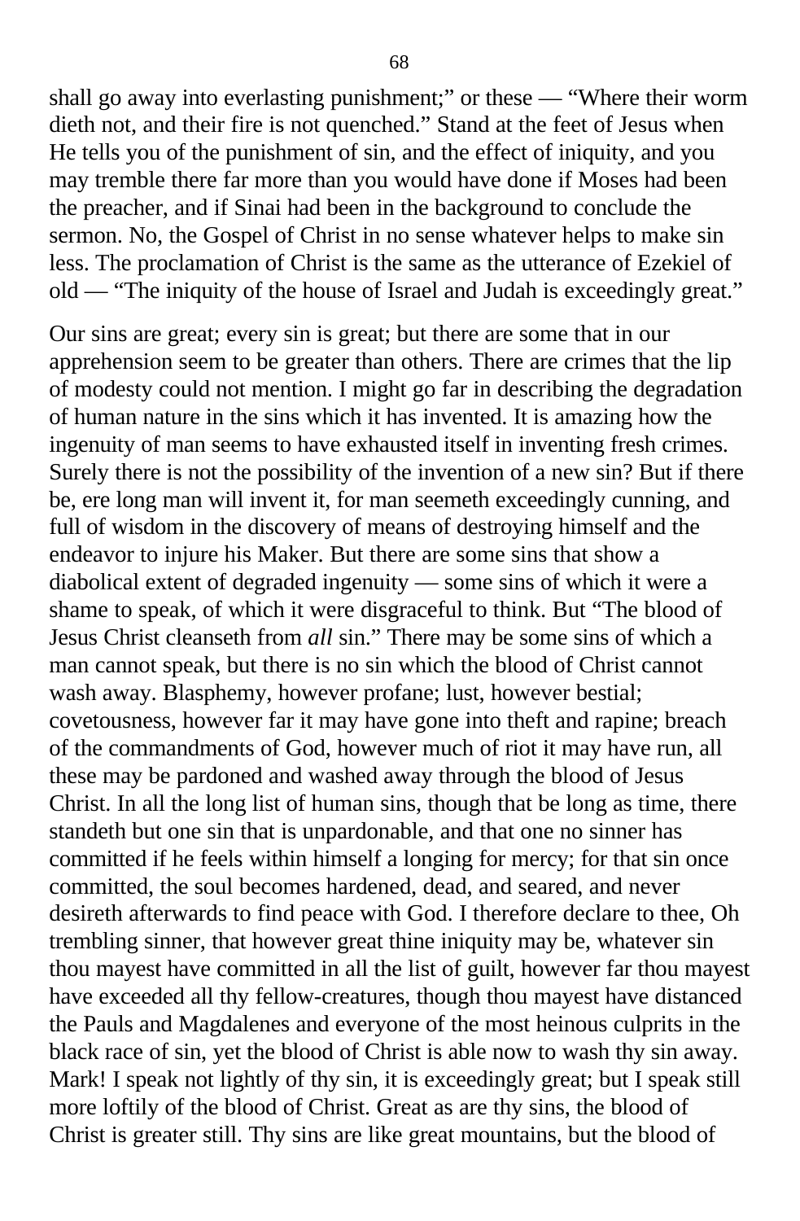shall go away into everlasting punishment;" or these — "Where their worm dieth not, and their fire is not quenched." Stand at the feet of Jesus when He tells you of the punishment of sin, and the effect of iniquity, and you may tremble there far more than you would have done if Moses had been the preacher, and if Sinai had been in the background to conclude the sermon. No, the Gospel of Christ in no sense whatever helps to make sin less. The proclamation of Christ is the same as the utterance of Ezekiel of old — "The iniquity of the house of Israel and Judah is exceedingly great."

Our sins are great; every sin is great; but there are some that in our apprehension seem to be greater than others. There are crimes that the lip of modesty could not mention. I might go far in describing the degradation of human nature in the sins which it has invented. It is amazing how the ingenuity of man seems to have exhausted itself in inventing fresh crimes. Surely there is not the possibility of the invention of a new sin? But if there be, ere long man will invent it, for man seemeth exceedingly cunning, and full of wisdom in the discovery of means of destroying himself and the endeavor to injure his Maker. But there are some sins that show a diabolical extent of degraded ingenuity — some sins of which it were a shame to speak, of which it were disgraceful to think. But "The blood of Jesus Christ cleanseth from *all* sin." There may be some sins of which a man cannot speak, but there is no sin which the blood of Christ cannot wash away. Blasphemy, however profane; lust, however bestial; covetousness, however far it may have gone into theft and rapine; breach of the commandments of God, however much of riot it may have run, all these may be pardoned and washed away through the blood of Jesus Christ. In all the long list of human sins, though that be long as time, there standeth but one sin that is unpardonable, and that one no sinner has committed if he feels within himself a longing for mercy; for that sin once committed, the soul becomes hardened, dead, and seared, and never desireth afterwards to find peace with God. I therefore declare to thee, Oh trembling sinner, that however great thine iniquity may be, whatever sin thou mayest have committed in all the list of guilt, however far thou mayest have exceeded all thy fellow-creatures, though thou mayest have distanced the Pauls and Magdalenes and everyone of the most heinous culprits in the black race of sin, yet the blood of Christ is able now to wash thy sin away. Mark! I speak not lightly of thy sin, it is exceedingly great; but I speak still more loftily of the blood of Christ. Great as are thy sins, the blood of Christ is greater still. Thy sins are like great mountains, but the blood of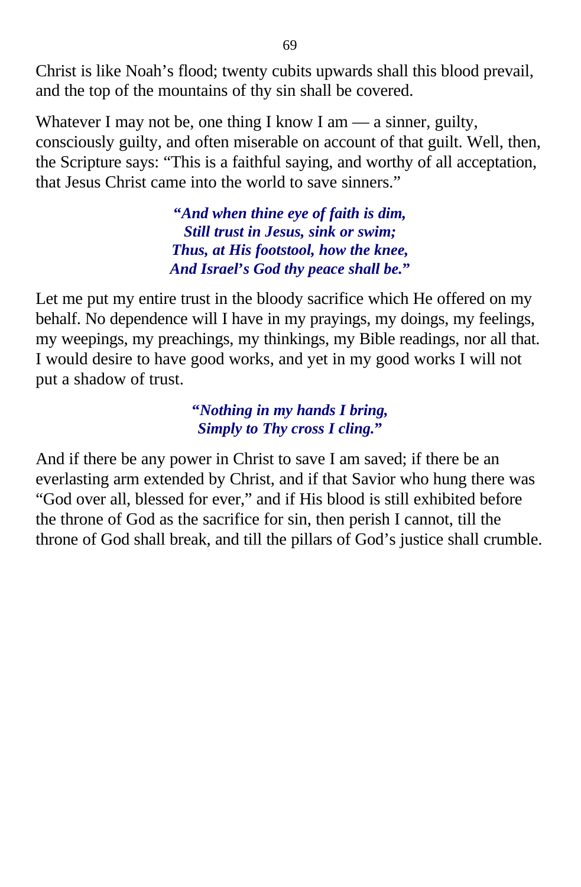Christ is like Noah's flood; twenty cubits upwards shall this blood prevail, and the top of the mountains of thy sin shall be covered.

Whatever I may not be, one thing I know I am — a sinner, guilty, consciously guilty, and often miserable on account of that guilt. Well, then, the Scripture says: "This is a faithful saying, and worthy of all acceptation, that Jesus Christ came into the world to save sinners."

> ***"And when thine eye of faith is dim,***
> ***Still trust in Jesus, sink or swim;***
> ***Thus, at His footstool, how the knee,***
> ***And Israel's God thy peace shall be."***

Let me put my entire trust in the bloody sacrifice which He offered on my behalf. No dependence will I have in my prayings, my doings, my feelings, my weepings, my preachings, my thinkings, my Bible readings, nor all that. I would desire to have good works, and yet in my good works I will not put a shadow of trust.

> ***"Nothing in my hands I bring,***
> ***Simply to Thy cross I cling."***

And if there be any power in Christ to save I am saved; if there be an everlasting arm extended by Christ, and if that Savior who hung there was "God over all, blessed for ever," and if His blood is still exhibited before the throne of God as the sacrifice for sin, then perish I cannot, till the throne of God shall break, and till the pillars of God's justice shall crumble.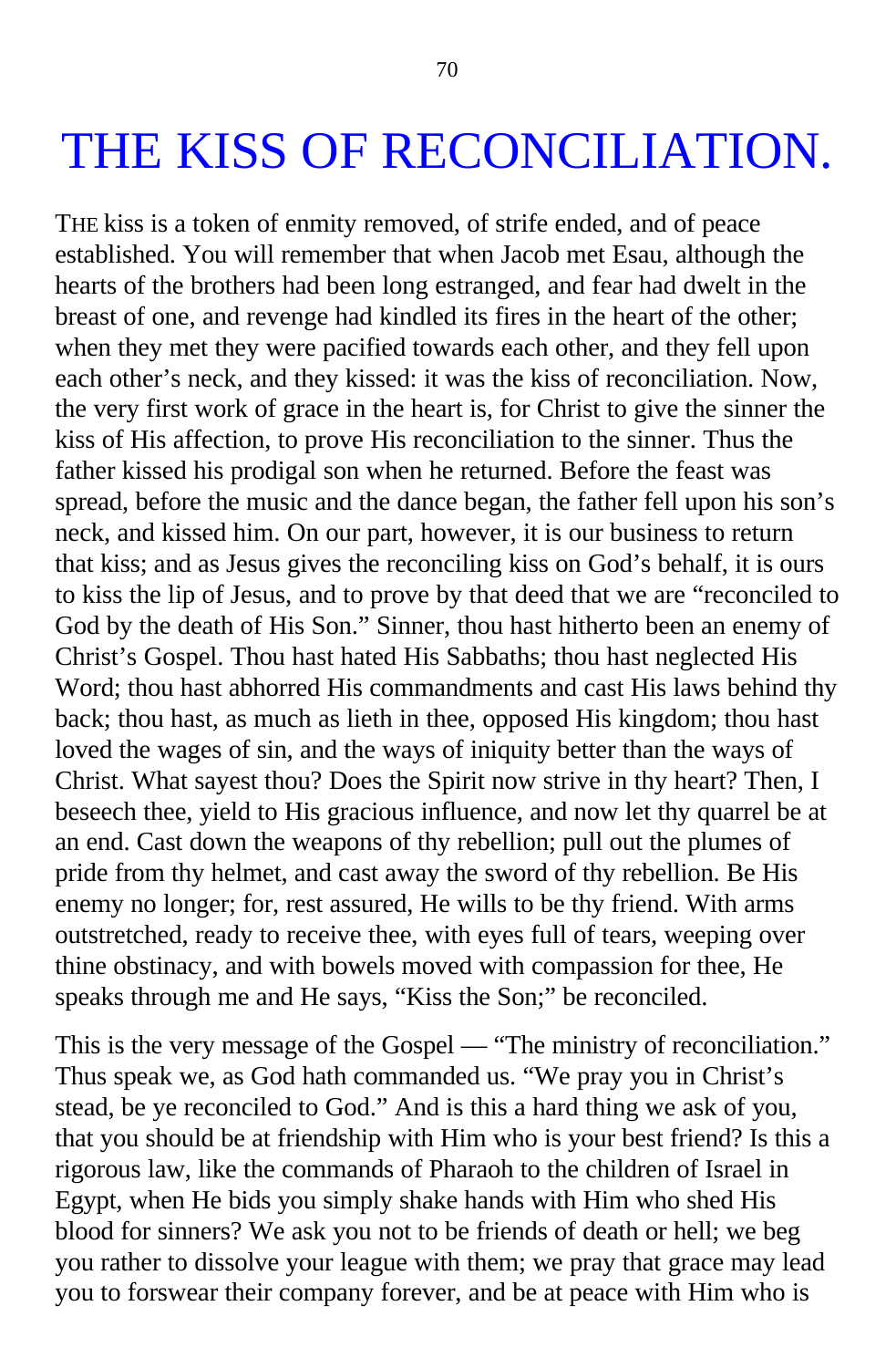# THE KISS OF RECONCILIATION.

THE kiss is a token of enmity removed, of strife ended, and of peace established. You will remember that when Jacob met Esau, although the hearts of the brothers had been long estranged, and fear had dwelt in the breast of one, and revenge had kindled its fires in the heart of the other; when they met they were pacified towards each other, and they fell upon each other's neck, and they kissed: it was the kiss of reconciliation. Now, the very first work of grace in the heart is, for Christ to give the sinner the kiss of His affection, to prove His reconciliation to the sinner. Thus the father kissed his prodigal son when he returned. Before the feast was spread, before the music and the dance began, the father fell upon his son's neck, and kissed him. On our part, however, it is our business to return that kiss; and as Jesus gives the reconciling kiss on God's behalf, it is ours to kiss the lip of Jesus, and to prove by that deed that we are "reconciled to God by the death of His Son." Sinner, thou hast hitherto been an enemy of Christ's Gospel. Thou hast hated His Sabbaths; thou hast neglected His Word; thou hast abhorred His commandments and cast His laws behind thy back; thou hast, as much as lieth in thee, opposed His kingdom; thou hast loved the wages of sin, and the ways of iniquity better than the ways of Christ. What sayest thou? Does the Spirit now strive in thy heart? Then, I beseech thee, yield to His gracious influence, and now let thy quarrel be at an end. Cast down the weapons of thy rebellion; pull out the plumes of pride from thy helmet, and cast away the sword of thy rebellion. Be His enemy no longer; for, rest assured, He wills to be thy friend. With arms outstretched, ready to receive thee, with eyes full of tears, weeping over thine obstinacy, and with bowels moved with compassion for thee, He speaks through me and He says, "Kiss the Son;" be reconciled.

This is the very message of the Gospel — "The ministry of reconciliation." Thus speak we, as God hath commanded us. "We pray you in Christ's stead, be ye reconciled to God." And is this a hard thing we ask of you, that you should be at friendship with Him who is your best friend? Is this a rigorous law, like the commands of Pharaoh to the children of Israel in Egypt, when He bids you simply shake hands with Him who shed His blood for sinners? We ask you not to be friends of death or hell; we beg you rather to dissolve your league with them; we pray that grace may lead you to forswear their company forever, and be at peace with Him who is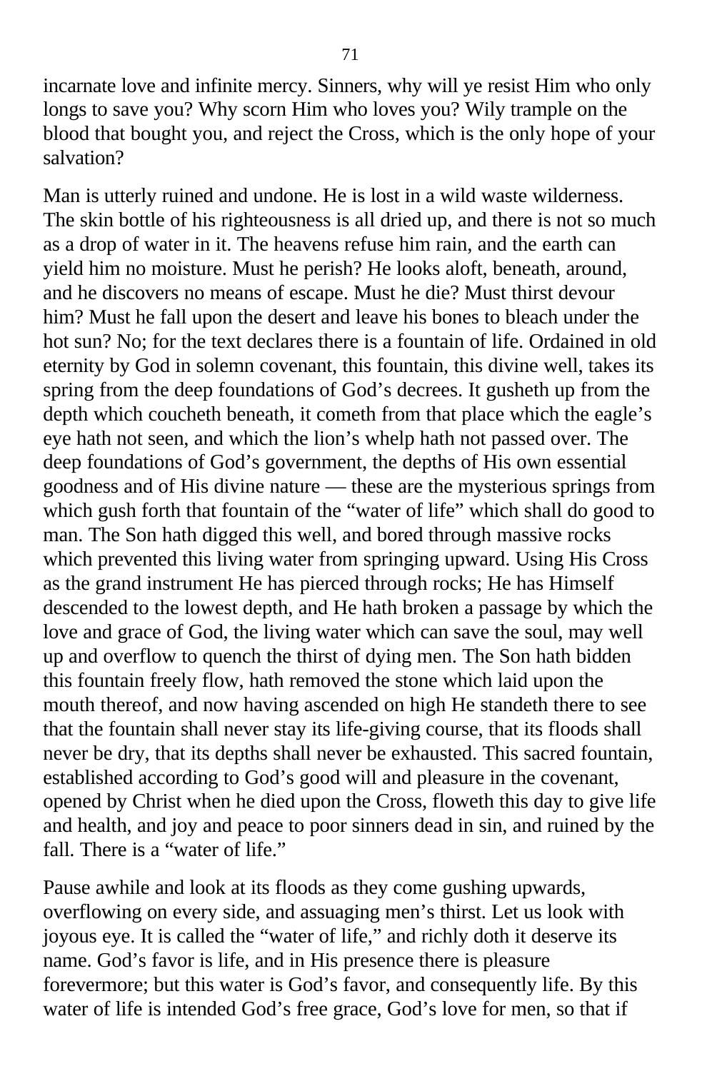incarnate love and infinite mercy. Sinners, why will ye resist Him who only longs to save you? Why scorn Him who loves you? Wily trample on the blood that bought you, and reject the Cross, which is the only hope of your salvation?

Man is utterly ruined and undone. He is lost in a wild waste wilderness. The skin bottle of his righteousness is all dried up, and there is not so much as a drop of water in it. The heavens refuse him rain, and the earth can yield him no moisture. Must he perish? He looks aloft, beneath, around, and he discovers no means of escape. Must he die? Must thirst devour him? Must he fall upon the desert and leave his bones to bleach under the hot sun? No; for the text declares there is a fountain of life. Ordained in old eternity by God in solemn covenant, this fountain, this divine well, takes its spring from the deep foundations of God's decrees. It gusheth up from the depth which coucheth beneath, it cometh from that place which the eagle's eye hath not seen, and which the lion's whelp hath not passed over. The deep foundations of God's government, the depths of His own essential goodness and of His divine nature — these are the mysterious springs from which gush forth that fountain of the "water of life" which shall do good to man. The Son hath digged this well, and bored through massive rocks which prevented this living water from springing upward. Using His Cross as the grand instrument He has pierced through rocks; He has Himself descended to the lowest depth, and He hath broken a passage by which the love and grace of God, the living water which can save the soul, may well up and overflow to quench the thirst of dying men. The Son hath bidden this fountain freely flow, hath removed the stone which laid upon the mouth thereof, and now having ascended on high He standeth there to see that the fountain shall never stay its life-giving course, that its floods shall never be dry, that its depths shall never be exhausted. This sacred fountain, established according to God's good will and pleasure in the covenant, opened by Christ when he died upon the Cross, floweth this day to give life and health, and joy and peace to poor sinners dead in sin, and ruined by the fall. There is a "water of life."

Pause awhile and look at its floods as they come gushing upwards, overflowing on every side, and assuaging men's thirst. Let us look with joyous eye. It is called the "water of life," and richly doth it deserve its name. God's favor is life, and in His presence there is pleasure forevermore; but this water is God's favor, and consequently life. By this water of life is intended God's free grace, God's love for men, so that if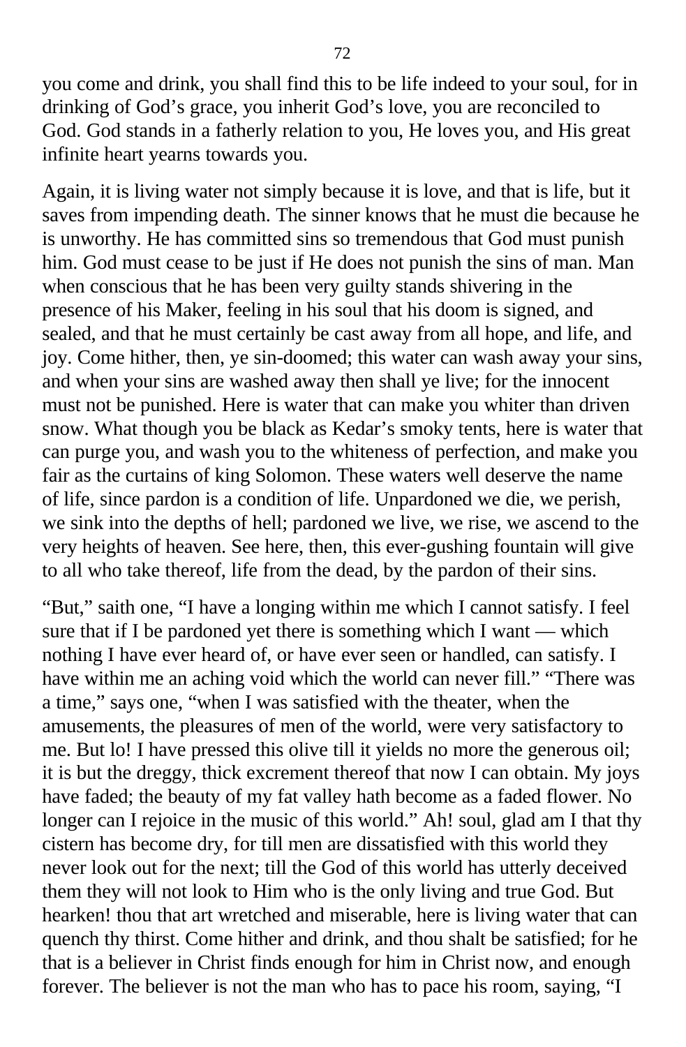you come and drink, you shall find this to be life indeed to your soul, for in drinking of God's grace, you inherit God's love, you are reconciled to God. God stands in a fatherly relation to you, He loves you, and His great infinite heart yearns towards you.

Again, it is living water not simply because it is love, and that is life, but it saves from impending death. The sinner knows that he must die because he is unworthy. He has committed sins so tremendous that God must punish him. God must cease to be just if He does not punish the sins of man. Man when conscious that he has been very guilty stands shivering in the presence of his Maker, feeling in his soul that his doom is signed, and sealed, and that he must certainly be cast away from all hope, and life, and joy. Come hither, then, ye sin-doomed; this water can wash away your sins, and when your sins are washed away then shall ye live; for the innocent must not be punished. Here is water that can make you whiter than driven snow. What though you be black as Kedar's smoky tents, here is water that can purge you, and wash you to the whiteness of perfection, and make you fair as the curtains of king Solomon. These waters well deserve the name of life, since pardon is a condition of life. Unpardoned we die, we perish, we sink into the depths of hell; pardoned we live, we rise, we ascend to the very heights of heaven. See here, then, this ever-gushing fountain will give to all who take thereof, life from the dead, by the pardon of their sins.

"But," saith one, "I have a longing within me which I cannot satisfy. I feel sure that if I be pardoned yet there is something which I want — which nothing I have ever heard of, or have ever seen or handled, can satisfy. I have within me an aching void which the world can never fill." "There was a time," says one, "when I was satisfied with the theater, when the amusements, the pleasures of men of the world, were very satisfactory to me. But lo! I have pressed this olive till it yields no more the generous oil; it is but the dreggy, thick excrement thereof that now I can obtain. My joys have faded; the beauty of my fat valley hath become as a faded flower. No longer can I rejoice in the music of this world." Ah! soul, glad am I that thy cistern has become dry, for till men are dissatisfied with this world they never look out for the next; till the God of this world has utterly deceived them they will not look to Him who is the only living and true God. But hearken! thou that art wretched and miserable, here is living water that can quench thy thirst. Come hither and drink, and thou shalt be satisfied; for he that is a believer in Christ finds enough for him in Christ now, and enough forever. The believer is not the man who has to pace his room, saying, "I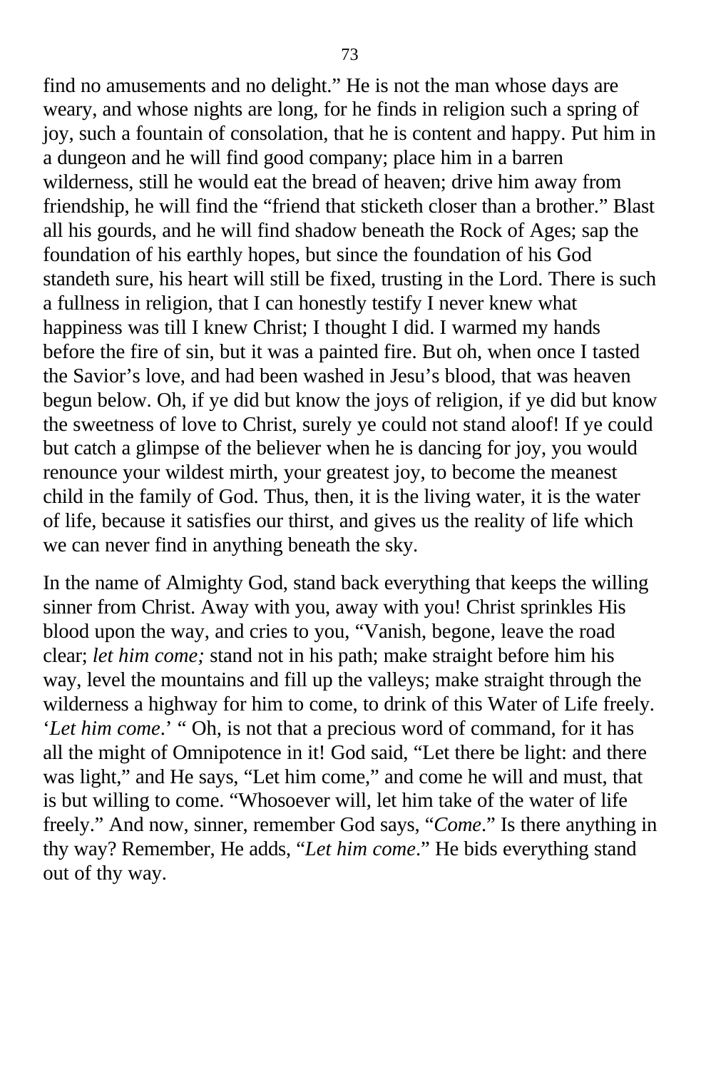find no amusements and no delight." He is not the man whose days are weary, and whose nights are long, for he finds in religion such a spring of joy, such a fountain of consolation, that he is content and happy. Put him in a dungeon and he will find good company; place him in a barren wilderness, still he would eat the bread of heaven; drive him away from friendship, he will find the "friend that sticketh closer than a brother." Blast all his gourds, and he will find shadow beneath the Rock of Ages; sap the foundation of his earthly hopes, but since the foundation of his God standeth sure, his heart will still be fixed, trusting in the Lord. There is such a fullness in religion, that I can honestly testify I never knew what happiness was till I knew Christ; I thought I did. I warmed my hands before the fire of sin, but it was a painted fire. But oh, when once I tasted the Savior's love, and had been washed in Jesu's blood, that was heaven begun below. Oh, if ye did but know the joys of religion, if ye did but know the sweetness of love to Christ, surely ye could not stand aloof! If ye could but catch a glimpse of the believer when he is dancing for joy, you would renounce your wildest mirth, your greatest joy, to become the meanest child in the family of God. Thus, then, it is the living water, it is the water of life, because it satisfies our thirst, and gives us the reality of life which we can never find in anything beneath the sky.

In the name of Almighty God, stand back everything that keeps the willing sinner from Christ. Away with you, away with you! Christ sprinkles His blood upon the way, and cries to you, "Vanish, begone, leave the road clear; *let him come;* stand not in his path; make straight before him his way, level the mountains and fill up the valleys; make straight through the wilderness a highway for him to come, to drink of this Water of Life freely. '*Let him come*.' " Oh, is not that a precious word of command, for it has all the might of Omnipotence in it! God said, "Let there be light: and there was light," and He says, "Let him come," and come he will and must, that is but willing to come. "Whosoever will, let him take of the water of life freely." And now, sinner, remember God says, "*Come*." Is there anything in thy way? Remember, He adds, "*Let him come*." He bids everything stand out of thy way.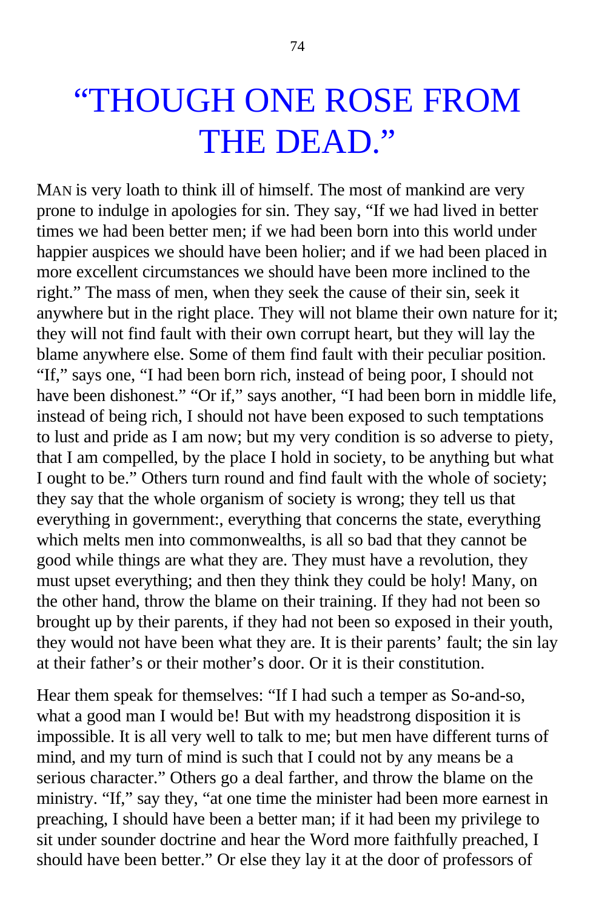# "THOUGH ONE ROSE FROM THE DEAD."

MAN is very loath to think ill of himself. The most of mankind are very prone to indulge in apologies for sin. They say, "If we had lived in better times we had been better men; if we had been born into this world under happier auspices we should have been holier; and if we had been placed in more excellent circumstances we should have been more inclined to the right." The mass of men, when they seek the cause of their sin, seek it anywhere but in the right place. They will not blame their own nature for it; they will not find fault with their own corrupt heart, but they will lay the blame anywhere else. Some of them find fault with their peculiar position. "If," says one, "I had been born rich, instead of being poor, I should not have been dishonest." "Or if," says another, "I had been born in middle life, instead of being rich, I should not have been exposed to such temptations to lust and pride as I am now; but my very condition is so adverse to piety, that I am compelled, by the place I hold in society, to be anything but what I ought to be." Others turn round and find fault with the whole of society; they say that the whole organism of society is wrong; they tell us that everything in government:, everything that concerns the state, everything which melts men into commonwealths, is all so bad that they cannot be good while things are what they are. They must have a revolution, they must upset everything; and then they think they could be holy! Many, on the other hand, throw the blame on their training. If they had not been so brought up by their parents, if they had not been so exposed in their youth, they would not have been what they are. It is their parents' fault; the sin lay at their father's or their mother's door. Or it is their constitution.

Hear them speak for themselves: "If I had such a temper as So-and-so, what a good man I would be! But with my headstrong disposition it is impossible. It is all very well to talk to me; but men have different turns of mind, and my turn of mind is such that I could not by any means be a serious character." Others go a deal farther, and throw the blame on the ministry. "If," say they, "at one time the minister had been more earnest in preaching, I should have been a better man; if it had been my privilege to sit under sounder doctrine and hear the Word more faithfully preached, I should have been better." Or else they lay it at the door of professors of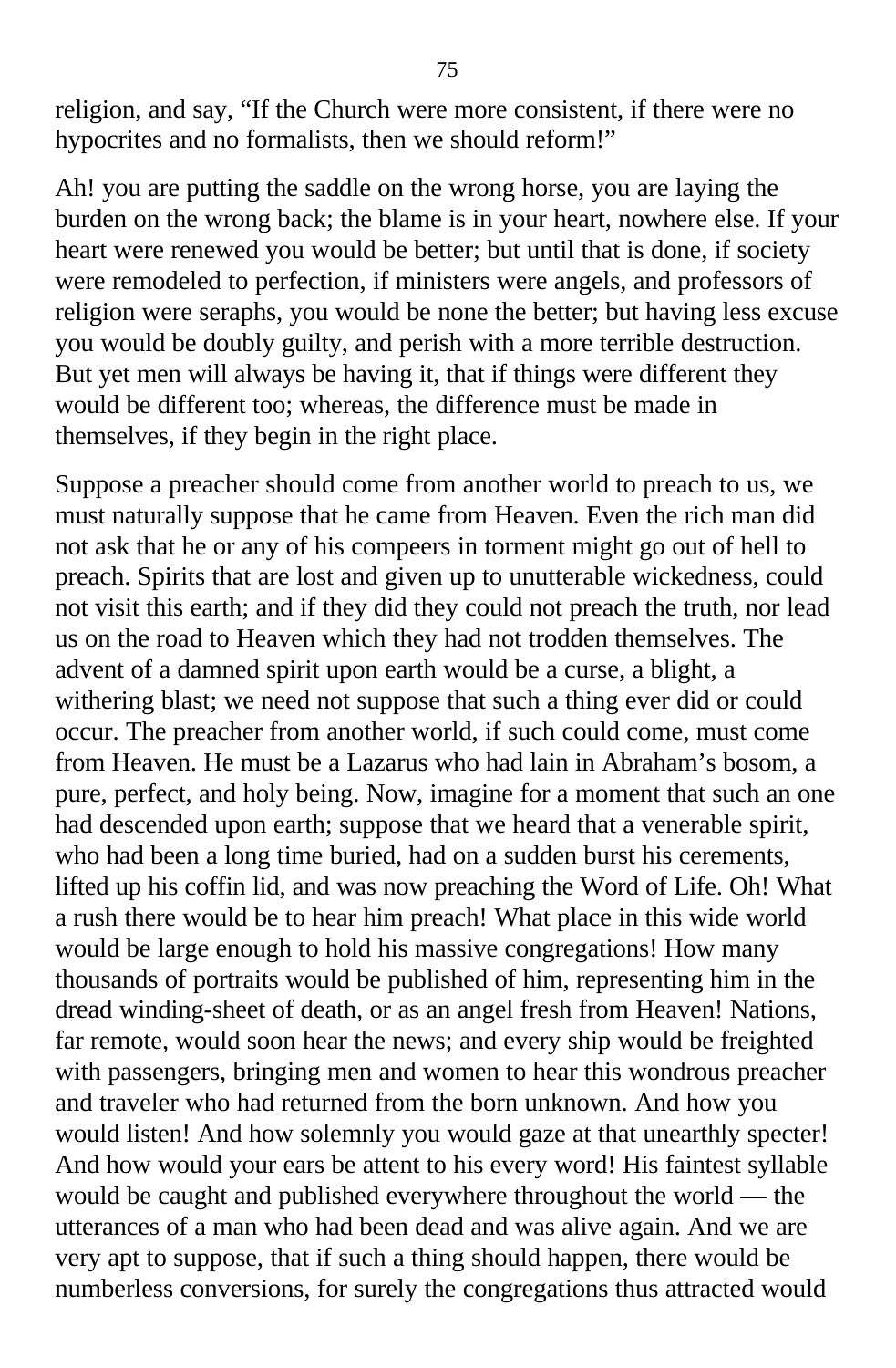religion, and say, "If the Church were more consistent, if there were no hypocrites and no formalists, then we should reform!"

Ah! you are putting the saddle on the wrong horse, you are laying the burden on the wrong back; the blame is in your heart, nowhere else. If your heart were renewed you would be better; but until that is done, if society were remodeled to perfection, if ministers were angels, and professors of religion were seraphs, you would be none the better; but having less excuse you would be doubly guilty, and perish with a more terrible destruction. But yet men will always be having it, that if things were different they would be different too; whereas, the difference must be made in themselves, if they begin in the right place.

Suppose a preacher should come from another world to preach to us, we must naturally suppose that he came from Heaven. Even the rich man did not ask that he or any of his compeers in torment might go out of hell to preach. Spirits that are lost and given up to unutterable wickedness, could not visit this earth; and if they did they could not preach the truth, nor lead us on the road to Heaven which they had not trodden themselves. The advent of a damned spirit upon earth would be a curse, a blight, a withering blast; we need not suppose that such a thing ever did or could occur. The preacher from another world, if such could come, must come from Heaven. He must be a Lazarus who had lain in Abraham's bosom, a pure, perfect, and holy being. Now, imagine for a moment that such an one had descended upon earth; suppose that we heard that a venerable spirit, who had been a long time buried, had on a sudden burst his cerements, lifted up his coffin lid, and was now preaching the Word of Life. Oh! What a rush there would be to hear him preach! What place in this wide world would be large enough to hold his massive congregations! How many thousands of portraits would be published of him, representing him in the dread winding-sheet of death, or as an angel fresh from Heaven! Nations, far remote, would soon hear the news; and every ship would be freighted with passengers, bringing men and women to hear this wondrous preacher and traveler who had returned from the born unknown. And how you would listen! And how solemnly you would gaze at that unearthly specter! And how would your ears be attent to his every word! His faintest syllable would be caught and published everywhere throughout the world — the utterances of a man who had been dead and was alive again. And we are very apt to suppose, that if such a thing should happen, there would be numberless conversions, for surely the congregations thus attracted would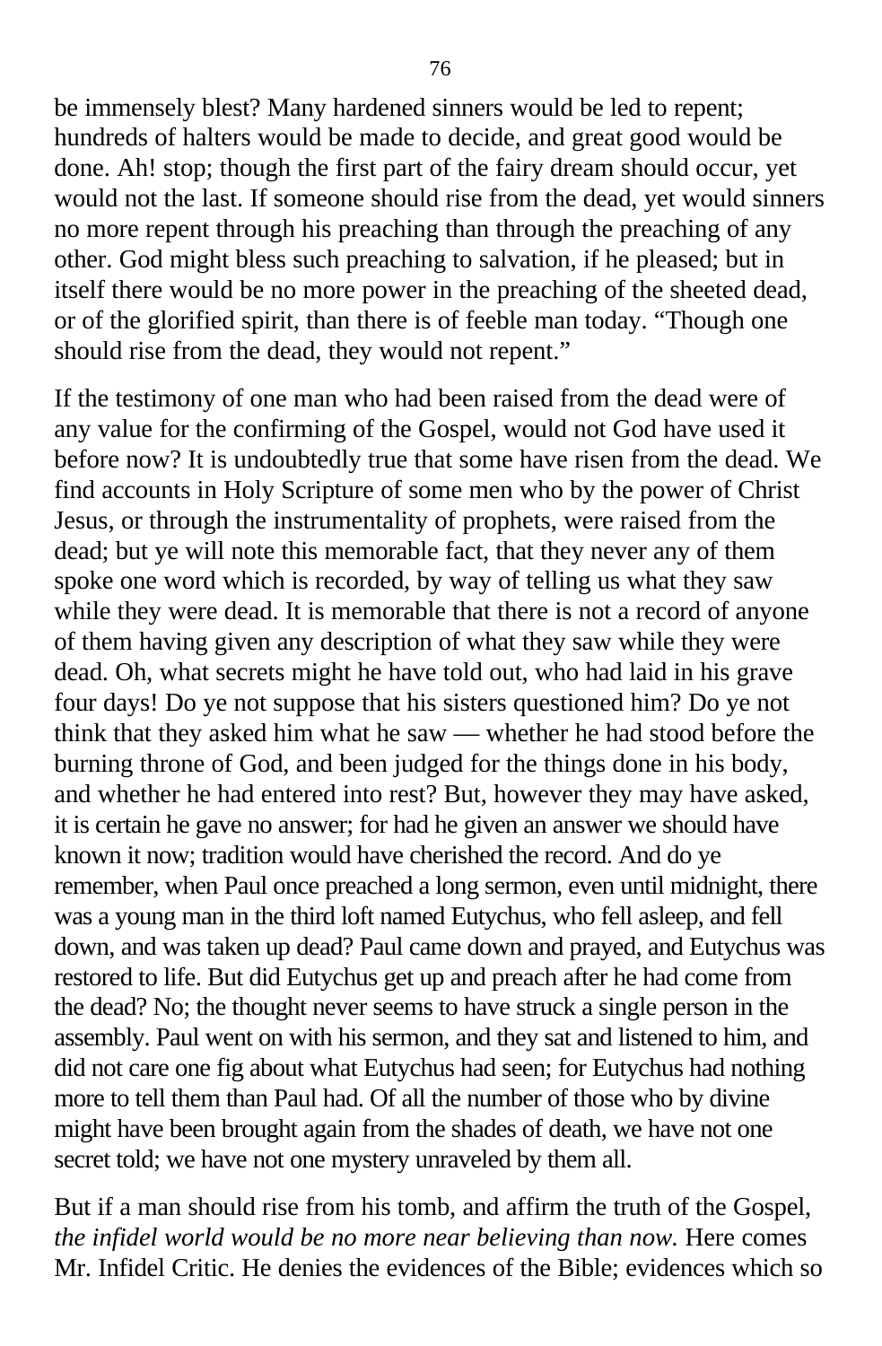be immensely blest? Many hardened sinners would be led to repent; hundreds of halters would be made to decide, and great good would be done. Ah! stop; though the first part of the fairy dream should occur, yet would not the last. If someone should rise from the dead, yet would sinners no more repent through his preaching than through the preaching of any other. God might bless such preaching to salvation, if he pleased; but in itself there would be no more power in the preaching of the sheeted dead, or of the glorified spirit, than there is of feeble man today. "Though one should rise from the dead, they would not repent."

If the testimony of one man who had been raised from the dead were of any value for the confirming of the Gospel, would not God have used it before now? It is undoubtedly true that some have risen from the dead. We find accounts in Holy Scripture of some men who by the power of Christ Jesus, or through the instrumentality of prophets, were raised from the dead; but ye will note this memorable fact, that they never any of them spoke one word which is recorded, by way of telling us what they saw while they were dead. It is memorable that there is not a record of anyone of them having given any description of what they saw while they were dead. Oh, what secrets might he have told out, who had laid in his grave four days! Do ye not suppose that his sisters questioned him? Do ye not think that they asked him what he saw — whether he had stood before the burning throne of God, and been judged for the things done in his body, and whether he had entered into rest? But, however they may have asked, it is certain he gave no answer; for had he given an answer we should have known it now; tradition would have cherished the record. And do ye remember, when Paul once preached a long sermon, even until midnight, there was a young man in the third loft named Eutychus, who fell asleep, and fell down, and was taken up dead? Paul came down and prayed, and Eutychus was restored to life. But did Eutychus get up and preach after he had come from the dead? No; the thought never seems to have struck a single person in the assembly. Paul went on with his sermon, and they sat and listened to him, and did not care one fig about what Eutychus had seen; for Eutychus had nothing more to tell them than Paul had. Of all the number of those who by divine might have been brought again from the shades of death, we have not one secret told; we have not one mystery unraveled by them all.

But if a man should rise from his tomb, and affirm the truth of the Gospel, *the infidel world would be no more near believing than now.* Here comes Mr. Infidel Critic. He denies the evidences of the Bible; evidences which so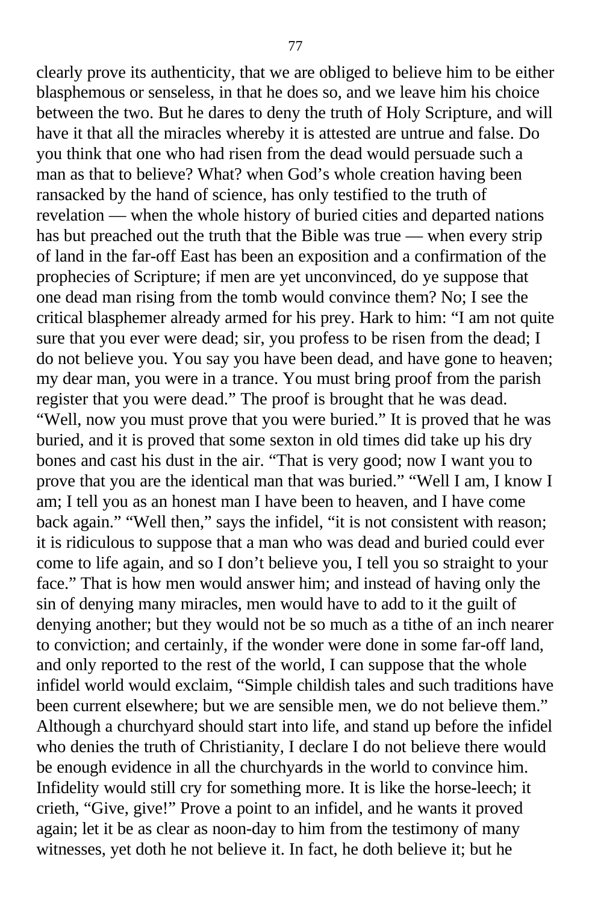clearly prove its authenticity, that we are obliged to believe him to be either blasphemous or senseless, in that he does so, and we leave him his choice between the two. But he dares to deny the truth of Holy Scripture, and will have it that all the miracles whereby it is attested are untrue and false. Do you think that one who had risen from the dead would persuade such a man as that to believe? What? when God's whole creation having been ransacked by the hand of science, has only testified to the truth of revelation — when the whole history of buried cities and departed nations has but preached out the truth that the Bible was true — when every strip of land in the far-off East has been an exposition and a confirmation of the prophecies of Scripture; if men are yet unconvinced, do ye suppose that one dead man rising from the tomb would convince them? No; I see the critical blasphemer already armed for his prey. Hark to him: "I am not quite sure that you ever were dead; sir, you profess to be risen from the dead; I do not believe you. You say you have been dead, and have gone to heaven; my dear man, you were in a trance. You must bring proof from the parish register that you were dead." The proof is brought that he was dead. "Well, now you must prove that you were buried." It is proved that he was buried, and it is proved that some sexton in old times did take up his dry bones and cast his dust in the air. "That is very good; now I want you to prove that you are the identical man that was buried." "Well I am, I know I am; I tell you as an honest man I have been to heaven, and I have come back again." "Well then," says the infidel, "it is not consistent with reason; it is ridiculous to suppose that a man who was dead and buried could ever come to life again, and so I don't believe you, I tell you so straight to your face." That is how men would answer him; and instead of having only the sin of denying many miracles, men would have to add to it the guilt of denying another; but they would not be so much as a tithe of an inch nearer to conviction; and certainly, if the wonder were done in some far-off land, and only reported to the rest of the world, I can suppose that the whole infidel world would exclaim, "Simple childish tales and such traditions have been current elsewhere; but we are sensible men, we do not believe them." Although a churchyard should start into life, and stand up before the infidel who denies the truth of Christianity, I declare I do not believe there would be enough evidence in all the churchyards in the world to convince him. Infidelity would still cry for something more. It is like the horse-leech; it crieth, "Give, give!" Prove a point to an infidel, and he wants it proved again; let it be as clear as noon-day to him from the testimony of many witnesses, yet doth he not believe it. In fact, he doth believe it; but he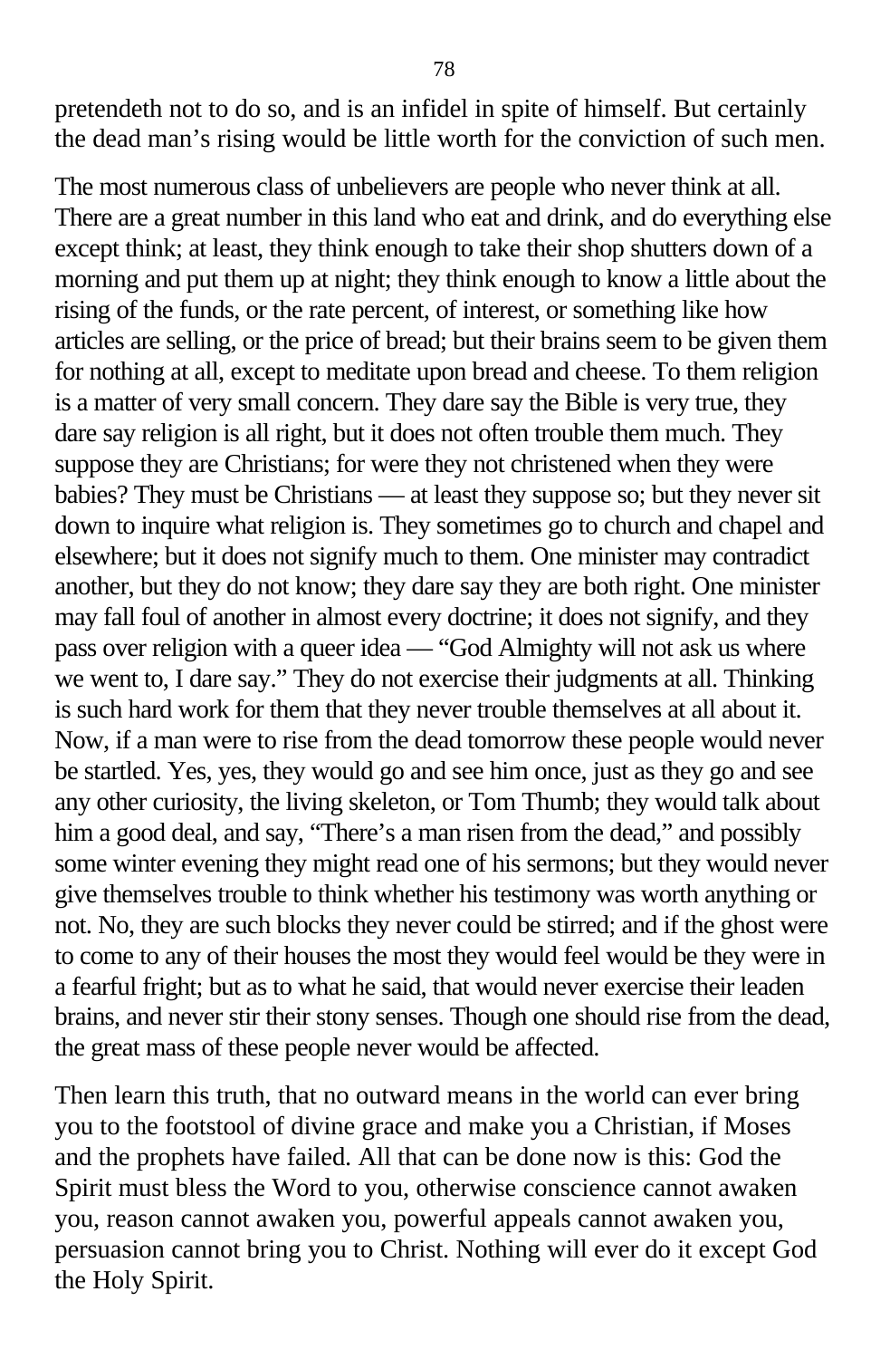pretendeth not to do so, and is an infidel in spite of himself. But certainly the dead man's rising would be little worth for the conviction of such men.

The most numerous class of unbelievers are people who never think at all. There are a great number in this land who eat and drink, and do everything else except think; at least, they think enough to take their shop shutters down of a morning and put them up at night; they think enough to know a little about the rising of the funds, or the rate percent, of interest, or something like how articles are selling, or the price of bread; but their brains seem to be given them for nothing at all, except to meditate upon bread and cheese. To them religion is a matter of very small concern. They dare say the Bible is very true, they dare say religion is all right, but it does not often trouble them much. They suppose they are Christians; for were they not christened when they were babies? They must be Christians — at least they suppose so; but they never sit down to inquire what religion is. They sometimes go to church and chapel and elsewhere; but it does not signify much to them. One minister may contradict another, but they do not know; they dare say they are both right. One minister may fall foul of another in almost every doctrine; it does not signify, and they pass over religion with a queer idea — "God Almighty will not ask us where we went to, I dare say." They do not exercise their judgments at all. Thinking is such hard work for them that they never trouble themselves at all about it. Now, if a man were to rise from the dead tomorrow these people would never be startled. Yes, yes, they would go and see him once, just as they go and see any other curiosity, the living skeleton, or Tom Thumb; they would talk about him a good deal, and say, "There's a man risen from the dead," and possibly some winter evening they might read one of his sermons; but they would never give themselves trouble to think whether his testimony was worth anything or not. No, they are such blocks they never could be stirred; and if the ghost were to come to any of their houses the most they would feel would be they were in a fearful fright; but as to what he said, that would never exercise their leaden brains, and never stir their stony senses. Though one should rise from the dead, the great mass of these people never would be affected.

Then learn this truth, that no outward means in the world can ever bring you to the footstool of divine grace and make you a Christian, if Moses and the prophets have failed. All that can be done now is this: God the Spirit must bless the Word to you, otherwise conscience cannot awaken you, reason cannot awaken you, powerful appeals cannot awaken you, persuasion cannot bring you to Christ. Nothing will ever do it except God the Holy Spirit.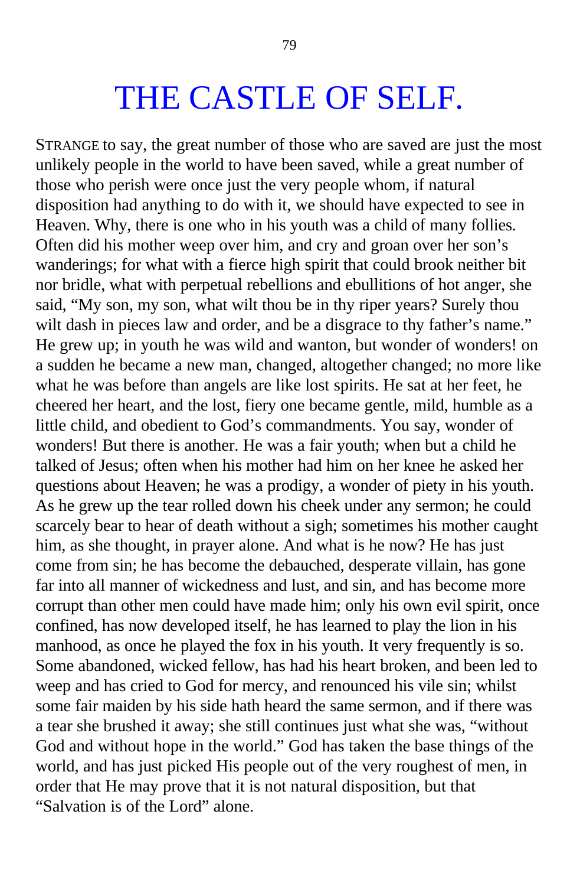# THE CASTLE OF SELF.

STRANGE to say, the great number of those who are saved are just the most unlikely people in the world to have been saved, while a great number of those who perish were once just the very people whom, if natural disposition had anything to do with it, we should have expected to see in Heaven. Why, there is one who in his youth was a child of many follies. Often did his mother weep over him, and cry and groan over her son's wanderings; for what with a fierce high spirit that could brook neither bit nor bridle, what with perpetual rebellions and ebullitions of hot anger, she said, "My son, my son, what wilt thou be in thy riper years? Surely thou wilt dash in pieces law and order, and be a disgrace to thy father's name." He grew up; in youth he was wild and wanton, but wonder of wonders! on a sudden he became a new man, changed, altogether changed; no more like what he was before than angels are like lost spirits. He sat at her feet, he cheered her heart, and the lost, fiery one became gentle, mild, humble as a little child, and obedient to God's commandments. You say, wonder of wonders! But there is another. He was a fair youth; when but a child he talked of Jesus; often when his mother had him on her knee he asked her questions about Heaven; he was a prodigy, a wonder of piety in his youth. As he grew up the tear rolled down his cheek under any sermon; he could scarcely bear to hear of death without a sigh; sometimes his mother caught him, as she thought, in prayer alone. And what is he now? He has just come from sin; he has become the debauched, desperate villain, has gone far into all manner of wickedness and lust, and sin, and has become more corrupt than other men could have made him; only his own evil spirit, once confined, has now developed itself, he has learned to play the lion in his manhood, as once he played the fox in his youth. It very frequently is so. Some abandoned, wicked fellow, has had his heart broken, and been led to weep and has cried to God for mercy, and renounced his vile sin; whilst some fair maiden by his side hath heard the same sermon, and if there was a tear she brushed it away; she still continues just what she was, "without God and without hope in the world." God has taken the base things of the world, and has just picked His people out of the very roughest of men, in order that He may prove that it is not natural disposition, but that "Salvation is of the Lord" alone.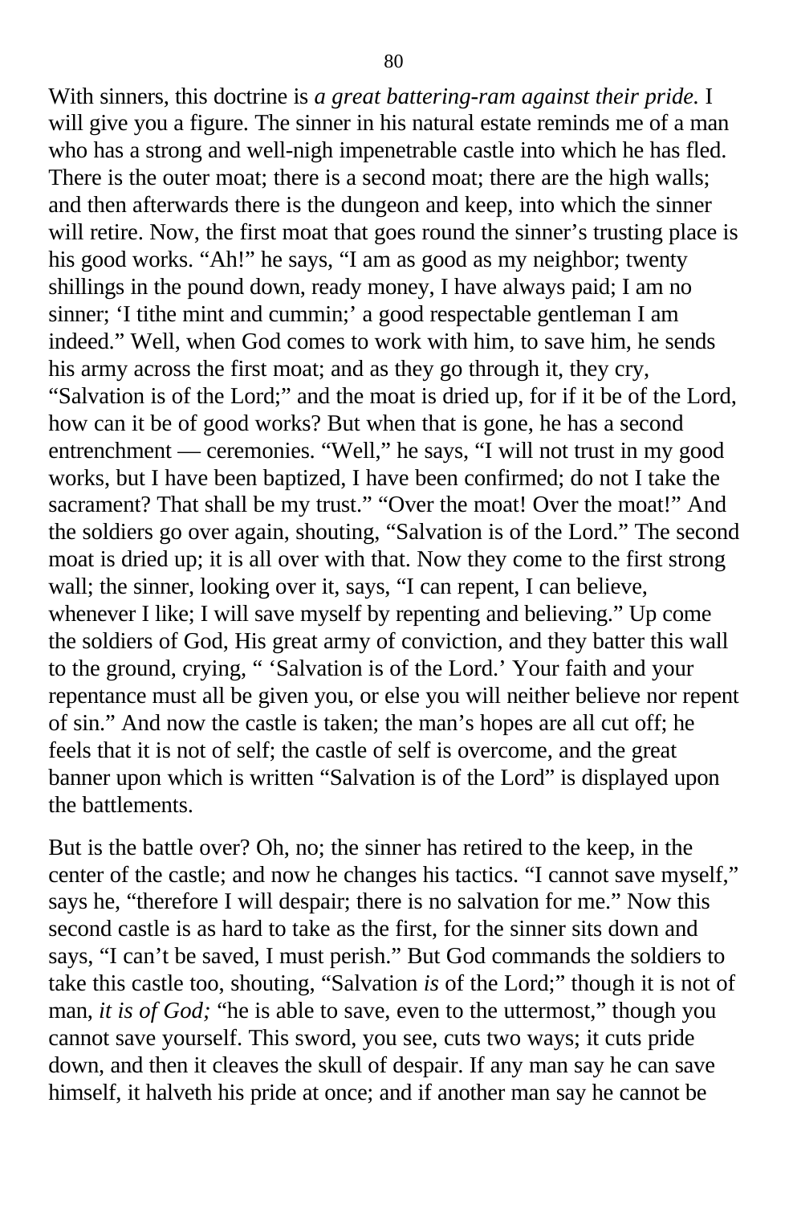With sinners, this doctrine is *a great battering-ram against their pride.* I will give you a figure. The sinner in his natural estate reminds me of a man who has a strong and well-nigh impenetrable castle into which he has fled. There is the outer moat; there is a second moat; there are the high walls; and then afterwards there is the dungeon and keep, into which the sinner will retire. Now, the first moat that goes round the sinner's trusting place is his good works. "Ah!" he says, "I am as good as my neighbor; twenty shillings in the pound down, ready money, I have always paid; I am no sinner; 'I tithe mint and cummin;' a good respectable gentleman I am indeed." Well, when God comes to work with him, to save him, he sends his army across the first moat; and as they go through it, they cry, "Salvation is of the Lord;" and the moat is dried up, for if it be of the Lord, how can it be of good works? But when that is gone, he has a second entrenchment — ceremonies. "Well," he says, "I will not trust in my good works, but I have been baptized, I have been confirmed; do not I take the sacrament? That shall be my trust." "Over the moat! Over the moat!" And the soldiers go over again, shouting, "Salvation is of the Lord." The second moat is dried up; it is all over with that. Now they come to the first strong wall; the sinner, looking over it, says, "I can repent, I can believe, whenever I like; I will save myself by repenting and believing." Up come the soldiers of God, His great army of conviction, and they batter this wall to the ground, crying, " 'Salvation is of the Lord.' Your faith and your repentance must all be given you, or else you will neither believe nor repent of sin." And now the castle is taken; the man's hopes are all cut off; he feels that it is not of self; the castle of self is overcome, and the great banner upon which is written "Salvation is of the Lord" is displayed upon the battlements.

But is the battle over? Oh, no; the sinner has retired to the keep, in the center of the castle; and now he changes his tactics. "I cannot save myself," says he, "therefore I will despair; there is no salvation for me." Now this second castle is as hard to take as the first, for the sinner sits down and says, "I can't be saved, I must perish." But God commands the soldiers to take this castle too, shouting, "Salvation *is* of the Lord;" though it is not of man, *it is of God;* "he is able to save, even to the uttermost," though you cannot save yourself. This sword, you see, cuts two ways; it cuts pride down, and then it cleaves the skull of despair. If any man say he can save himself, it halveth his pride at once; and if another man say he cannot be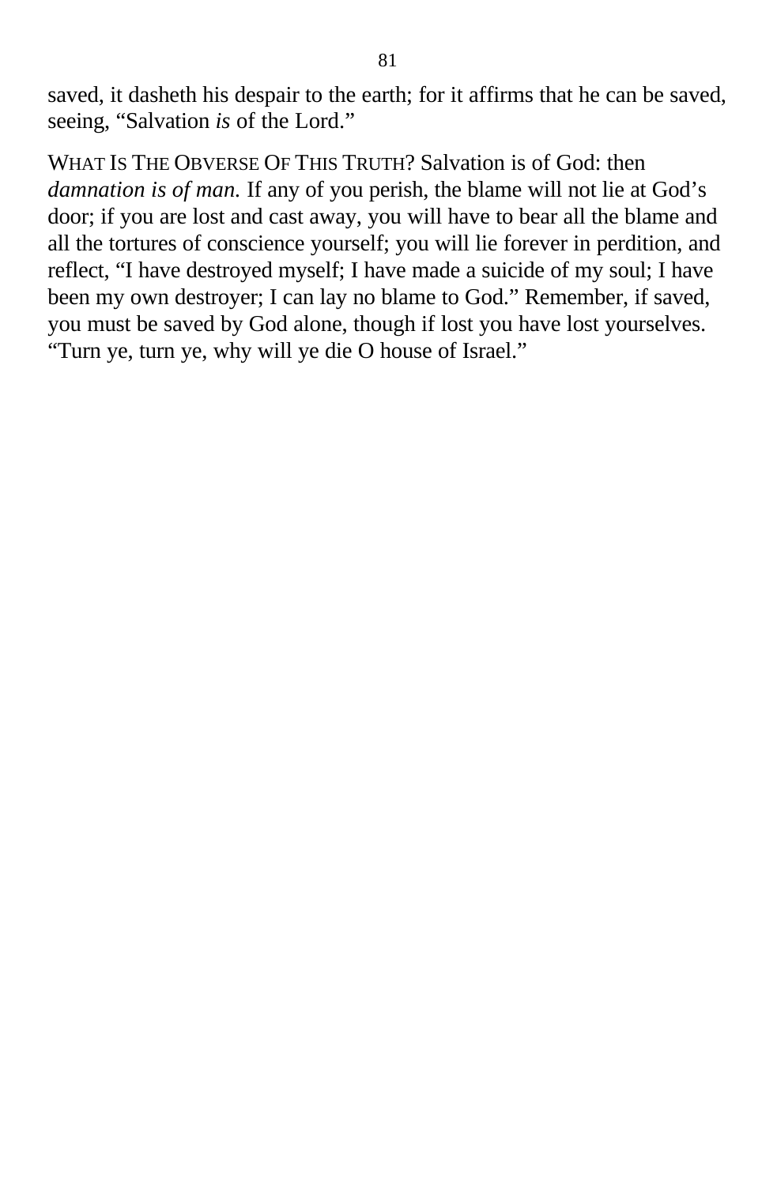saved, it dasheth his despair to the earth; for it affirms that he can be saved, seeing, “Salvation *is* of the Lord.”

WHAT IS THE OBVERSE OF THIS TRUTH? Salvation is of God: then *damnation is of man.* If any of you perish, the blame will not lie at God’s door; if you are lost and cast away, you will have to bear all the blame and all the tortures of conscience yourself; you will lie forever in perdition, and reflect, “I have destroyed myself; I have made a suicide of my soul; I have been my own destroyer; I can lay no blame to God.” Remember, if saved, you must be saved by God alone, though if lost you have lost yourselves. “Turn ye, turn ye, why will ye die O house of Israel.”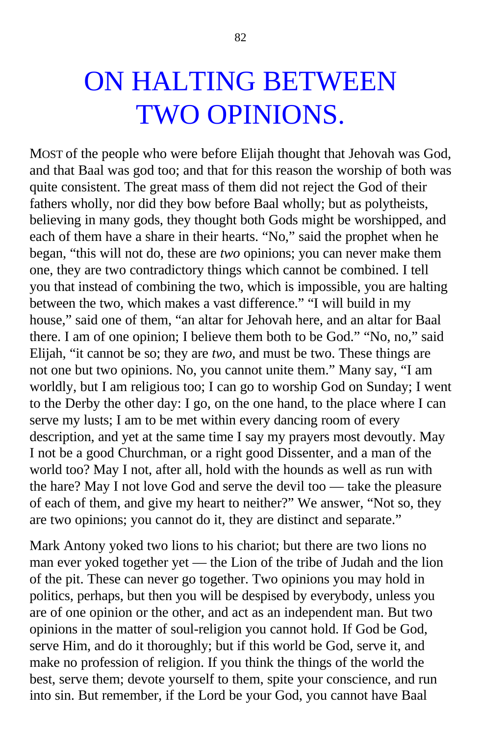# ON HALTING BETWEEN TWO OPINIONS.

MOST of the people who were before Elijah thought that Jehovah was God, and that Baal was god too; and that for this reason the worship of both was quite consistent. The great mass of them did not reject the God of their fathers wholly, nor did they bow before Baal wholly; but as polytheists, believing in many gods, they thought both Gods might be worshipped, and each of them have a share in their hearts. "No," said the prophet when he began, "this will not do, these are *two* opinions; you can never make them one, they are two contradictory things which cannot be combined. I tell you that instead of combining the two, which is impossible, you are halting between the two, which makes a vast difference." "I will build in my house," said one of them, "an altar for Jehovah here, and an altar for Baal there. I am of one opinion; I believe them both to be God." "No, no," said Elijah, "it cannot be so; they are *two*, and must be two. These things are not one but two opinions. No, you cannot unite them." Many say, "I am worldly, but I am religious too; I can go to worship God on Sunday; I went to the Derby the other day: I go, on the one hand, to the place where I can serve my lusts; I am to be met within every dancing room of every description, and yet at the same time I say my prayers most devoutly. May I not be a good Churchman, or a right good Dissenter, and a man of the world too? May I not, after all, hold with the hounds as well as run with the hare? May I not love God and serve the devil too — take the pleasure of each of them, and give my heart to neither?" We answer, "Not so, they are two opinions; you cannot do it, they are distinct and separate."

Mark Antony yoked two lions to his chariot; but there are two lions no man ever yoked together yet — the Lion of the tribe of Judah and the lion of the pit. These can never go together. Two opinions you may hold in politics, perhaps, but then you will be despised by everybody, unless you are of one opinion or the other, and act as an independent man. But two opinions in the matter of soul-religion you cannot hold. If God be God, serve Him, and do it thoroughly; but if this world be God, serve it, and make no profession of religion. If you think the things of the world the best, serve them; devote yourself to them, spite your conscience, and run into sin. But remember, if the Lord be your God, you cannot have Baal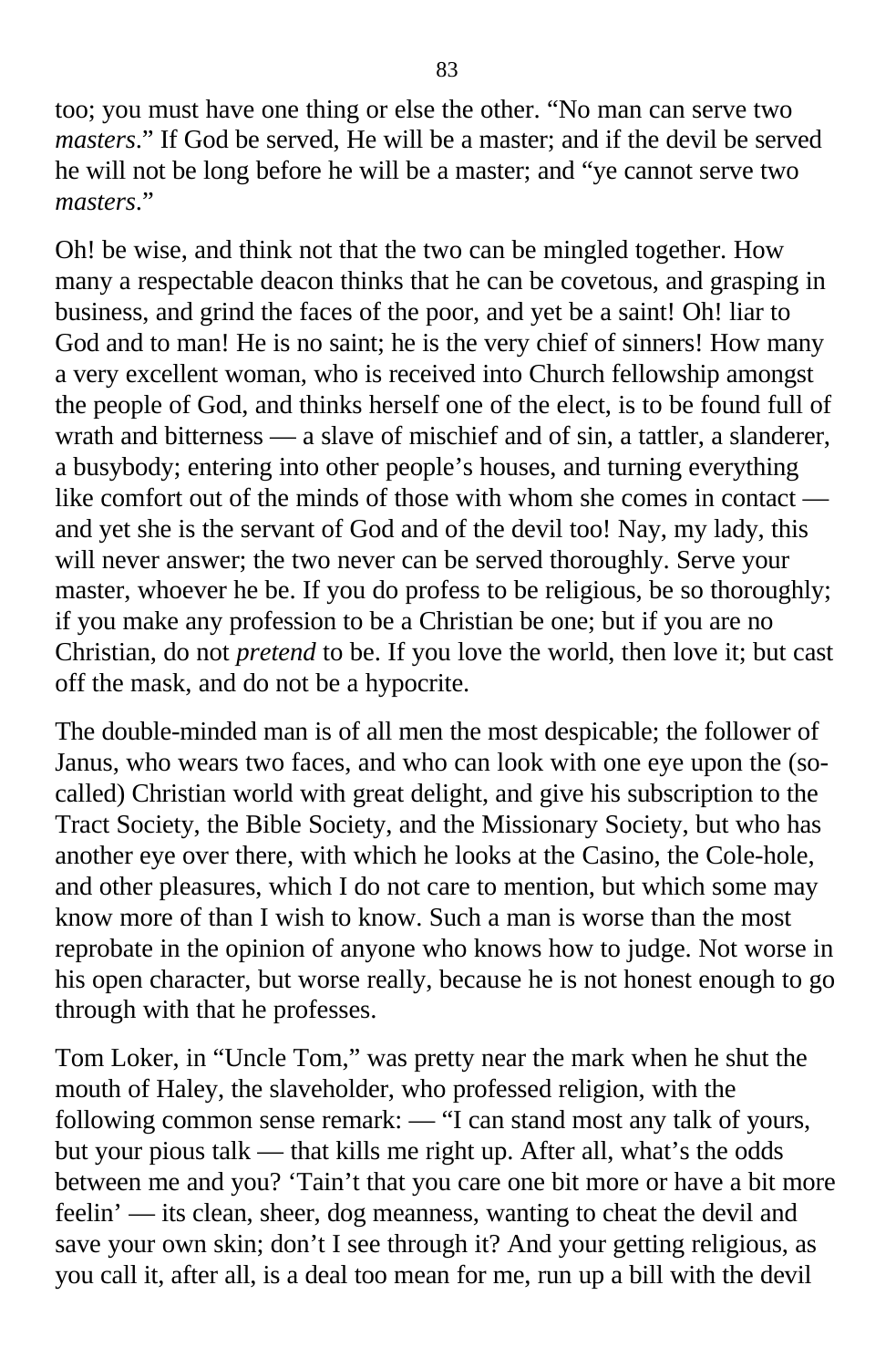too; you must have one thing or else the other. “No man can serve two *masters*.” If God be served, He will be a master; and if the devil be served he will not be long before he will be a master; and “ye cannot serve two *masters*.”

Oh! be wise, and think not that the two can be mingled together. How many a respectable deacon thinks that he can be covetous, and grasping in business, and grind the faces of the poor, and yet be a saint! Oh! liar to God and to man! He is no saint; he is the very chief of sinners! How many a very excellent woman, who is received into Church fellowship amongst the people of God, and thinks herself one of the elect, is to be found full of wrath and bitterness — a slave of mischief and of sin, a tattler, a slanderer, a busybody; entering into other people’s houses, and turning everything like comfort out of the minds of those with whom she comes in contact — and yet she is the servant of God and of the devil too! Nay, my lady, this will never answer; the two never can be served thoroughly. Serve your master, whoever he be. If you do profess to be religious, be so thoroughly; if you make any profession to be a Christian be one; but if you are no Christian, do not *pretend* to be. If you love the world, then love it; but cast off the mask, and do not be a hypocrite.

The double-minded man is of all men the most despicable; the follower of Janus, who wears two faces, and who can look with one eye upon the (so-called) Christian world with great delight, and give his subscription to the Tract Society, the Bible Society, and the Missionary Society, but who has another eye over there, with which he looks at the Casino, the Cole-hole, and other pleasures, which I do not care to mention, but which some may know more of than I wish to know. Such a man is worse than the most reprobate in the opinion of anyone who knows how to judge. Not worse in his open character, but worse really, because he is not honest enough to go through with that he professes.

Tom Loker, in “Uncle Tom,” was pretty near the mark when he shut the mouth of Haley, the slaveholder, who professed religion, with the following common sense remark: — “I can stand most any talk of yours, but your pious talk — that kills me right up. After all, what’s the odds between me and you? ‘Tain’t that you care one bit more or have a bit more feelin’ — its clean, sheer, dog meanness, wanting to cheat the devil and save your own skin; don’t I see through it? And your getting religious, as you call it, after all, is a deal too mean for me, run up a bill with the devil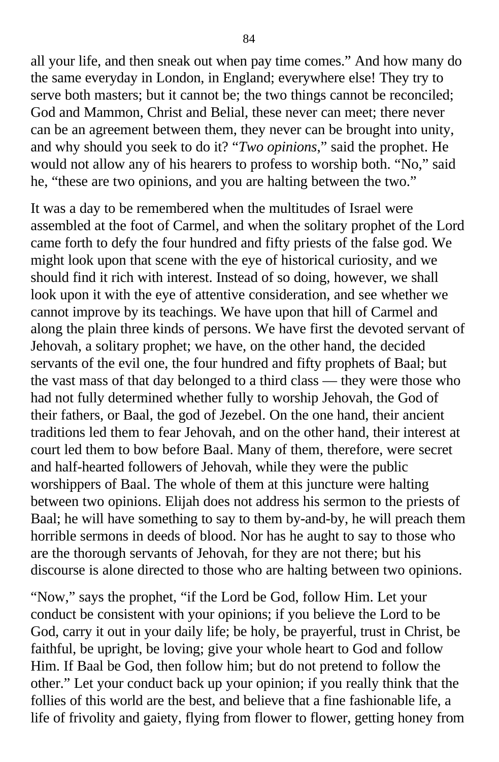all your life, and then sneak out when pay time comes." And how many do the same everyday in London, in England; everywhere else! They try to serve both masters; but it cannot be; the two things cannot be reconciled; God and Mammon, Christ and Belial, these never can meet; there never can be an agreement between them, they never can be brought into unity, and why should you seek to do it? "*Two opinions*," said the prophet. He would not allow any of his hearers to profess to worship both. "No," said he, "these are two opinions, and you are halting between the two."

It was a day to be remembered when the multitudes of Israel were assembled at the foot of Carmel, and when the solitary prophet of the Lord came forth to defy the four hundred and fifty priests of the false god. We might look upon that scene with the eye of historical curiosity, and we should find it rich with interest. Instead of so doing, however, we shall look upon it with the eye of attentive consideration, and see whether we cannot improve by its teachings. We have upon that hill of Carmel and along the plain three kinds of persons. We have first the devoted servant of Jehovah, a solitary prophet; we have, on the other hand, the decided servants of the evil one, the four hundred and fifty prophets of Baal; but the vast mass of that day belonged to a third class — they were those who had not fully determined whether fully to worship Jehovah, the God of their fathers, or Baal, the god of Jezebel. On the one hand, their ancient traditions led them to fear Jehovah, and on the other hand, their interest at court led them to bow before Baal. Many of them, therefore, were secret and half-hearted followers of Jehovah, while they were the public worshippers of Baal. The whole of them at this juncture were halting between two opinions. Elijah does not address his sermon to the priests of Baal; he will have something to say to them by-and-by, he will preach them horrible sermons in deeds of blood. Nor has he aught to say to those who are the thorough servants of Jehovah, for they are not there; but his discourse is alone directed to those who are halting between two opinions.

"Now," says the prophet, "if the Lord be God, follow Him. Let your conduct be consistent with your opinions; if you believe the Lord to be God, carry it out in your daily life; be holy, be prayerful, trust in Christ, be faithful, be upright, be loving; give your whole heart to God and follow Him. If Baal be God, then follow him; but do not pretend to follow the other." Let your conduct back up your opinion; if you really think that the follies of this world are the best, and believe that a fine fashionable life, a life of frivolity and gaiety, flying from flower to flower, getting honey from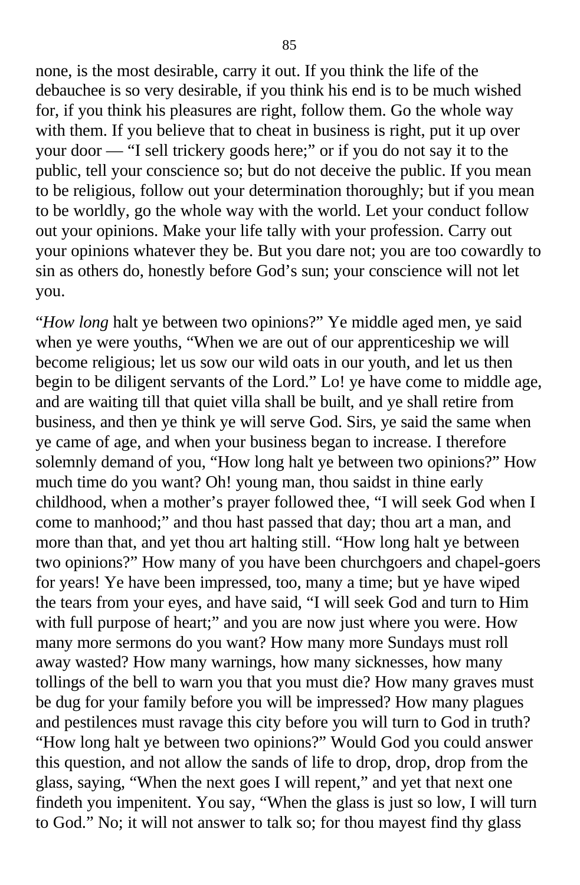none, is the most desirable, carry it out. If you think the life of the debauchee is so very desirable, if you think his end is to be much wished for, if you think his pleasures are right, follow them. Go the whole way with them. If you believe that to cheat in business is right, put it up over your door — "I sell trickery goods here;" or if you do not say it to the public, tell your conscience so; but do not deceive the public. If you mean to be religious, follow out your determination thoroughly; but if you mean to be worldly, go the whole way with the world. Let your conduct follow out your opinions. Make your life tally with your profession. Carry out your opinions whatever they be. But you dare not; you are too cowardly to sin as others do, honestly before God's sun; your conscience will not let you.

"*How long* halt ye between two opinions?" Ye middle aged men, ye said when ye were youths, "When we are out of our apprenticeship we will become religious; let us sow our wild oats in our youth, and let us then begin to be diligent servants of the Lord." Lo! ye have come to middle age, and are waiting till that quiet villa shall be built, and ye shall retire from business, and then ye think ye will serve God. Sirs, ye said the same when ye came of age, and when your business began to increase. I therefore solemnly demand of you, "How long halt ye between two opinions?" How much time do you want? Oh! young man, thou saidst in thine early childhood, when a mother's prayer followed thee, "I will seek God when I come to manhood;" and thou hast passed that day; thou art a man, and more than that, and yet thou art halting still. "How long halt ye between two opinions?" How many of you have been churchgoers and chapel-goers for years! Ye have been impressed, too, many a time; but ye have wiped the tears from your eyes, and have said, "I will seek God and turn to Him with full purpose of heart;" and you are now just where you were. How many more sermons do you want? How many more Sundays must roll away wasted? How many warnings, how many sicknesses, how many tollings of the bell to warn you that you must die? How many graves must be dug for your family before you will be impressed? How many plagues and pestilences must ravage this city before you will turn to God in truth? "How long halt ye between two opinions?" Would God you could answer this question, and not allow the sands of life to drop, drop, drop from the glass, saying, "When the next goes I will repent," and yet that next one findeth you impenitent. You say, "When the glass is just so low, I will turn to God." No; it will not answer to talk so; for thou mayest find thy glass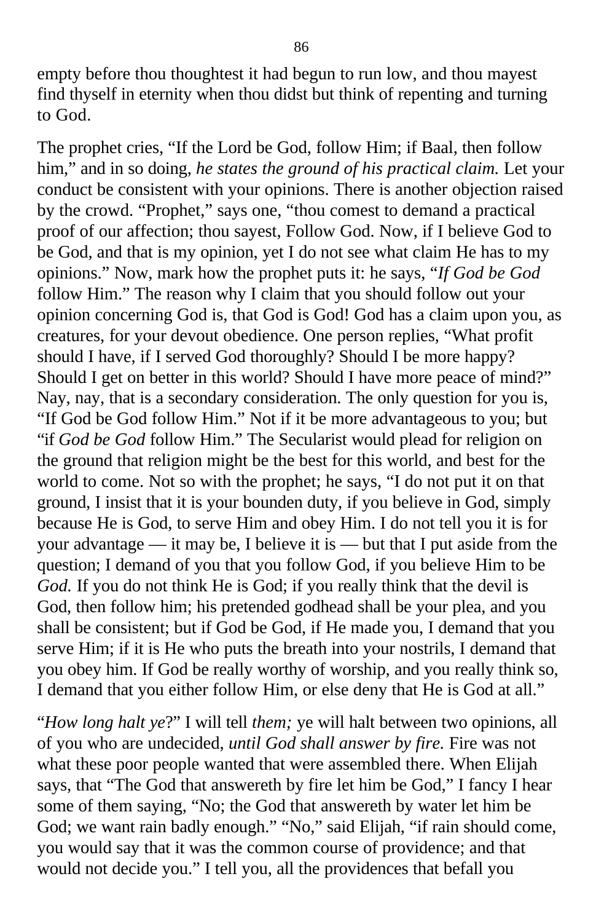empty before thou thoughtest it had begun to run low, and thou mayest find thyself in eternity when thou didst but think of repenting and turning to God.

The prophet cries, "If the Lord be God, follow Him; if Baal, then follow him," and in so doing, *he states the ground of his practical claim.* Let your conduct be consistent with your opinions. There is another objection raised by the crowd. "Prophet," says one, "thou comest to demand a practical proof of our affection; thou sayest, Follow God. Now, if I believe God to be God, and that is my opinion, yet I do not see what claim He has to my opinions." Now, mark how the prophet puts it: he says, "*If God be God* follow Him." The reason why I claim that you should follow out your opinion concerning God is, that God is God! God has a claim upon you, as creatures, for your devout obedience. One person replies, "What profit should I have, if I served God thoroughly? Should I be more happy? Should I get on better in this world? Should I have more peace of mind?" Nay, nay, that is a secondary consideration. The only question for you is, "If God be God follow Him." Not if it be more advantageous to you; but "if *God be God* follow Him." The Secularist would plead for religion on the ground that religion might be the best for this world, and best for the world to come. Not so with the prophet; he says, "I do not put it on that ground, I insist that it is your bounden duty, if you believe in God, simply because He is God, to serve Him and obey Him. I do not tell you it is for your advantage — it may be, I believe it is — but that I put aside from the question; I demand of you that you follow God, if you believe Him to be *God.* If you do not think He is God; if you really think that the devil is God, then follow him; his pretended godhead shall be your plea, and you shall be consistent; but if God be God, if He made you, I demand that you serve Him; if it is He who puts the breath into your nostrils, I demand that you obey him. If God be really worthy of worship, and you really think so, I demand that you either follow Him, or else deny that He is God at all."

"*How long halt ye*?" I will tell *them;* ye will halt between two opinions, all of you who are undecided, *until God shall answer by fire.* Fire was not what these poor people wanted that were assembled there. When Elijah says, that "The God that answereth by fire let him be God," I fancy I hear some of them saying, "No; the God that answereth by water let him be God; we want rain badly enough." "No," said Elijah, "if rain should come, you would say that it was the common course of providence; and that would not decide you." I tell you, all the providences that befall you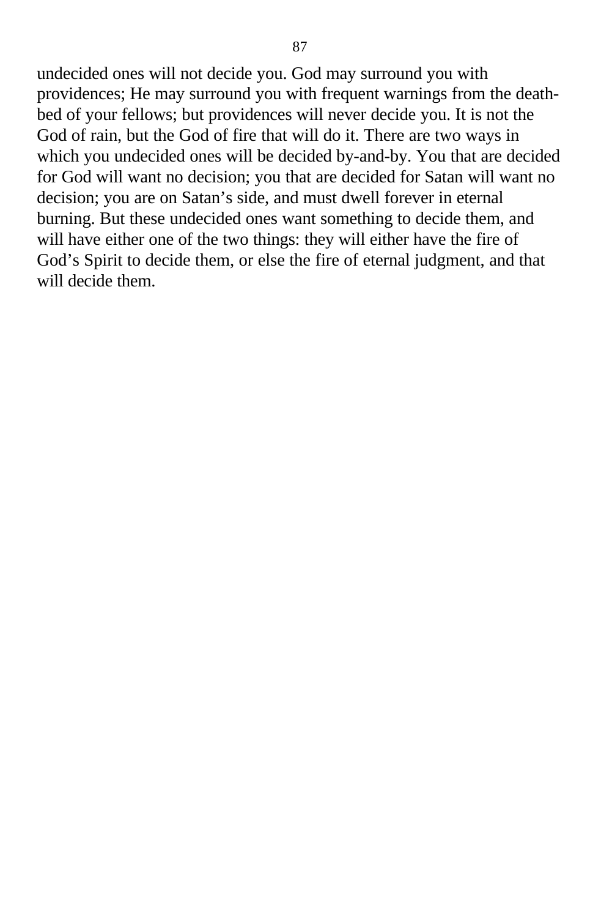undecided ones will not decide you. God may surround you with providences; He may surround you with frequent warnings from the death-bed of your fellows; but providences will never decide you. It is not the God of rain, but the God of fire that will do it. There are two ways in which you undecided ones will be decided by-and-by. You that are decided for God will want no decision; you that are decided for Satan will want no decision; you are on Satan's side, and must dwell forever in eternal burning. But these undecided ones want something to decide them, and will have either one of the two things: they will either have the fire of God's Spirit to decide them, or else the fire of eternal judgment, and that will decide them.